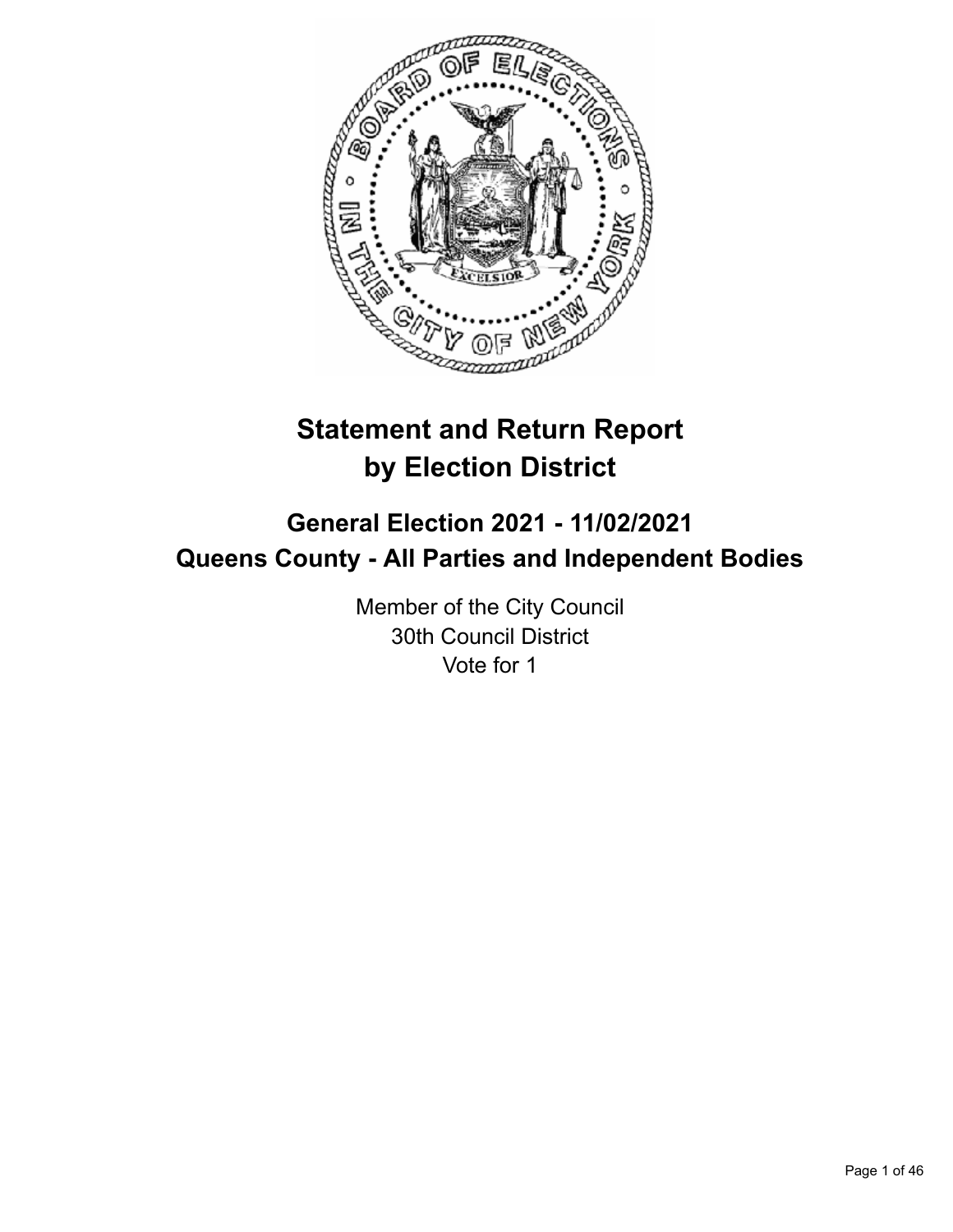# Statement and Return Report by Election District

## General Election 2021 - 11/02/2021
## Queens County - All Parties and Independent Bodies

Member of the City Council
30th Council District
Vote for 1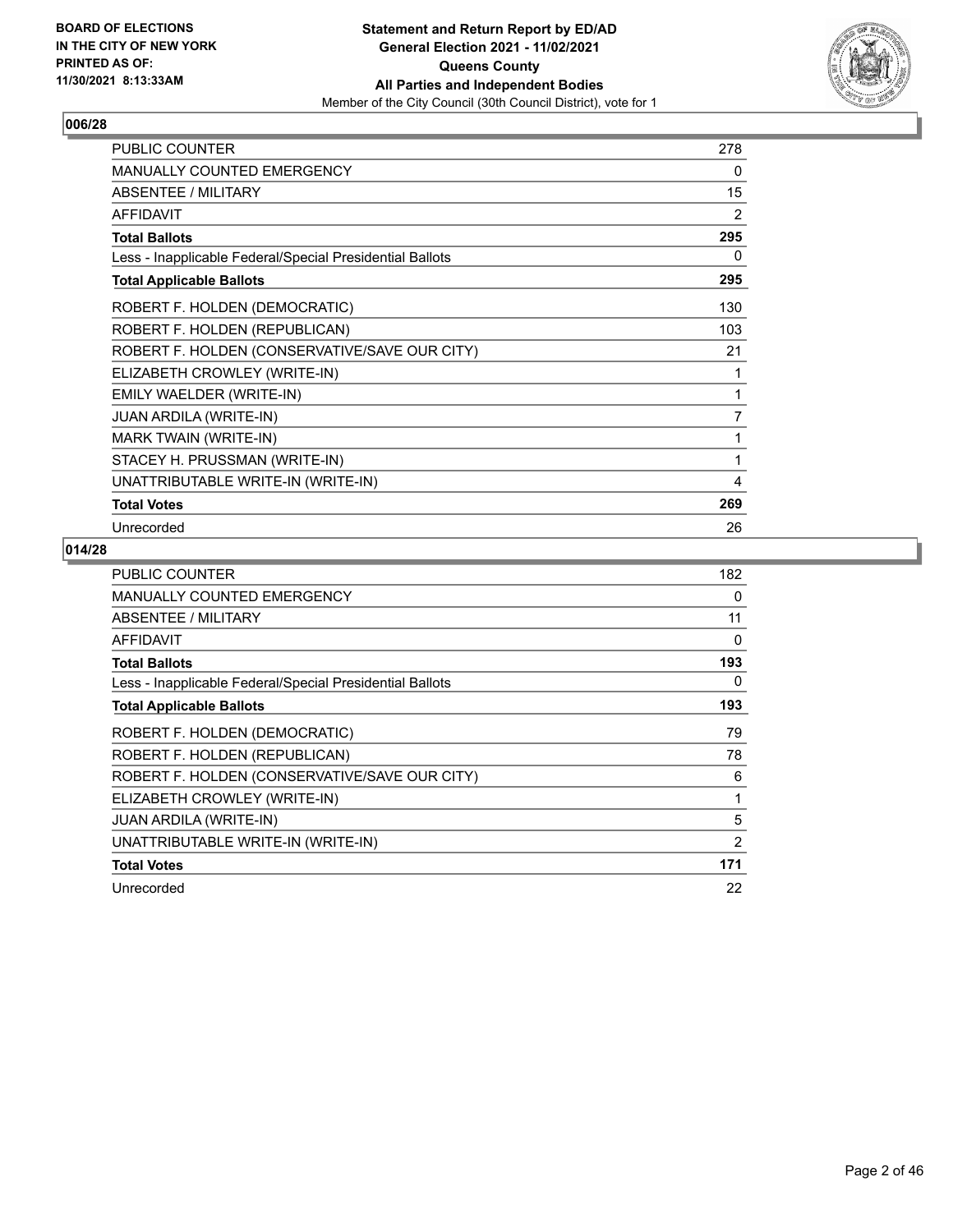## 006/28

| | |
|---|---|
| PUBLIC COUNTER | 278 |
| MANUALLY COUNTED EMERGENCY | 0 |
| ABSENTEE / MILITARY | 15 |
| AFFIDAVIT | 2 |
| **Total Ballots** | **295** |
| Less - Inapplicable Federal/Special Presidential Ballots | 0 |
| **Total Applicable Ballots** | **295** |
| ROBERT F. HOLDEN (DEMOCRATIC) | 130 |
| ROBERT F. HOLDEN (REPUBLICAN) | 103 |
| ROBERT F. HOLDEN (CONSERVATIVE/SAVE OUR CITY) | 21 |
| ELIZABETH CROWLEY (WRITE-IN) | 1 |
| EMILY WAELDER (WRITE-IN) | 1 |
| JUAN ARDILA (WRITE-IN) | 7 |
| MARK TWAIN (WRITE-IN) | 1 |
| STACEY H. PRUSSMAN (WRITE-IN) | 1 |
| UNATTRIBUTABLE WRITE-IN (WRITE-IN) | 4 |
| **Total Votes** | **269** |
| Unrecorded | 26 |

## 014/28

| | |
|---|---|
| PUBLIC COUNTER | 182 |
| MANUALLY COUNTED EMERGENCY | 0 |
| ABSENTEE / MILITARY | 11 |
| AFFIDAVIT | 0 |
| **Total Ballots** | **193** |
| Less - Inapplicable Federal/Special Presidential Ballots | 0 |
| **Total Applicable Ballots** | **193** |
| ROBERT F. HOLDEN (DEMOCRATIC) | 79 |
| ROBERT F. HOLDEN (REPUBLICAN) | 78 |
| ROBERT F. HOLDEN (CONSERVATIVE/SAVE OUR CITY) | 6 |
| ELIZABETH CROWLEY (WRITE-IN) | 1 |
| JUAN ARDILA (WRITE-IN) | 5 |
| UNATTRIBUTABLE WRITE-IN (WRITE-IN) | 2 |
| **Total Votes** | **171** |
| Unrecorded | 22 |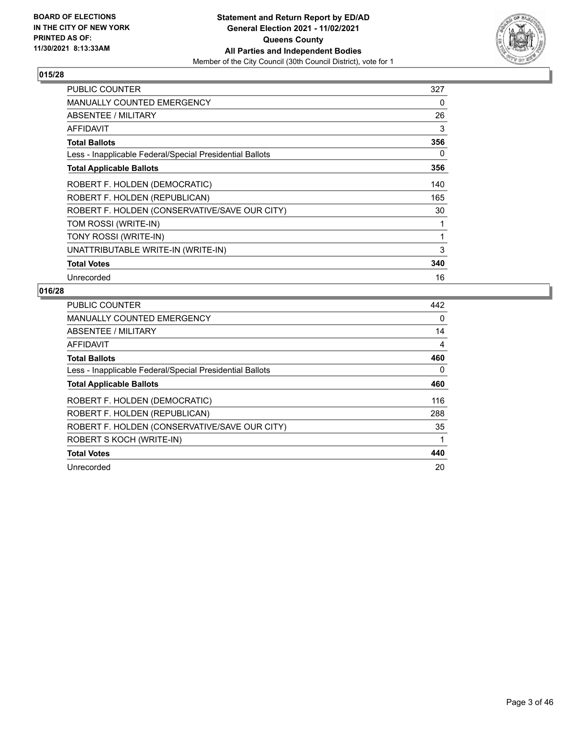## 015/28

| | |
|---|---|
| PUBLIC COUNTER | 327 |
| MANUALLY COUNTED EMERGENCY | 0 |
| ABSENTEE / MILITARY | 26 |
| AFFIDAVIT | 3 |
| **Total Ballots** | **356** |
| Less - Inapplicable Federal/Special Presidential Ballots | 0 |
| **Total Applicable Ballots** | **356** |
| ROBERT F. HOLDEN (DEMOCRATIC) | 140 |
| ROBERT F. HOLDEN (REPUBLICAN) | 165 |
| ROBERT F. HOLDEN (CONSERVATIVE/SAVE OUR CITY) | 30 |
| TOM ROSSI (WRITE-IN) | 1 |
| TONY ROSSI (WRITE-IN) | 1 |
| UNATTRIBUTABLE WRITE-IN (WRITE-IN) | 3 |
| **Total Votes** | **340** |
| Unrecorded | 16 |

## 016/28

| | |
|---|---|
| PUBLIC COUNTER | 442 |
| MANUALLY COUNTED EMERGENCY | 0 |
| ABSENTEE / MILITARY | 14 |
| AFFIDAVIT | 4 |
| **Total Ballots** | **460** |
| Less - Inapplicable Federal/Special Presidential Ballots | 0 |
| **Total Applicable Ballots** | **460** |
| ROBERT F. HOLDEN (DEMOCRATIC) | 116 |
| ROBERT F. HOLDEN (REPUBLICAN) | 288 |
| ROBERT F. HOLDEN (CONSERVATIVE/SAVE OUR CITY) | 35 |
| ROBERT S KOCH (WRITE-IN) | 1 |
| **Total Votes** | **440** |
| Unrecorded | 20 |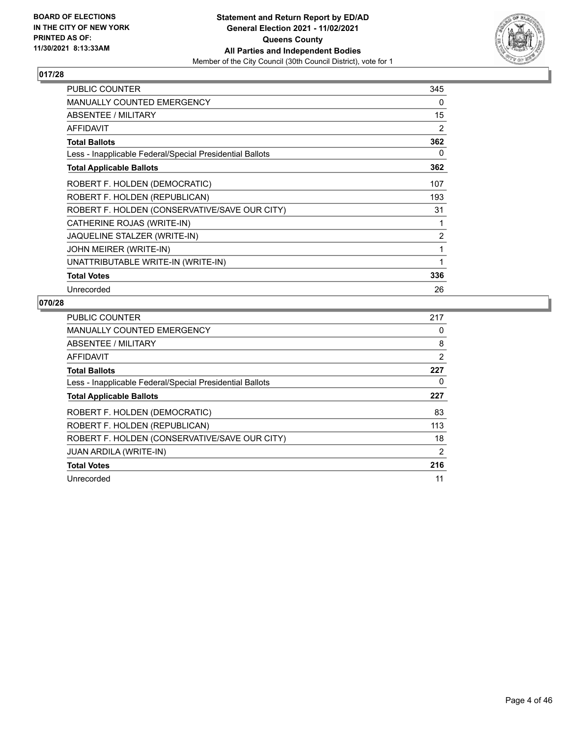**Statement and Return Report by ED/AD**
**General Election 2021 - 11/02/2021**
**Queens County**
**All Parties and Independent Bodies**
Member of the City Council (30th Council District), vote for 1

BOARD OF ELECTIONS IN THE CITY OF NEW YORK PRINTED AS OF: 11/30/2021 8:13:33AM

## 017/28

| | |
|---|---|
| PUBLIC COUNTER | 345 |
| MANUALLY COUNTED EMERGENCY | 0 |
| ABSENTEE / MILITARY | 15 |
| AFFIDAVIT | 2 |
| **Total Ballots** | **362** |
| Less - Inapplicable Federal/Special Presidential Ballots | 0 |
| **Total Applicable Ballots** | **362** |
| ROBERT F. HOLDEN (DEMOCRATIC) | 107 |
| ROBERT F. HOLDEN (REPUBLICAN) | 193 |
| ROBERT F. HOLDEN (CONSERVATIVE/SAVE OUR CITY) | 31 |
| CATHERINE ROJAS (WRITE-IN) | 1 |
| JAQUELINE STALZER (WRITE-IN) | 2 |
| JOHN MEIRER (WRITE-IN) | 1 |
| UNATTRIBUTABLE WRITE-IN (WRITE-IN) | 1 |
| **Total Votes** | **336** |
| Unrecorded | 26 |

## 070/28

| | |
|---|---|
| PUBLIC COUNTER | 217 |
| MANUALLY COUNTED EMERGENCY | 0 |
| ABSENTEE / MILITARY | 8 |
| AFFIDAVIT | 2 |
| **Total Ballots** | **227** |
| Less - Inapplicable Federal/Special Presidential Ballots | 0 |
| **Total Applicable Ballots** | **227** |
| ROBERT F. HOLDEN (DEMOCRATIC) | 83 |
| ROBERT F. HOLDEN (REPUBLICAN) | 113 |
| ROBERT F. HOLDEN (CONSERVATIVE/SAVE OUR CITY) | 18 |
| JUAN ARDILA (WRITE-IN) | 2 |
| **Total Votes** | **216** |
| Unrecorded | 11 |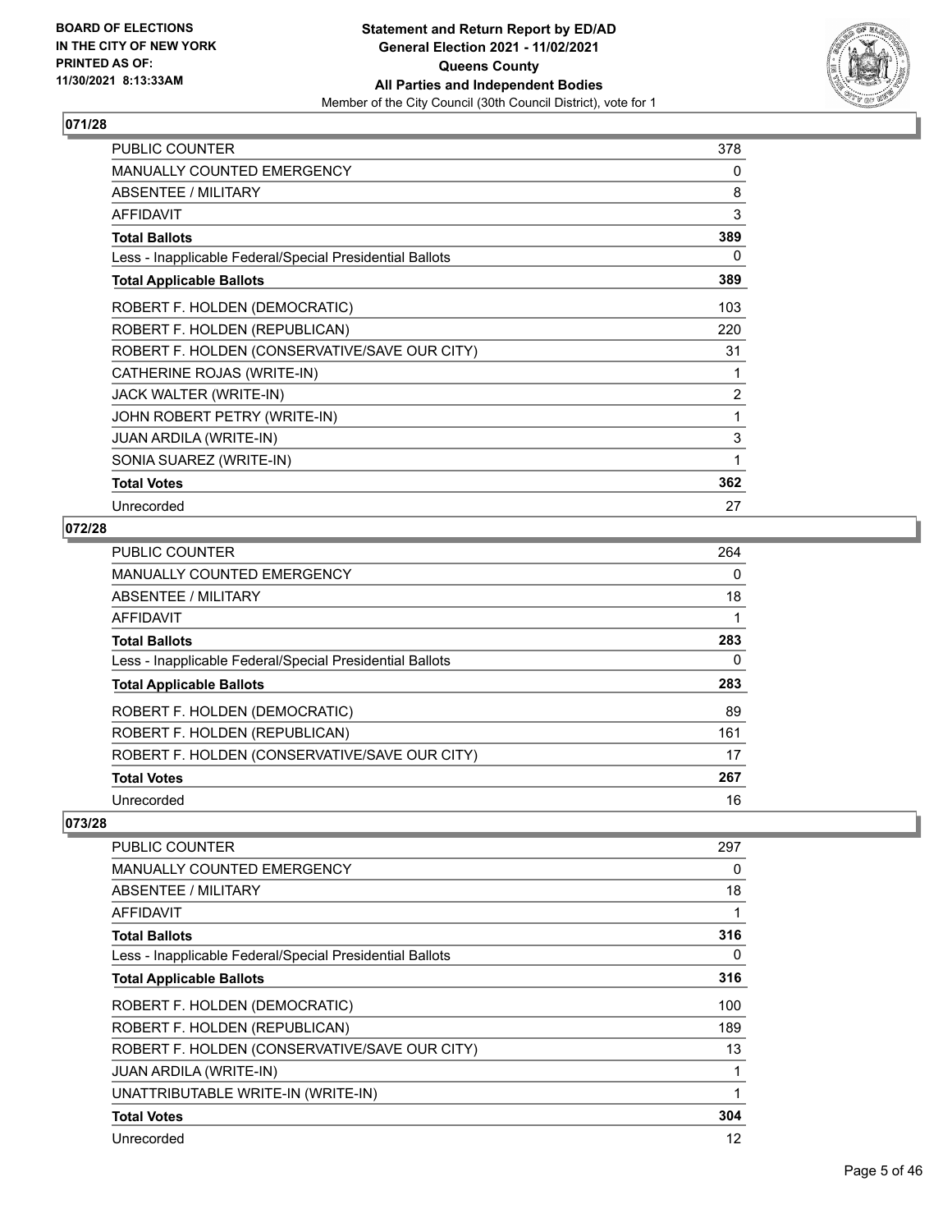## 071/28

| | |
|---|---|
| PUBLIC COUNTER | 378 |
| MANUALLY COUNTED EMERGENCY | 0 |
| ABSENTEE / MILITARY | 8 |
| AFFIDAVIT | 3 |
| **Total Ballots** | **389** |
| Less - Inapplicable Federal/Special Presidential Ballots | 0 |
| **Total Applicable Ballots** | **389** |
| ROBERT F. HOLDEN (DEMOCRATIC) | 103 |
| ROBERT F. HOLDEN (REPUBLICAN) | 220 |
| ROBERT F. HOLDEN (CONSERVATIVE/SAVE OUR CITY) | 31 |
| CATHERINE ROJAS (WRITE-IN) | 1 |
| JACK WALTER (WRITE-IN) | 2 |
| JOHN ROBERT PETRY (WRITE-IN) | 1 |
| JUAN ARDILA (WRITE-IN) | 3 |
| SONIA SUAREZ (WRITE-IN) | 1 |
| **Total Votes** | **362** |
| Unrecorded | 27 |

## 072/28

| | |
|---|---|
| PUBLIC COUNTER | 264 |
| MANUALLY COUNTED EMERGENCY | 0 |
| ABSENTEE / MILITARY | 18 |
| AFFIDAVIT | 1 |
| **Total Ballots** | **283** |
| Less - Inapplicable Federal/Special Presidential Ballots | 0 |
| **Total Applicable Ballots** | **283** |
| ROBERT F. HOLDEN (DEMOCRATIC) | 89 |
| ROBERT F. HOLDEN (REPUBLICAN) | 161 |
| ROBERT F. HOLDEN (CONSERVATIVE/SAVE OUR CITY) | 17 |
| **Total Votes** | **267** |
| Unrecorded | 16 |

## 073/28

| | |
|---|---|
| PUBLIC COUNTER | 297 |
| MANUALLY COUNTED EMERGENCY | 0 |
| ABSENTEE / MILITARY | 18 |
| AFFIDAVIT | 1 |
| **Total Ballots** | **316** |
| Less - Inapplicable Federal/Special Presidential Ballots | 0 |
| **Total Applicable Ballots** | **316** |
| ROBERT F. HOLDEN (DEMOCRATIC) | 100 |
| ROBERT F. HOLDEN (REPUBLICAN) | 189 |
| ROBERT F. HOLDEN (CONSERVATIVE/SAVE OUR CITY) | 13 |
| JUAN ARDILA (WRITE-IN) | 1 |
| UNATTRIBUTABLE WRITE-IN (WRITE-IN) | 1 |
| **Total Votes** | **304** |
| Unrecorded | 12 |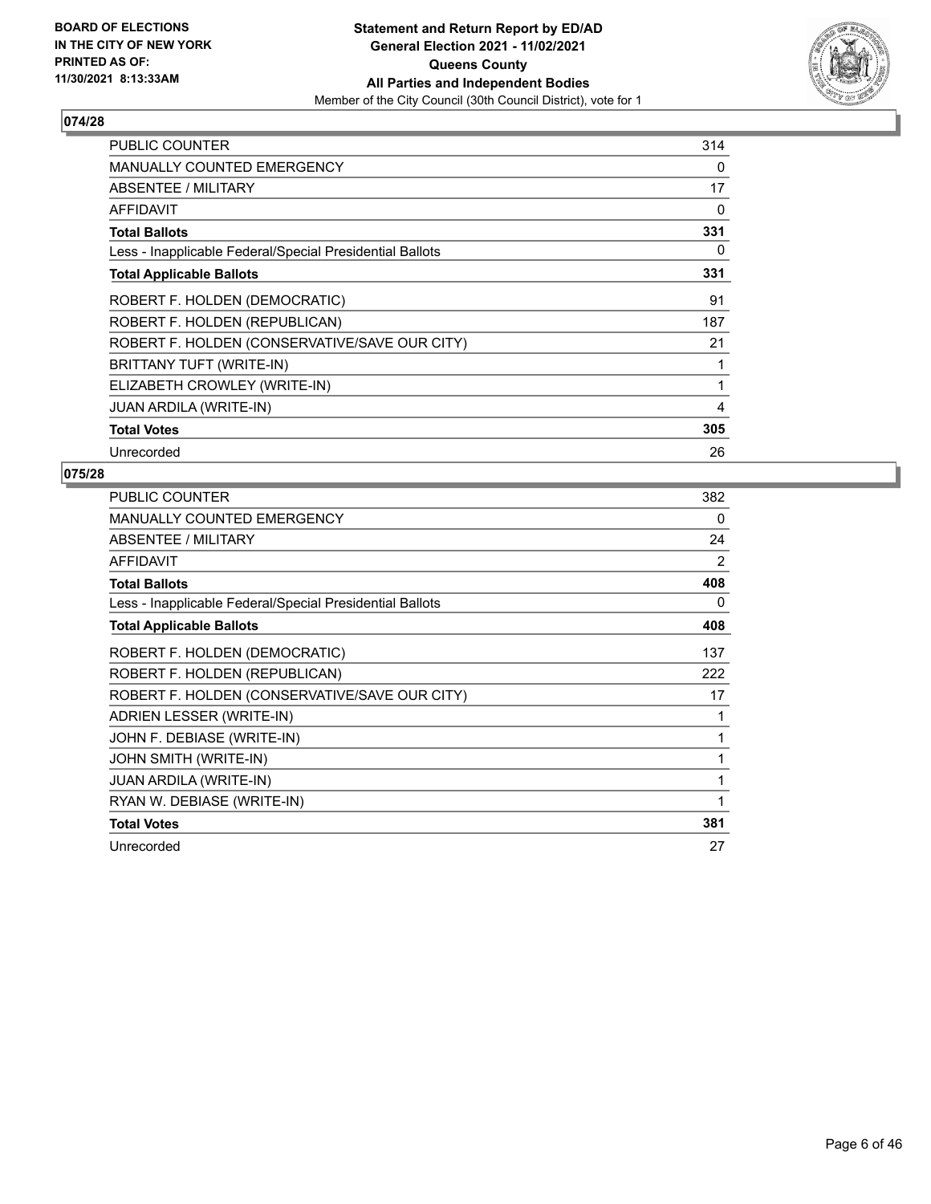**BOARD OF ELECTIONS IN THE CITY OF NEW YORK PRINTED AS OF: 11/30/2021 8:13:33AM**

**Statement and Return Report by ED/AD General Election 2021 - 11/02/2021 Queens County All Parties and Independent Bodies**

Member of the City Council (30th Council District), vote for 1

## 074/28

| | |
|---|---|
| PUBLIC COUNTER | 314 |
| MANUALLY COUNTED EMERGENCY | 0 |
| ABSENTEE / MILITARY | 17 |
| AFFIDAVIT | 0 |
| **Total Ballots** | **331** |
| Less - Inapplicable Federal/Special Presidential Ballots | 0 |
| **Total Applicable Ballots** | **331** |
| ROBERT F. HOLDEN (DEMOCRATIC) | 91 |
| ROBERT F. HOLDEN (REPUBLICAN) | 187 |
| ROBERT F. HOLDEN (CONSERVATIVE/SAVE OUR CITY) | 21 |
| BRITTANY TUFT (WRITE-IN) | 1 |
| ELIZABETH CROWLEY (WRITE-IN) | 1 |
| JUAN ARDILA (WRITE-IN) | 4 |
| **Total Votes** | **305** |
| Unrecorded | 26 |

## 075/28

| | |
|---|---|
| PUBLIC COUNTER | 382 |
| MANUALLY COUNTED EMERGENCY | 0 |
| ABSENTEE / MILITARY | 24 |
| AFFIDAVIT | 2 |
| **Total Ballots** | **408** |
| Less - Inapplicable Federal/Special Presidential Ballots | 0 |
| **Total Applicable Ballots** | **408** |
| ROBERT F. HOLDEN (DEMOCRATIC) | 137 |
| ROBERT F. HOLDEN (REPUBLICAN) | 222 |
| ROBERT F. HOLDEN (CONSERVATIVE/SAVE OUR CITY) | 17 |
| ADRIEN LESSER (WRITE-IN) | 1 |
| JOHN F. DEBIASE (WRITE-IN) | 1 |
| JOHN SMITH (WRITE-IN) | 1 |
| JUAN ARDILA (WRITE-IN) | 1 |
| RYAN W. DEBIASE (WRITE-IN) | 1 |
| **Total Votes** | **381** |
| Unrecorded | 27 |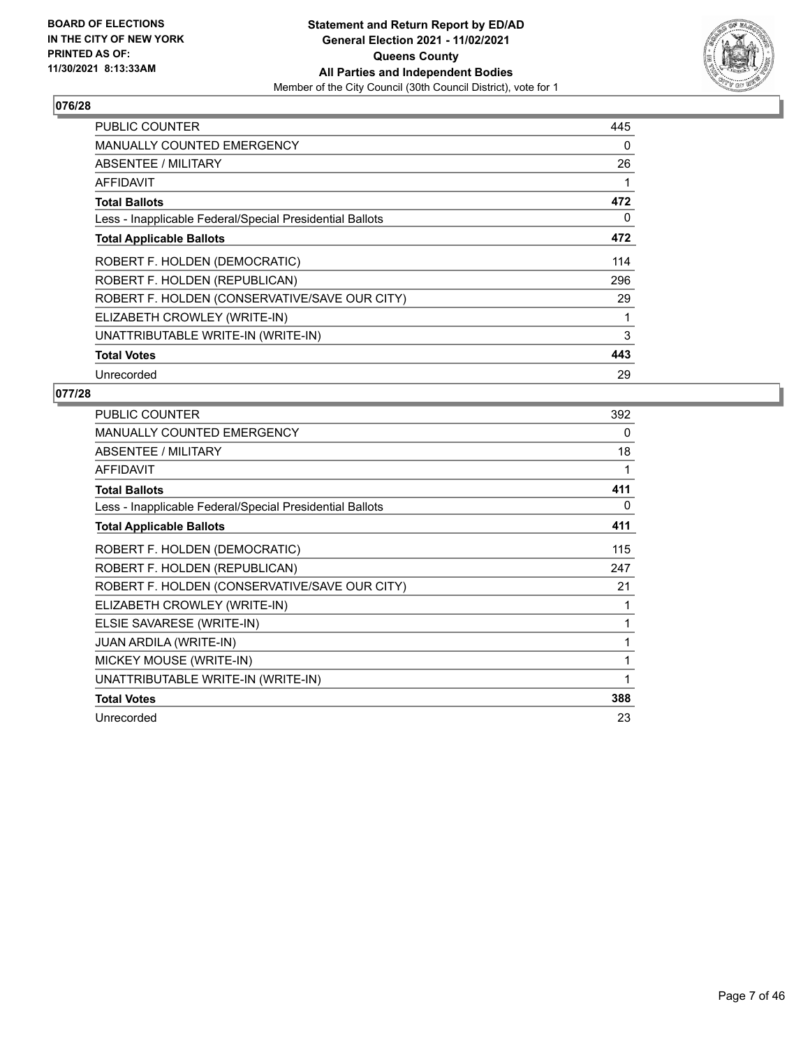**BOARD OF ELECTIONS IN THE CITY OF NEW YORK PRINTED AS OF: 11/30/2021 8:13:33AM**

**Statement and Return Report by ED/AD General Election 2021 - 11/02/2021 Queens County All Parties and Independent Bodies**

Member of the City Council (30th Council District), vote for 1

## 076/28

| | |
|---|---|
| PUBLIC COUNTER | 445 |
| MANUALLY COUNTED EMERGENCY | 0 |
| ABSENTEE / MILITARY | 26 |
| AFFIDAVIT | 1 |
| **Total Ballots** | **472** |
| Less - Inapplicable Federal/Special Presidential Ballots | 0 |
| **Total Applicable Ballots** | **472** |
| ROBERT F. HOLDEN (DEMOCRATIC) | 114 |
| ROBERT F. HOLDEN (REPUBLICAN) | 296 |
| ROBERT F. HOLDEN (CONSERVATIVE/SAVE OUR CITY) | 29 |
| ELIZABETH CROWLEY (WRITE-IN) | 1 |
| UNATTRIBUTABLE WRITE-IN (WRITE-IN) | 3 |
| **Total Votes** | **443** |
| Unrecorded | 29 |

## 077/28

| | |
|---|---|
| PUBLIC COUNTER | 392 |
| MANUALLY COUNTED EMERGENCY | 0 |
| ABSENTEE / MILITARY | 18 |
| AFFIDAVIT | 1 |
| **Total Ballots** | **411** |
| Less - Inapplicable Federal/Special Presidential Ballots | 0 |
| **Total Applicable Ballots** | **411** |
| ROBERT F. HOLDEN (DEMOCRATIC) | 115 |
| ROBERT F. HOLDEN (REPUBLICAN) | 247 |
| ROBERT F. HOLDEN (CONSERVATIVE/SAVE OUR CITY) | 21 |
| ELIZABETH CROWLEY (WRITE-IN) | 1 |
| ELSIE SAVARESE (WRITE-IN) | 1 |
| JUAN ARDILA (WRITE-IN) | 1 |
| MICKEY MOUSE (WRITE-IN) | 1 |
| UNATTRIBUTABLE WRITE-IN (WRITE-IN) | 1 |
| **Total Votes** | **388** |
| Unrecorded | 23 |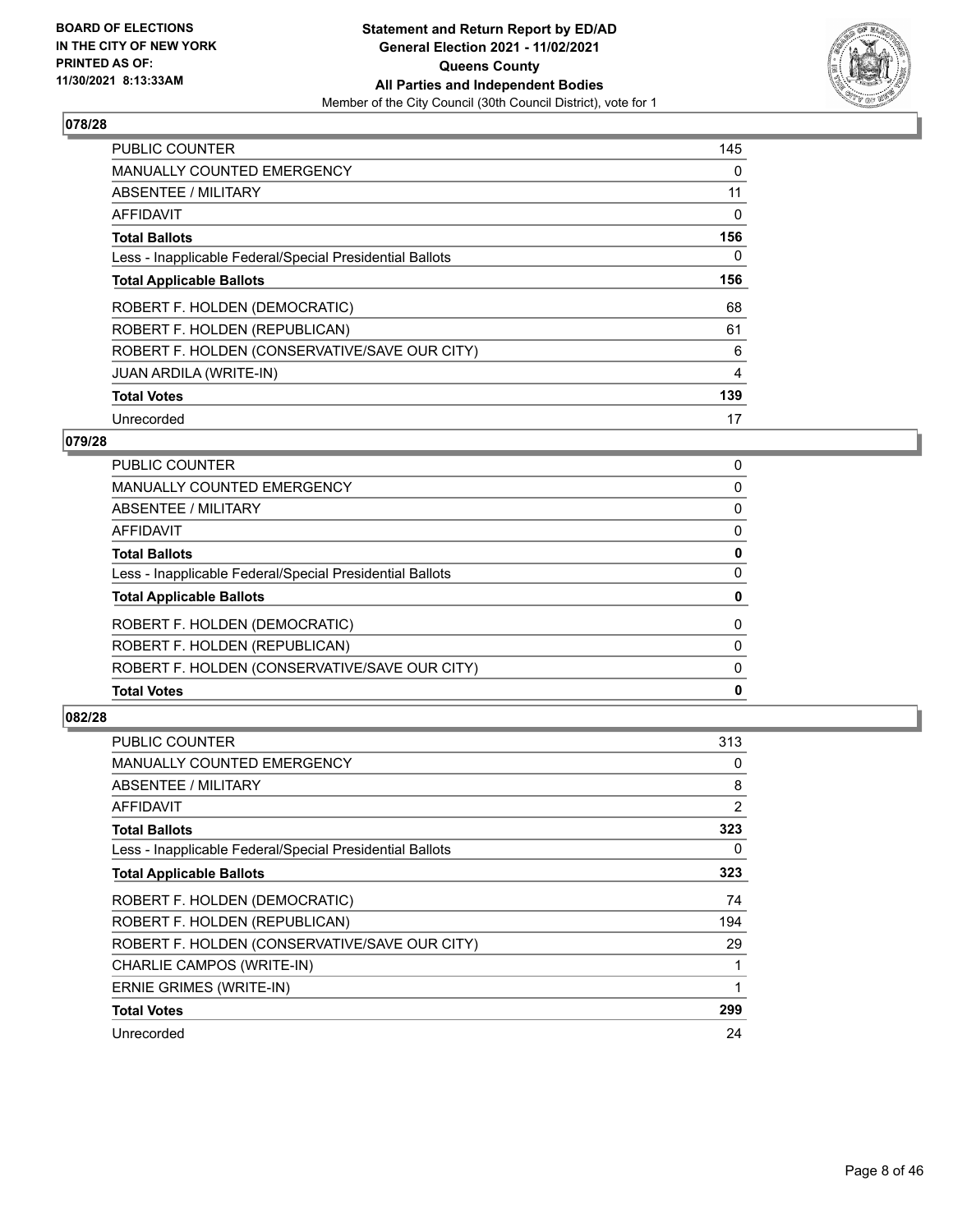## 078/28

| | |
|---|---|
| PUBLIC COUNTER | 145 |
| MANUALLY COUNTED EMERGENCY | 0 |
| ABSENTEE / MILITARY | 11 |
| AFFIDAVIT | 0 |
| **Total Ballots** | **156** |
| Less - Inapplicable Federal/Special Presidential Ballots | 0 |
| **Total Applicable Ballots** | **156** |
| ROBERT F. HOLDEN (DEMOCRATIC) | 68 |
| ROBERT F. HOLDEN (REPUBLICAN) | 61 |
| ROBERT F. HOLDEN (CONSERVATIVE/SAVE OUR CITY) | 6 |
| JUAN ARDILA (WRITE-IN) | 4 |
| **Total Votes** | **139** |
| Unrecorded | 17 |

## 079/28

| | |
|---|---|
| PUBLIC COUNTER | 0 |
| MANUALLY COUNTED EMERGENCY | 0 |
| ABSENTEE / MILITARY | 0 |
| AFFIDAVIT | 0 |
| **Total Ballots** | **0** |
| Less - Inapplicable Federal/Special Presidential Ballots | 0 |
| **Total Applicable Ballots** | **0** |
| ROBERT F. HOLDEN (DEMOCRATIC) | 0 |
| ROBERT F. HOLDEN (REPUBLICAN) | 0 |
| ROBERT F. HOLDEN (CONSERVATIVE/SAVE OUR CITY) | 0 |
| **Total Votes** | **0** |

## 082/28

| | |
|---|---|
| PUBLIC COUNTER | 313 |
| MANUALLY COUNTED EMERGENCY | 0 |
| ABSENTEE / MILITARY | 8 |
| AFFIDAVIT | 2 |
| **Total Ballots** | **323** |
| Less - Inapplicable Federal/Special Presidential Ballots | 0 |
| **Total Applicable Ballots** | **323** |
| ROBERT F. HOLDEN (DEMOCRATIC) | 74 |
| ROBERT F. HOLDEN (REPUBLICAN) | 194 |
| ROBERT F. HOLDEN (CONSERVATIVE/SAVE OUR CITY) | 29 |
| CHARLIE CAMPOS (WRITE-IN) | 1 |
| ERNIE GRIMES (WRITE-IN) | 1 |
| **Total Votes** | **299** |
| Unrecorded | 24 |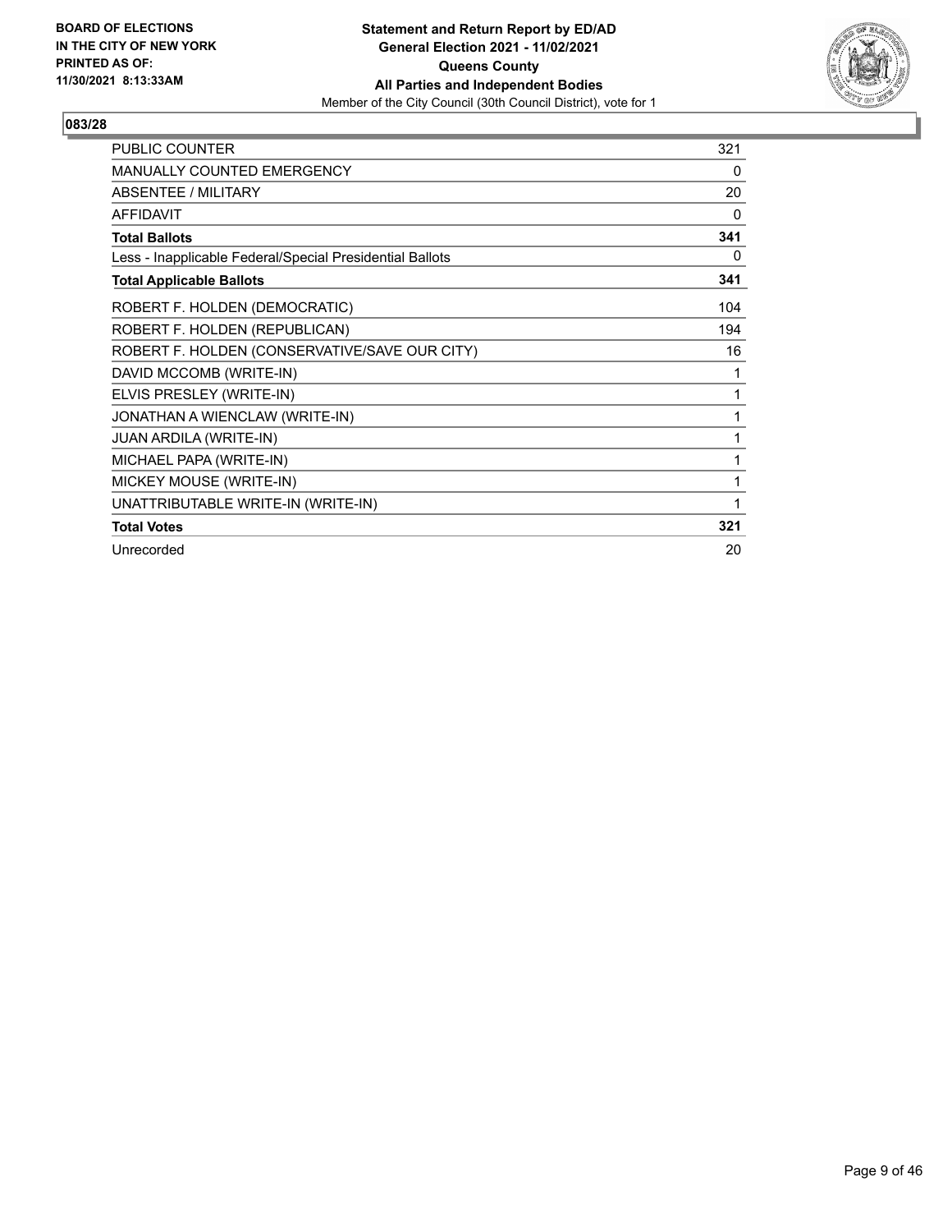**BOARD OF ELECTIONS IN THE CITY OF NEW YORK PRINTED AS OF: 11/30/2021 8:13:33AM**

**Statement and Return Report by ED/AD General Election 2021 - 11/02/2021 Queens County All Parties and Independent Bodies**

Member of the City Council (30th Council District), vote for 1

## 083/28

| | |
|---|---|
| PUBLIC COUNTER | 321 |
| MANUALLY COUNTED EMERGENCY | 0 |
| ABSENTEE / MILITARY | 20 |
| AFFIDAVIT | 0 |
| **Total Ballots** | **341** |
| Less - Inapplicable Federal/Special Presidential Ballots | 0 |
| **Total Applicable Ballots** | **341** |
| ROBERT F. HOLDEN (DEMOCRATIC) | 104 |
| ROBERT F. HOLDEN (REPUBLICAN) | 194 |
| ROBERT F. HOLDEN (CONSERVATIVE/SAVE OUR CITY) | 16 |
| DAVID MCCOMB (WRITE-IN) | 1 |
| ELVIS PRESLEY (WRITE-IN) | 1 |
| JONATHAN A WIENCLAW (WRITE-IN) | 1 |
| JUAN ARDILA (WRITE-IN) | 1 |
| MICHAEL PAPA (WRITE-IN) | 1 |
| MICKEY MOUSE (WRITE-IN) | 1 |
| UNATTRIBUTABLE WRITE-IN (WRITE-IN) | 1 |
| **Total Votes** | **321** |
| Unrecorded | 20 |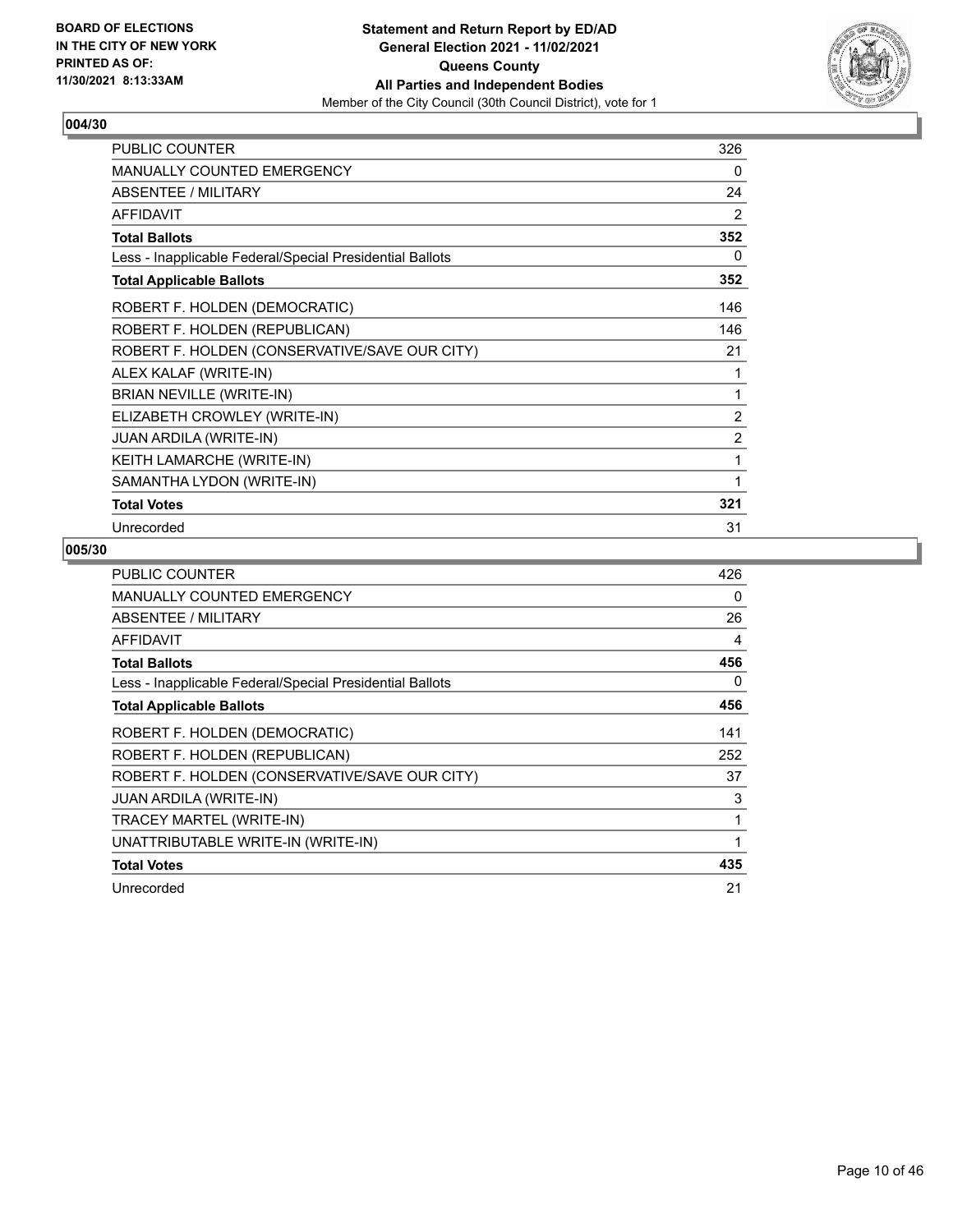**BOARD OF ELECTIONS IN THE CITY OF NEW YORK PRINTED AS OF: 11/30/2021 8:13:33AM**

**Statement and Return Report by ED/AD General Election 2021 - 11/02/2021 Queens County All Parties and Independent Bodies**

Member of the City Council (30th Council District), vote for 1

## 004/30

| | |
|---|---|
| PUBLIC COUNTER | 326 |
| MANUALLY COUNTED EMERGENCY | 0 |
| ABSENTEE / MILITARY | 24 |
| AFFIDAVIT | 2 |
| **Total Ballots** | **352** |
| Less - Inapplicable Federal/Special Presidential Ballots | 0 |
| **Total Applicable Ballots** | **352** |
| ROBERT F. HOLDEN (DEMOCRATIC) | 146 |
| ROBERT F. HOLDEN (REPUBLICAN) | 146 |
| ROBERT F. HOLDEN (CONSERVATIVE/SAVE OUR CITY) | 21 |
| ALEX KALAF (WRITE-IN) | 1 |
| BRIAN NEVILLE (WRITE-IN) | 1 |
| ELIZABETH CROWLEY (WRITE-IN) | 2 |
| JUAN ARDILA (WRITE-IN) | 2 |
| KEITH LAMARCHE (WRITE-IN) | 1 |
| SAMANTHA LYDON (WRITE-IN) | 1 |
| **Total Votes** | **321** |
| Unrecorded | 31 |

## 005/30

| | |
|---|---|
| PUBLIC COUNTER | 426 |
| MANUALLY COUNTED EMERGENCY | 0 |
| ABSENTEE / MILITARY | 26 |
| AFFIDAVIT | 4 |
| **Total Ballots** | **456** |
| Less - Inapplicable Federal/Special Presidential Ballots | 0 |
| **Total Applicable Ballots** | **456** |
| ROBERT F. HOLDEN (DEMOCRATIC) | 141 |
| ROBERT F. HOLDEN (REPUBLICAN) | 252 |
| ROBERT F. HOLDEN (CONSERVATIVE/SAVE OUR CITY) | 37 |
| JUAN ARDILA (WRITE-IN) | 3 |
| TRACEY MARTEL (WRITE-IN) | 1 |
| UNATTRIBUTABLE WRITE-IN (WRITE-IN) | 1 |
| **Total Votes** | **435** |
| Unrecorded | 21 |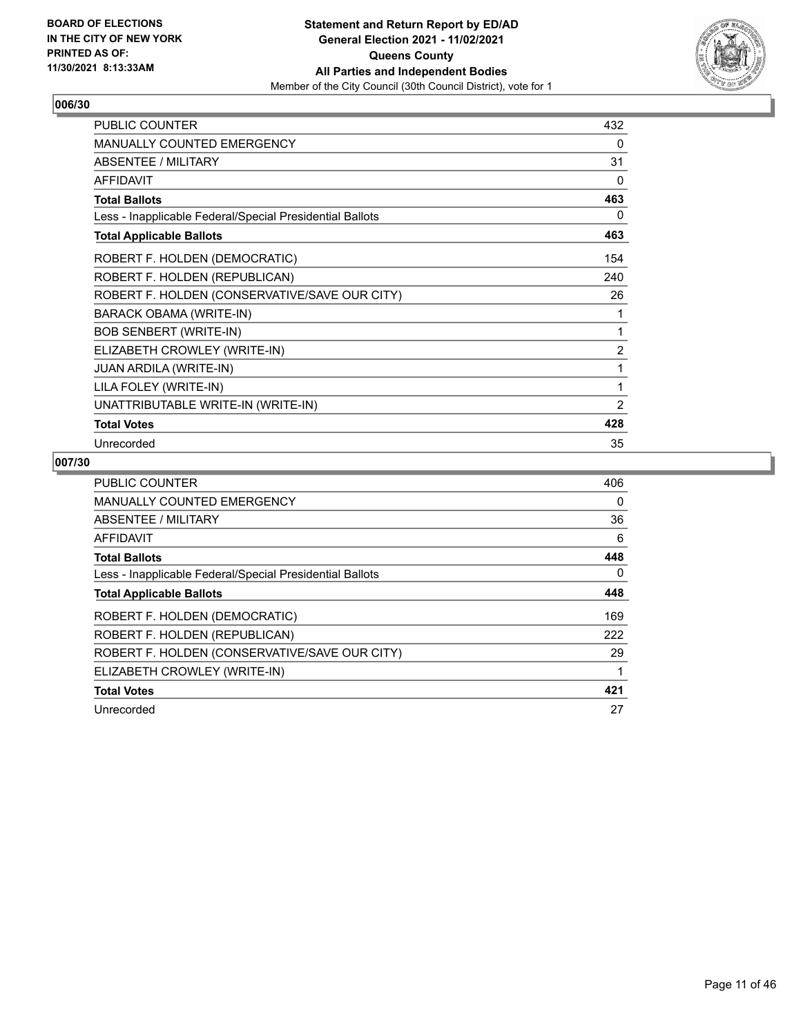BOARD OF ELECTIONS
IN THE CITY OF NEW YORK
PRINTED AS OF:
11/30/2021 8:13:33AM

**Statement and Return Report by ED/AD**
**General Election 2021 - 11/02/2021**
**Queens County**
**All Parties and Independent Bodies**
Member of the City Council (30th Council District), vote for 1

## 006/30

| | |
|---|---|
| PUBLIC COUNTER | 432 |
| MANUALLY COUNTED EMERGENCY | 0 |
| ABSENTEE / MILITARY | 31 |
| AFFIDAVIT | 0 |
| **Total Ballots** | **463** |
| Less - Inapplicable Federal/Special Presidential Ballots | 0 |
| **Total Applicable Ballots** | **463** |
| ROBERT F. HOLDEN (DEMOCRATIC) | 154 |
| ROBERT F. HOLDEN (REPUBLICAN) | 240 |
| ROBERT F. HOLDEN (CONSERVATIVE/SAVE OUR CITY) | 26 |
| BARACK OBAMA (WRITE-IN) | 1 |
| BOB SENBERT (WRITE-IN) | 1 |
| ELIZABETH CROWLEY (WRITE-IN) | 2 |
| JUAN ARDILA (WRITE-IN) | 1 |
| LILA FOLEY (WRITE-IN) | 1 |
| UNATTRIBUTABLE WRITE-IN (WRITE-IN) | 2 |
| **Total Votes** | **428** |
| Unrecorded | 35 |

## 007/30

| | |
|---|---|
| PUBLIC COUNTER | 406 |
| MANUALLY COUNTED EMERGENCY | 0 |
| ABSENTEE / MILITARY | 36 |
| AFFIDAVIT | 6 |
| **Total Ballots** | **448** |
| Less - Inapplicable Federal/Special Presidential Ballots | 0 |
| **Total Applicable Ballots** | **448** |
| ROBERT F. HOLDEN (DEMOCRATIC) | 169 |
| ROBERT F. HOLDEN (REPUBLICAN) | 222 |
| ROBERT F. HOLDEN (CONSERVATIVE/SAVE OUR CITY) | 29 |
| ELIZABETH CROWLEY (WRITE-IN) | 1 |
| **Total Votes** | **421** |
| Unrecorded | 27 |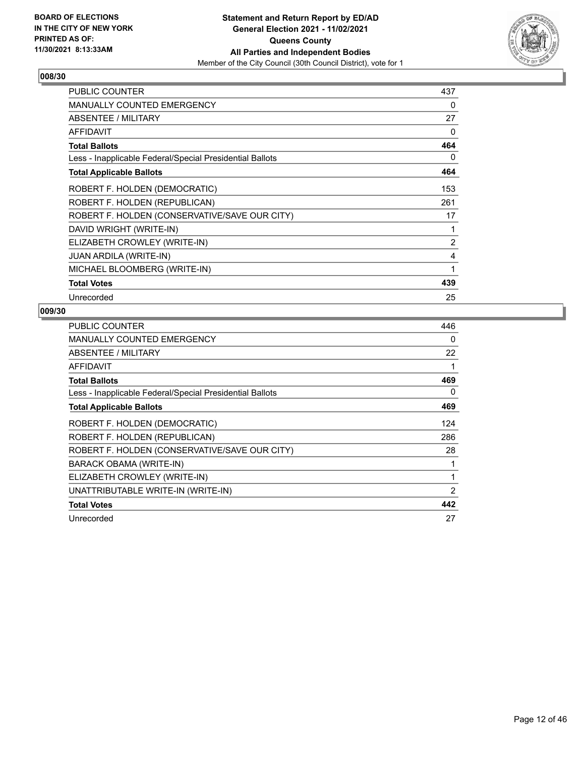**BOARD OF ELECTIONS IN THE CITY OF NEW YORK PRINTED AS OF: 11/30/2021 8:13:33AM**

**Statement and Return Report by ED/AD General Election 2021 - 11/02/2021 Queens County All Parties and Independent Bodies**

Member of the City Council (30th Council District), vote for 1

## 008/30

| | |
|---|---|
| PUBLIC COUNTER | 437 |
| MANUALLY COUNTED EMERGENCY | 0 |
| ABSENTEE / MILITARY | 27 |
| AFFIDAVIT | 0 |
| **Total Ballots** | **464** |
| Less - Inapplicable Federal/Special Presidential Ballots | 0 |
| **Total Applicable Ballots** | **464** |
| ROBERT F. HOLDEN (DEMOCRATIC) | 153 |
| ROBERT F. HOLDEN (REPUBLICAN) | 261 |
| ROBERT F. HOLDEN (CONSERVATIVE/SAVE OUR CITY) | 17 |
| DAVID WRIGHT (WRITE-IN) | 1 |
| ELIZABETH CROWLEY (WRITE-IN) | 2 |
| JUAN ARDILA (WRITE-IN) | 4 |
| MICHAEL BLOOMBERG (WRITE-IN) | 1 |
| **Total Votes** | **439** |
| Unrecorded | 25 |

## 009/30

| | |
|---|---|
| PUBLIC COUNTER | 446 |
| MANUALLY COUNTED EMERGENCY | 0 |
| ABSENTEE / MILITARY | 22 |
| AFFIDAVIT | 1 |
| **Total Ballots** | **469** |
| Less - Inapplicable Federal/Special Presidential Ballots | 0 |
| **Total Applicable Ballots** | **469** |
| ROBERT F. HOLDEN (DEMOCRATIC) | 124 |
| ROBERT F. HOLDEN (REPUBLICAN) | 286 |
| ROBERT F. HOLDEN (CONSERVATIVE/SAVE OUR CITY) | 28 |
| BARACK OBAMA (WRITE-IN) | 1 |
| ELIZABETH CROWLEY (WRITE-IN) | 1 |
| UNATTRIBUTABLE WRITE-IN (WRITE-IN) | 2 |
| **Total Votes** | **442** |
| Unrecorded | 27 |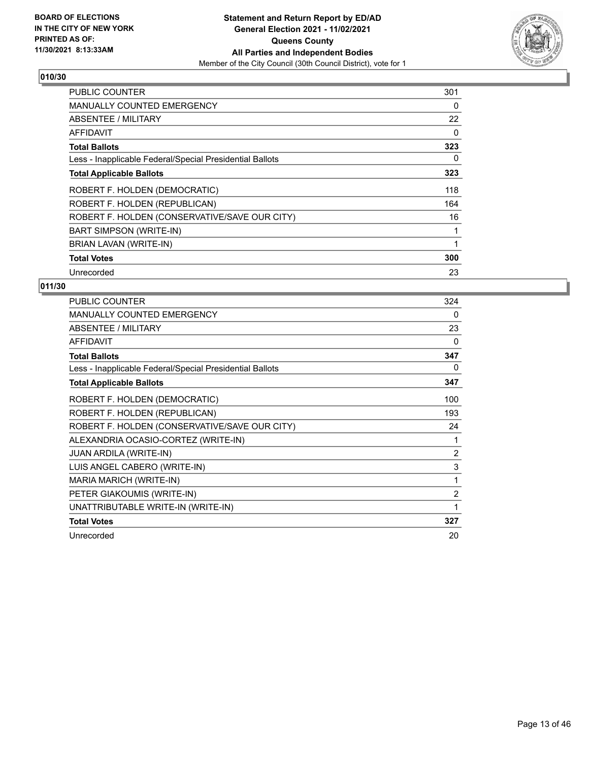**BOARD OF ELECTIONS IN THE CITY OF NEW YORK PRINTED AS OF: 11/30/2021 8:13:33AM**

**Statement and Return Report by ED/AD**
**General Election 2021 - 11/02/2021**
**Queens County**
**All Parties and Independent Bodies**
Member of the City Council (30th Council District), vote for 1

### 010/30

| | |
|---|---|
| PUBLIC COUNTER | 301 |
| MANUALLY COUNTED EMERGENCY | 0 |
| ABSENTEE / MILITARY | 22 |
| AFFIDAVIT | 0 |
| **Total Ballots** | **323** |
| Less - Inapplicable Federal/Special Presidential Ballots | 0 |
| **Total Applicable Ballots** | **323** |
| ROBERT F. HOLDEN (DEMOCRATIC) | 118 |
| ROBERT F. HOLDEN (REPUBLICAN) | 164 |
| ROBERT F. HOLDEN (CONSERVATIVE/SAVE OUR CITY) | 16 |
| BART SIMPSON (WRITE-IN) | 1 |
| BRIAN LAVAN (WRITE-IN) | 1 |
| **Total Votes** | **300** |
| Unrecorded | 23 |

### 011/30

| | |
|---|---|
| PUBLIC COUNTER | 324 |
| MANUALLY COUNTED EMERGENCY | 0 |
| ABSENTEE / MILITARY | 23 |
| AFFIDAVIT | 0 |
| **Total Ballots** | **347** |
| Less - Inapplicable Federal/Special Presidential Ballots | 0 |
| **Total Applicable Ballots** | **347** |
| ROBERT F. HOLDEN (DEMOCRATIC) | 100 |
| ROBERT F. HOLDEN (REPUBLICAN) | 193 |
| ROBERT F. HOLDEN (CONSERVATIVE/SAVE OUR CITY) | 24 |
| ALEXANDRIA OCASIO-CORTEZ (WRITE-IN) | 1 |
| JUAN ARDILA (WRITE-IN) | 2 |
| LUIS ANGEL CABERO (WRITE-IN) | 3 |
| MARIA MARICH (WRITE-IN) | 1 |
| PETER GIAKOUMIS (WRITE-IN) | 2 |
| UNATTRIBUTABLE WRITE-IN (WRITE-IN) | 1 |
| **Total Votes** | **327** |
| Unrecorded | 20 |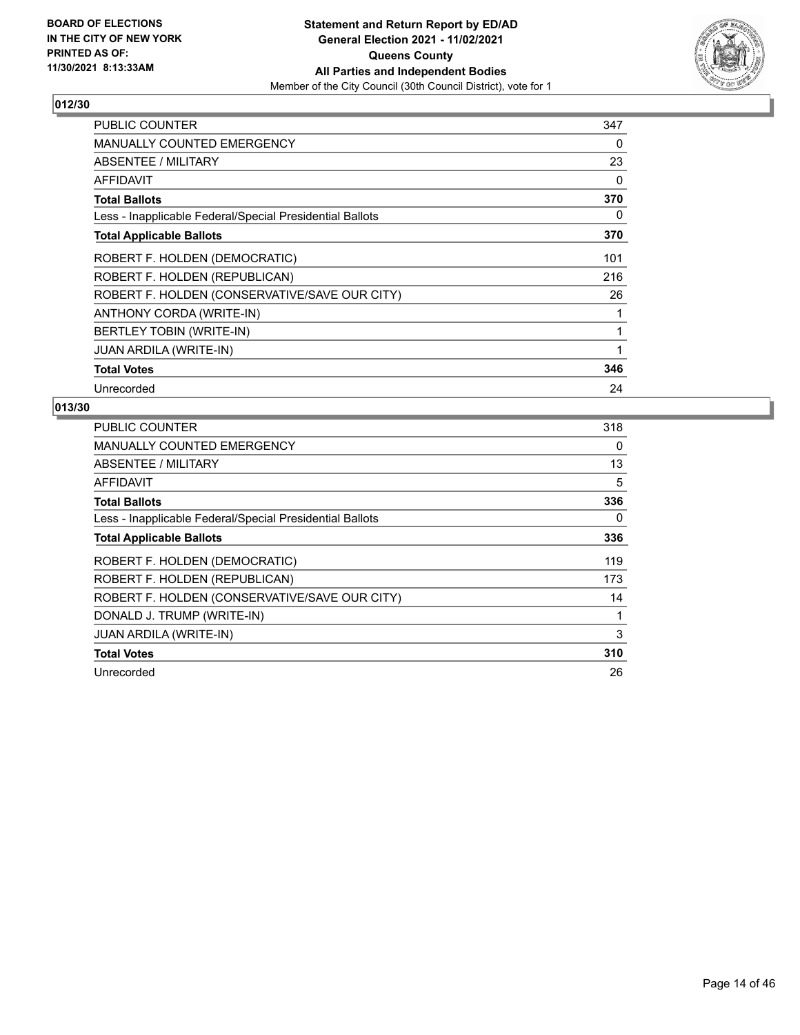**BOARD OF ELECTIONS IN THE CITY OF NEW YORK PRINTED AS OF: 11/30/2021 8:13:33AM**

**Statement and Return Report by ED/AD General Election 2021 - 11/02/2021 Queens County All Parties and Independent Bodies**

Member of the City Council (30th Council District), vote for 1

## 012/30

| | |
|---|---|
| PUBLIC COUNTER | 347 |
| MANUALLY COUNTED EMERGENCY | 0 |
| ABSENTEE / MILITARY | 23 |
| AFFIDAVIT | 0 |
| **Total Ballots** | **370** |
| Less - Inapplicable Federal/Special Presidential Ballots | 0 |
| **Total Applicable Ballots** | **370** |
| ROBERT F. HOLDEN (DEMOCRATIC) | 101 |
| ROBERT F. HOLDEN (REPUBLICAN) | 216 |
| ROBERT F. HOLDEN (CONSERVATIVE/SAVE OUR CITY) | 26 |
| ANTHONY CORDA (WRITE-IN) | 1 |
| BERTLEY TOBIN (WRITE-IN) | 1 |
| JUAN ARDILA (WRITE-IN) | 1 |
| **Total Votes** | **346** |
| Unrecorded | 24 |

## 013/30

| | |
|---|---|
| PUBLIC COUNTER | 318 |
| MANUALLY COUNTED EMERGENCY | 0 |
| ABSENTEE / MILITARY | 13 |
| AFFIDAVIT | 5 |
| **Total Ballots** | **336** |
| Less - Inapplicable Federal/Special Presidential Ballots | 0 |
| **Total Applicable Ballots** | **336** |
| ROBERT F. HOLDEN (DEMOCRATIC) | 119 |
| ROBERT F. HOLDEN (REPUBLICAN) | 173 |
| ROBERT F. HOLDEN (CONSERVATIVE/SAVE OUR CITY) | 14 |
| DONALD J. TRUMP (WRITE-IN) | 1 |
| JUAN ARDILA (WRITE-IN) | 3 |
| **Total Votes** | **310** |
| Unrecorded | 26 |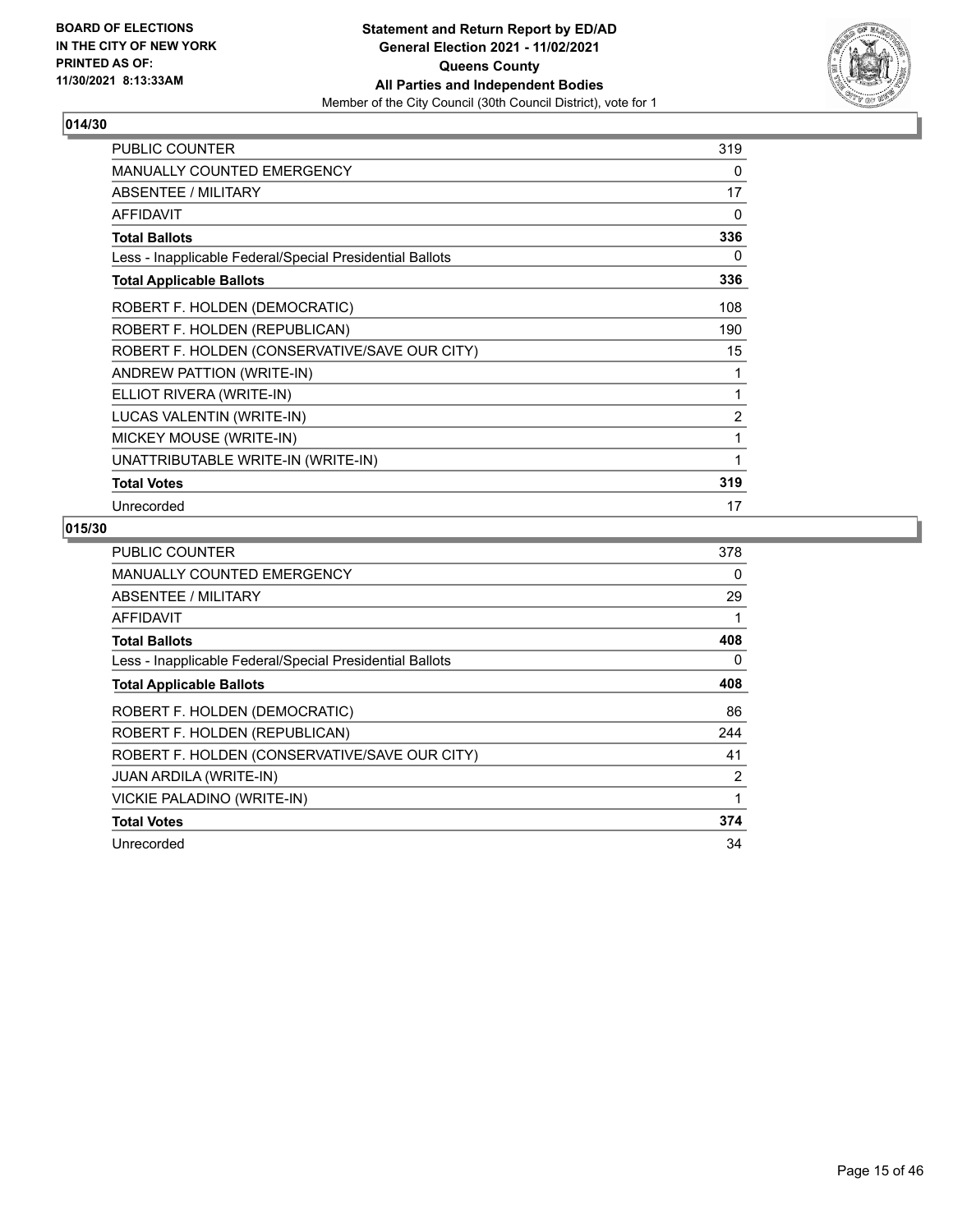**BOARD OF ELECTIONS IN THE CITY OF NEW YORK PRINTED AS OF: 11/30/2021 8:13:33AM**

**Statement and Return Report by ED/AD General Election 2021 - 11/02/2021 Queens County All Parties and Independent Bodies**
Member of the City Council (30th Council District), vote for 1

## 014/30

| | |
|---|---|
| PUBLIC COUNTER | 319 |
| MANUALLY COUNTED EMERGENCY | 0 |
| ABSENTEE / MILITARY | 17 |
| AFFIDAVIT | 0 |
| **Total Ballots** | **336** |
| Less - Inapplicable Federal/Special Presidential Ballots | 0 |
| **Total Applicable Ballots** | **336** |
| ROBERT F. HOLDEN (DEMOCRATIC) | 108 |
| ROBERT F. HOLDEN (REPUBLICAN) | 190 |
| ROBERT F. HOLDEN (CONSERVATIVE/SAVE OUR CITY) | 15 |
| ANDREW PATTION (WRITE-IN) | 1 |
| ELLIOT RIVERA (WRITE-IN) | 1 |
| LUCAS VALENTIN (WRITE-IN) | 2 |
| MICKEY MOUSE (WRITE-IN) | 1 |
| UNATTRIBUTABLE WRITE-IN (WRITE-IN) | 1 |
| **Total Votes** | **319** |
| Unrecorded | 17 |

## 015/30

| | |
|---|---|
| PUBLIC COUNTER | 378 |
| MANUALLY COUNTED EMERGENCY | 0 |
| ABSENTEE / MILITARY | 29 |
| AFFIDAVIT | 1 |
| **Total Ballots** | **408** |
| Less - Inapplicable Federal/Special Presidential Ballots | 0 |
| **Total Applicable Ballots** | **408** |
| ROBERT F. HOLDEN (DEMOCRATIC) | 86 |
| ROBERT F. HOLDEN (REPUBLICAN) | 244 |
| ROBERT F. HOLDEN (CONSERVATIVE/SAVE OUR CITY) | 41 |
| JUAN ARDILA (WRITE-IN) | 2 |
| VICKIE PALADINO (WRITE-IN) | 1 |
| **Total Votes** | **374** |
| Unrecorded | 34 |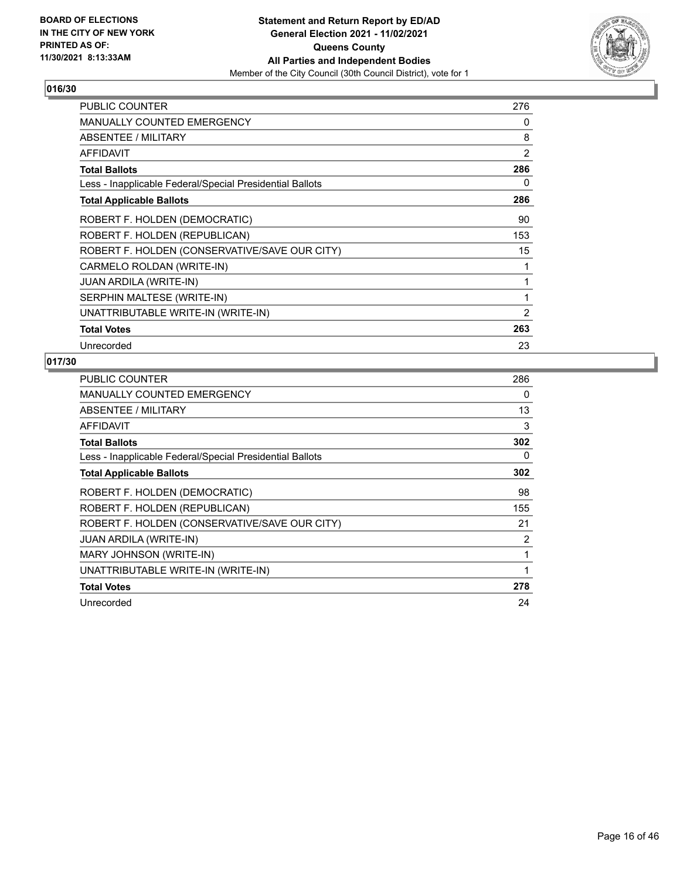## 016/30

| | |
|---|---|
| PUBLIC COUNTER | 276 |
| MANUALLY COUNTED EMERGENCY | 0 |
| ABSENTEE / MILITARY | 8 |
| AFFIDAVIT | 2 |
| **Total Ballots** | **286** |
| Less - Inapplicable Federal/Special Presidential Ballots | 0 |
| **Total Applicable Ballots** | **286** |
| ROBERT F. HOLDEN (DEMOCRATIC) | 90 |
| ROBERT F. HOLDEN (REPUBLICAN) | 153 |
| ROBERT F. HOLDEN (CONSERVATIVE/SAVE OUR CITY) | 15 |
| CARMELO ROLDAN (WRITE-IN) | 1 |
| JUAN ARDILA (WRITE-IN) | 1 |
| SERPHIN MALTESE (WRITE-IN) | 1 |
| UNATTRIBUTABLE WRITE-IN (WRITE-IN) | 2 |
| **Total Votes** | **263** |
| Unrecorded | 23 |

## 017/30

| | |
|---|---|
| PUBLIC COUNTER | 286 |
| MANUALLY COUNTED EMERGENCY | 0 |
| ABSENTEE / MILITARY | 13 |
| AFFIDAVIT | 3 |
| **Total Ballots** | **302** |
| Less - Inapplicable Federal/Special Presidential Ballots | 0 |
| **Total Applicable Ballots** | **302** |
| ROBERT F. HOLDEN (DEMOCRATIC) | 98 |
| ROBERT F. HOLDEN (REPUBLICAN) | 155 |
| ROBERT F. HOLDEN (CONSERVATIVE/SAVE OUR CITY) | 21 |
| JUAN ARDILA (WRITE-IN) | 2 |
| MARY JOHNSON (WRITE-IN) | 1 |
| UNATTRIBUTABLE WRITE-IN (WRITE-IN) | 1 |
| **Total Votes** | **278** |
| Unrecorded | 24 |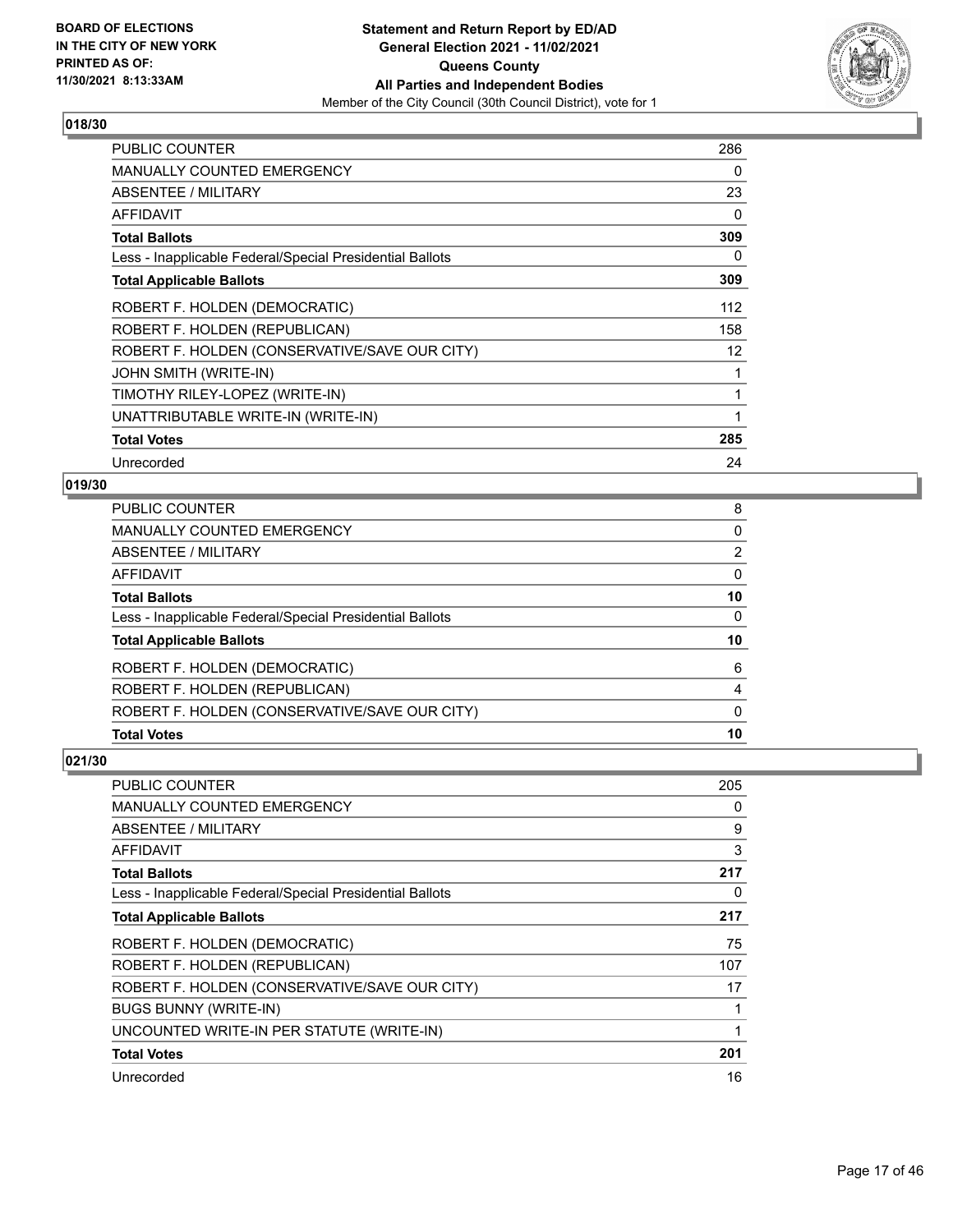**BOARD OF ELECTIONS IN THE CITY OF NEW YORK PRINTED AS OF: 11/30/2021 8:13:33AM**

**Statement and Return Report by ED/AD General Election 2021 - 11/02/2021 Queens County All Parties and Independent Bodies**
Member of the City Council (30th Council District), vote for 1

## 018/30

| | |
|---|---|
| PUBLIC COUNTER | 286 |
| MANUALLY COUNTED EMERGENCY | 0 |
| ABSENTEE / MILITARY | 23 |
| AFFIDAVIT | 0 |
| **Total Ballots** | **309** |
| Less - Inapplicable Federal/Special Presidential Ballots | 0 |
| **Total Applicable Ballots** | **309** |
| ROBERT F. HOLDEN (DEMOCRATIC) | 112 |
| ROBERT F. HOLDEN (REPUBLICAN) | 158 |
| ROBERT F. HOLDEN (CONSERVATIVE/SAVE OUR CITY) | 12 |
| JOHN SMITH (WRITE-IN) | 1 |
| TIMOTHY RILEY-LOPEZ (WRITE-IN) | 1 |
| UNATTRIBUTABLE WRITE-IN (WRITE-IN) | 1 |
| **Total Votes** | **285** |
| Unrecorded | 24 |

## 019/30

| | |
|---|---|
| PUBLIC COUNTER | 8 |
| MANUALLY COUNTED EMERGENCY | 0 |
| ABSENTEE / MILITARY | 2 |
| AFFIDAVIT | 0 |
| **Total Ballots** | **10** |
| Less - Inapplicable Federal/Special Presidential Ballots | 0 |
| **Total Applicable Ballots** | **10** |
| ROBERT F. HOLDEN (DEMOCRATIC) | 6 |
| ROBERT F. HOLDEN (REPUBLICAN) | 4 |
| ROBERT F. HOLDEN (CONSERVATIVE/SAVE OUR CITY) | 0 |
| **Total Votes** | **10** |

## 021/30

| | |
|---|---|
| PUBLIC COUNTER | 205 |
| MANUALLY COUNTED EMERGENCY | 0 |
| ABSENTEE / MILITARY | 9 |
| AFFIDAVIT | 3 |
| **Total Ballots** | **217** |
| Less - Inapplicable Federal/Special Presidential Ballots | 0 |
| **Total Applicable Ballots** | **217** |
| ROBERT F. HOLDEN (DEMOCRATIC) | 75 |
| ROBERT F. HOLDEN (REPUBLICAN) | 107 |
| ROBERT F. HOLDEN (CONSERVATIVE/SAVE OUR CITY) | 17 |
| BUGS BUNNY (WRITE-IN) | 1 |
| UNCOUNTED WRITE-IN PER STATUTE (WRITE-IN) | 1 |
| **Total Votes** | **201** |
| Unrecorded | 16 |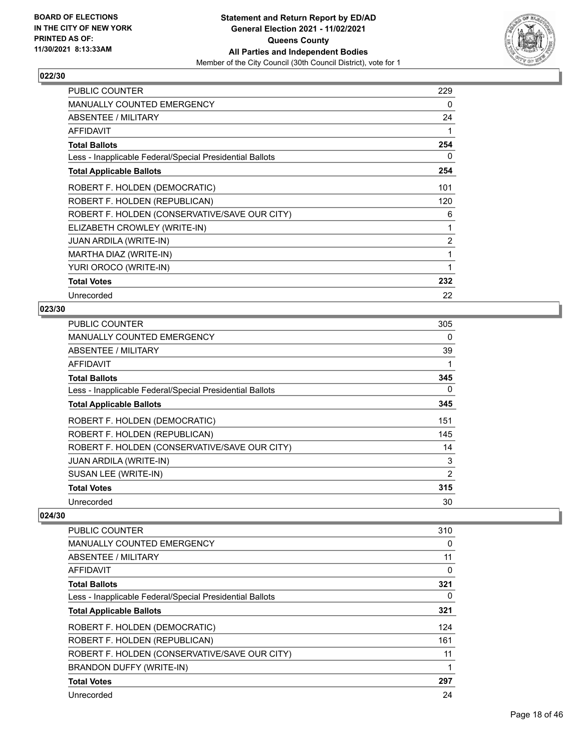## 022/30

| | |
|---|---|
| PUBLIC COUNTER | 229 |
| MANUALLY COUNTED EMERGENCY | 0 |
| ABSENTEE / MILITARY | 24 |
| AFFIDAVIT | 1 |
| **Total Ballots** | **254** |
| Less - Inapplicable Federal/Special Presidential Ballots | 0 |
| **Total Applicable Ballots** | **254** |
| ROBERT F. HOLDEN (DEMOCRATIC) | 101 |
| ROBERT F. HOLDEN (REPUBLICAN) | 120 |
| ROBERT F. HOLDEN (CONSERVATIVE/SAVE OUR CITY) | 6 |
| ELIZABETH CROWLEY (WRITE-IN) | 1 |
| JUAN ARDILA (WRITE-IN) | 2 |
| MARTHA DIAZ (WRITE-IN) | 1 |
| YURI OROCO (WRITE-IN) | 1 |
| **Total Votes** | **232** |
| Unrecorded | 22 |

## 023/30

| | |
|---|---|
| PUBLIC COUNTER | 305 |
| MANUALLY COUNTED EMERGENCY | 0 |
| ABSENTEE / MILITARY | 39 |
| AFFIDAVIT | 1 |
| **Total Ballots** | **345** |
| Less - Inapplicable Federal/Special Presidential Ballots | 0 |
| **Total Applicable Ballots** | **345** |
| ROBERT F. HOLDEN (DEMOCRATIC) | 151 |
| ROBERT F. HOLDEN (REPUBLICAN) | 145 |
| ROBERT F. HOLDEN (CONSERVATIVE/SAVE OUR CITY) | 14 |
| JUAN ARDILA (WRITE-IN) | 3 |
| SUSAN LEE (WRITE-IN) | 2 |
| **Total Votes** | **315** |
| Unrecorded | 30 |

## 024/30

| | |
|---|---|
| PUBLIC COUNTER | 310 |
| MANUALLY COUNTED EMERGENCY | 0 |
| ABSENTEE / MILITARY | 11 |
| AFFIDAVIT | 0 |
| **Total Ballots** | **321** |
| Less - Inapplicable Federal/Special Presidential Ballots | 0 |
| **Total Applicable Ballots** | **321** |
| ROBERT F. HOLDEN (DEMOCRATIC) | 124 |
| ROBERT F. HOLDEN (REPUBLICAN) | 161 |
| ROBERT F. HOLDEN (CONSERVATIVE/SAVE OUR CITY) | 11 |
| BRANDON DUFFY (WRITE-IN) | 1 |
| **Total Votes** | **297** |
| Unrecorded | 24 |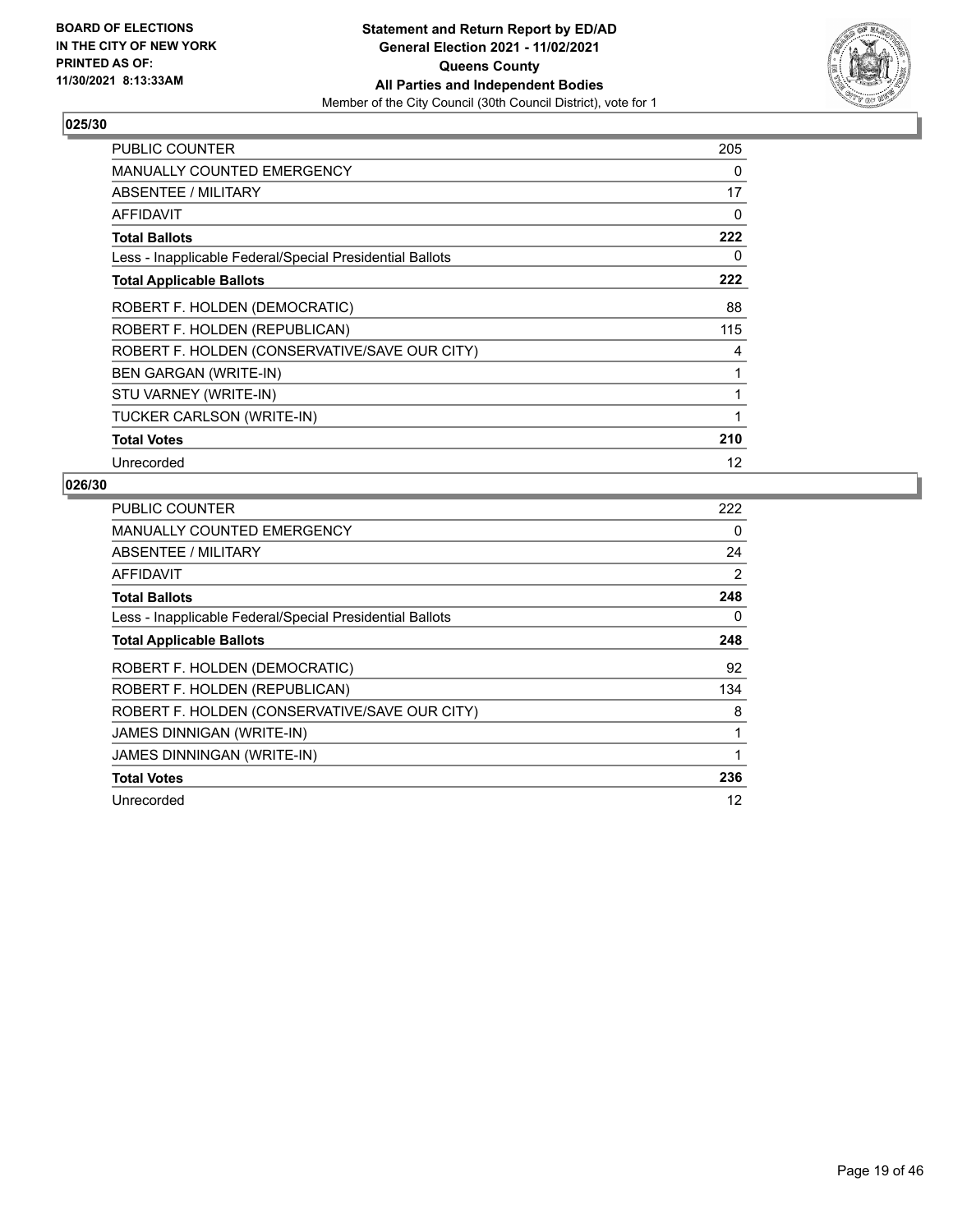**BOARD OF ELECTIONS IN THE CITY OF NEW YORK PRINTED AS OF: 11/30/2021 8:13:33AM**

**Statement and Return Report by ED/AD General Election 2021 - 11/02/2021 Queens County All Parties and Independent Bodies**
Member of the City Council (30th Council District), vote for 1

### 025/30

| | |
|---|---|
| PUBLIC COUNTER | 205 |
| MANUALLY COUNTED EMERGENCY | 0 |
| ABSENTEE / MILITARY | 17 |
| AFFIDAVIT | 0 |
| **Total Ballots** | **222** |
| Less - Inapplicable Federal/Special Presidential Ballots | 0 |
| **Total Applicable Ballots** | **222** |
| ROBERT F. HOLDEN (DEMOCRATIC) | 88 |
| ROBERT F. HOLDEN (REPUBLICAN) | 115 |
| ROBERT F. HOLDEN (CONSERVATIVE/SAVE OUR CITY) | 4 |
| BEN GARGAN (WRITE-IN) | 1 |
| STU VARNEY (WRITE-IN) | 1 |
| TUCKER CARLSON (WRITE-IN) | 1 |
| **Total Votes** | **210** |
| Unrecorded | 12 |

### 026/30

| | |
|---|---|
| PUBLIC COUNTER | 222 |
| MANUALLY COUNTED EMERGENCY | 0 |
| ABSENTEE / MILITARY | 24 |
| AFFIDAVIT | 2 |
| **Total Ballots** | **248** |
| Less - Inapplicable Federal/Special Presidential Ballots | 0 |
| **Total Applicable Ballots** | **248** |
| ROBERT F. HOLDEN (DEMOCRATIC) | 92 |
| ROBERT F. HOLDEN (REPUBLICAN) | 134 |
| ROBERT F. HOLDEN (CONSERVATIVE/SAVE OUR CITY) | 8 |
| JAMES DINNIGAN (WRITE-IN) | 1 |
| JAMES DINNINGAN (WRITE-IN) | 1 |
| **Total Votes** | **236** |
| Unrecorded | 12 |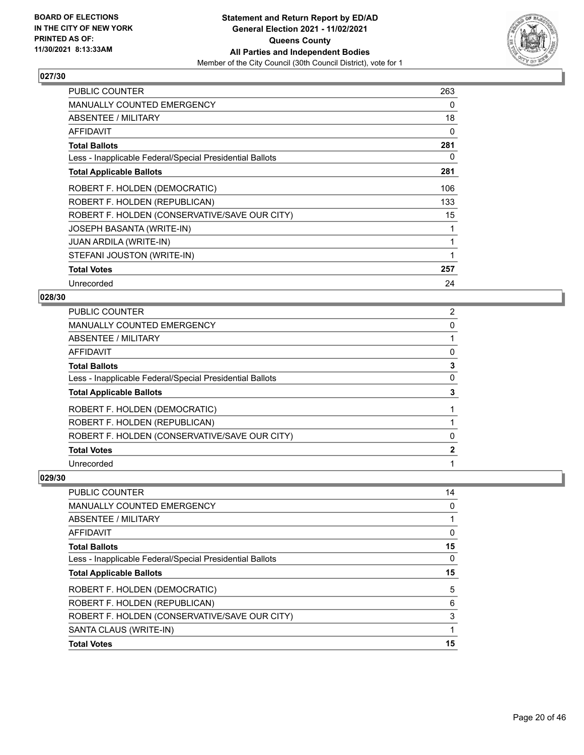### 027/30

| | |
|---|---|
| PUBLIC COUNTER | 263 |
| MANUALLY COUNTED EMERGENCY | 0 |
| ABSENTEE / MILITARY | 18 |
| AFFIDAVIT | 0 |
| **Total Ballots** | **281** |
| Less - Inapplicable Federal/Special Presidential Ballots | 0 |
| **Total Applicable Ballots** | **281** |
| ROBERT F. HOLDEN (DEMOCRATIC) | 106 |
| ROBERT F. HOLDEN (REPUBLICAN) | 133 |
| ROBERT F. HOLDEN (CONSERVATIVE/SAVE OUR CITY) | 15 |
| JOSEPH BASANTA (WRITE-IN) | 1 |
| JUAN ARDILA (WRITE-IN) | 1 |
| STEFANI JOUSTON (WRITE-IN) | 1 |
| **Total Votes** | **257** |
| Unrecorded | 24 |

### 028/30

| | |
|---|---|
| PUBLIC COUNTER | 2 |
| MANUALLY COUNTED EMERGENCY | 0 |
| ABSENTEE / MILITARY | 1 |
| AFFIDAVIT | 0 |
| **Total Ballots** | **3** |
| Less - Inapplicable Federal/Special Presidential Ballots | 0 |
| **Total Applicable Ballots** | **3** |
| ROBERT F. HOLDEN (DEMOCRATIC) | 1 |
| ROBERT F. HOLDEN (REPUBLICAN) | 1 |
| ROBERT F. HOLDEN (CONSERVATIVE/SAVE OUR CITY) | 0 |
| **Total Votes** | **2** |
| Unrecorded | 1 |

### 029/30

| | |
|---|---|
| PUBLIC COUNTER | 14 |
| MANUALLY COUNTED EMERGENCY | 0 |
| ABSENTEE / MILITARY | 1 |
| AFFIDAVIT | 0 |
| **Total Ballots** | **15** |
| Less - Inapplicable Federal/Special Presidential Ballots | 0 |
| **Total Applicable Ballots** | **15** |
| ROBERT F. HOLDEN (DEMOCRATIC) | 5 |
| ROBERT F. HOLDEN (REPUBLICAN) | 6 |
| ROBERT F. HOLDEN (CONSERVATIVE/SAVE OUR CITY) | 3 |
| SANTA CLAUS (WRITE-IN) | 1 |
| **Total Votes** | **15** |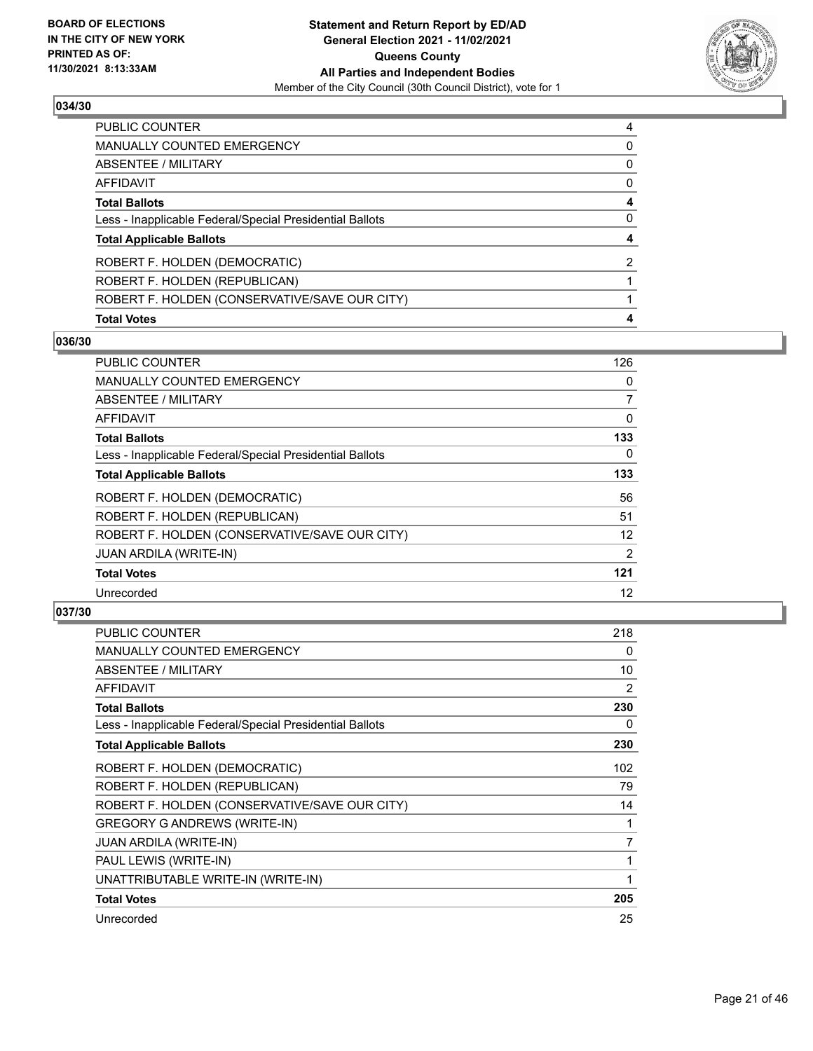## 034/30

| | |
|---|---|
| PUBLIC COUNTER | 4 |
| MANUALLY COUNTED EMERGENCY | 0 |
| ABSENTEE / MILITARY | 0 |
| AFFIDAVIT | 0 |
| **Total Ballots** | **4** |
| Less - Inapplicable Federal/Special Presidential Ballots | 0 |
| **Total Applicable Ballots** | **4** |
| ROBERT F. HOLDEN (DEMOCRATIC) | 2 |
| ROBERT F. HOLDEN (REPUBLICAN) | 1 |
| ROBERT F. HOLDEN (CONSERVATIVE/SAVE OUR CITY) | 1 |
| **Total Votes** | **4** |

## 036/30

| | |
|---|---|
| PUBLIC COUNTER | 126 |
| MANUALLY COUNTED EMERGENCY | 0 |
| ABSENTEE / MILITARY | 7 |
| AFFIDAVIT | 0 |
| **Total Ballots** | **133** |
| Less - Inapplicable Federal/Special Presidential Ballots | 0 |
| **Total Applicable Ballots** | **133** |
| ROBERT F. HOLDEN (DEMOCRATIC) | 56 |
| ROBERT F. HOLDEN (REPUBLICAN) | 51 |
| ROBERT F. HOLDEN (CONSERVATIVE/SAVE OUR CITY) | 12 |
| JUAN ARDILA (WRITE-IN) | 2 |
| **Total Votes** | **121** |
| Unrecorded | 12 |

## 037/30

| | |
|---|---|
| PUBLIC COUNTER | 218 |
| MANUALLY COUNTED EMERGENCY | 0 |
| ABSENTEE / MILITARY | 10 |
| AFFIDAVIT | 2 |
| **Total Ballots** | **230** |
| Less - Inapplicable Federal/Special Presidential Ballots | 0 |
| **Total Applicable Ballots** | **230** |
| ROBERT F. HOLDEN (DEMOCRATIC) | 102 |
| ROBERT F. HOLDEN (REPUBLICAN) | 79 |
| ROBERT F. HOLDEN (CONSERVATIVE/SAVE OUR CITY) | 14 |
| GREGORY G ANDREWS (WRITE-IN) | 1 |
| JUAN ARDILA (WRITE-IN) | 7 |
| PAUL LEWIS (WRITE-IN) | 1 |
| UNATTRIBUTABLE WRITE-IN (WRITE-IN) | 1 |
| **Total Votes** | **205** |
| Unrecorded | 25 |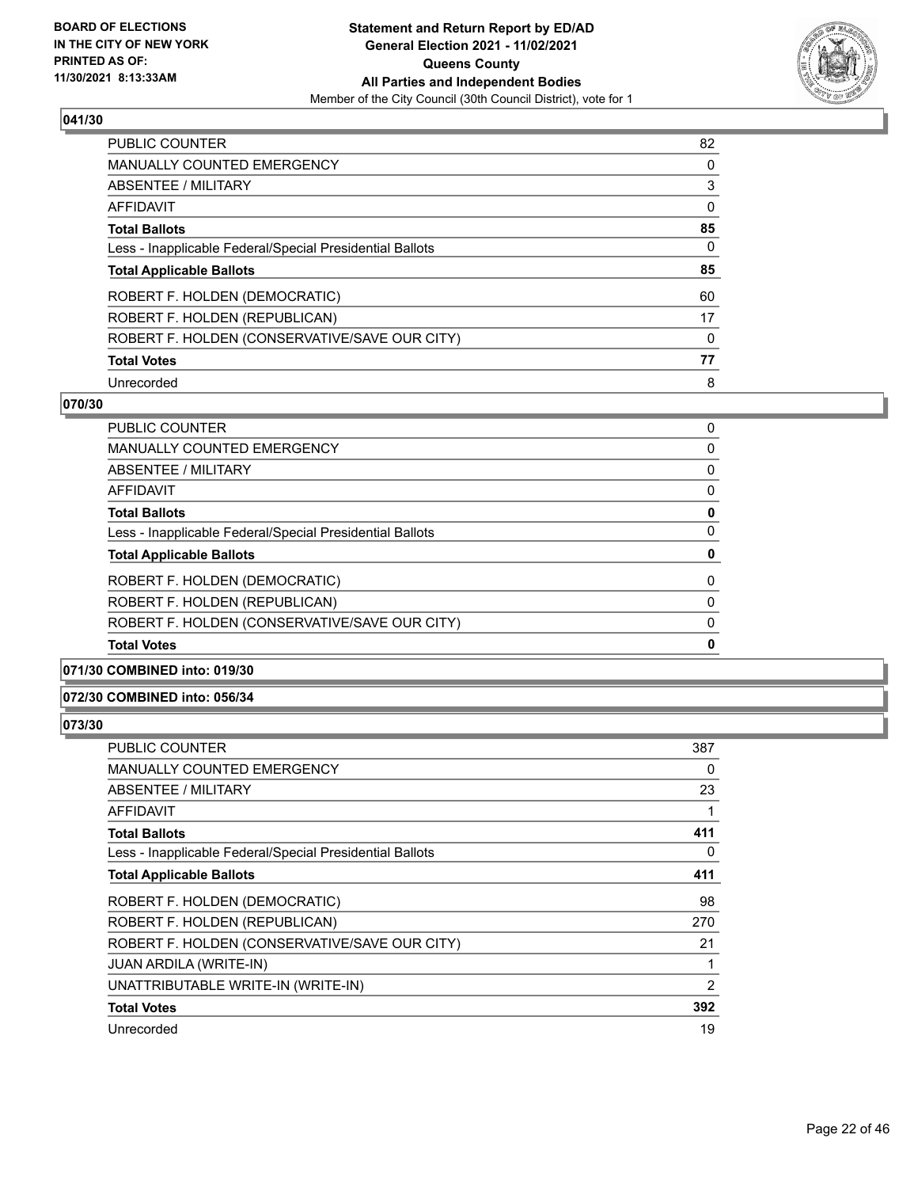## 041/30

| | |
|---|---|
| PUBLIC COUNTER | 82 |
| MANUALLY COUNTED EMERGENCY | 0 |
| ABSENTEE / MILITARY | 3 |
| AFFIDAVIT | 0 |
| **Total Ballots** | **85** |
| Less - Inapplicable Federal/Special Presidential Ballots | 0 |
| **Total Applicable Ballots** | **85** |
| ROBERT F. HOLDEN (DEMOCRATIC) | 60 |
| ROBERT F. HOLDEN (REPUBLICAN) | 17 |
| ROBERT F. HOLDEN (CONSERVATIVE/SAVE OUR CITY) | 0 |
| **Total Votes** | **77** |
| Unrecorded | 8 |

## 070/30

| | |
|---|---|
| PUBLIC COUNTER | 0 |
| MANUALLY COUNTED EMERGENCY | 0 |
| ABSENTEE / MILITARY | 0 |
| AFFIDAVIT | 0 |
| **Total Ballots** | **0** |
| Less - Inapplicable Federal/Special Presidential Ballots | 0 |
| **Total Applicable Ballots** | **0** |
| ROBERT F. HOLDEN (DEMOCRATIC) | 0 |
| ROBERT F. HOLDEN (REPUBLICAN) | 0 |
| ROBERT F. HOLDEN (CONSERVATIVE/SAVE OUR CITY) | 0 |
| **Total Votes** | **0** |

## 071/30 COMBINED into: 019/30

## 072/30 COMBINED into: 056/34

## 073/30

| | |
|---|---|
| PUBLIC COUNTER | 387 |
| MANUALLY COUNTED EMERGENCY | 0 |
| ABSENTEE / MILITARY | 23 |
| AFFIDAVIT | 1 |
| **Total Ballots** | **411** |
| Less - Inapplicable Federal/Special Presidential Ballots | 0 |
| **Total Applicable Ballots** | **411** |
| ROBERT F. HOLDEN (DEMOCRATIC) | 98 |
| ROBERT F. HOLDEN (REPUBLICAN) | 270 |
| ROBERT F. HOLDEN (CONSERVATIVE/SAVE OUR CITY) | 21 |
| JUAN ARDILA (WRITE-IN) | 1 |
| UNATTRIBUTABLE WRITE-IN (WRITE-IN) | 2 |
| **Total Votes** | **392** |
| Unrecorded | 19 |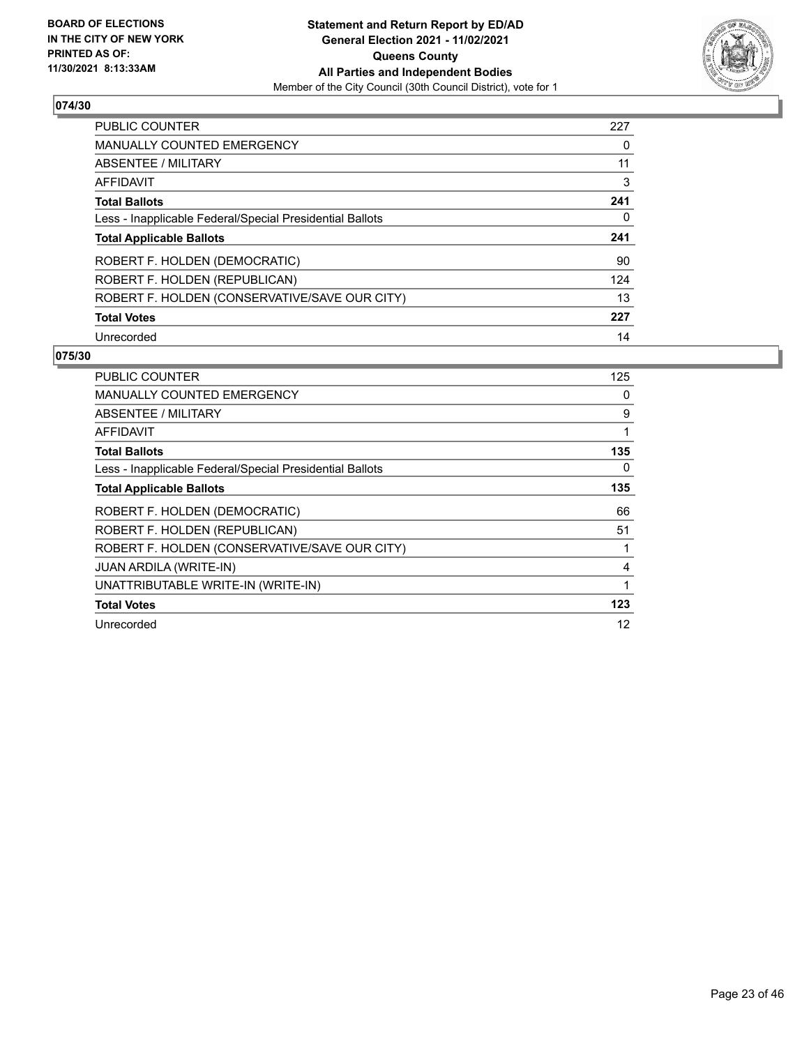**BOARD OF ELECTIONS IN THE CITY OF NEW YORK PRINTED AS OF: 11/30/2021 8:13:33AM**

**Statement and Return Report by ED/AD General Election 2021 - 11/02/2021 Queens County All Parties and Independent Bodies**

Member of the City Council (30th Council District), vote for 1

## 074/30

| | |
|---|---|
| PUBLIC COUNTER | 227 |
| MANUALLY COUNTED EMERGENCY | 0 |
| ABSENTEE / MILITARY | 11 |
| AFFIDAVIT | 3 |
| **Total Ballots** | **241** |
| Less - Inapplicable Federal/Special Presidential Ballots | 0 |
| **Total Applicable Ballots** | **241** |
| ROBERT F. HOLDEN (DEMOCRATIC) | 90 |
| ROBERT F. HOLDEN (REPUBLICAN) | 124 |
| ROBERT F. HOLDEN (CONSERVATIVE/SAVE OUR CITY) | 13 |
| **Total Votes** | **227** |
| Unrecorded | 14 |

## 075/30

| | |
|---|---|
| PUBLIC COUNTER | 125 |
| MANUALLY COUNTED EMERGENCY | 0 |
| ABSENTEE / MILITARY | 9 |
| AFFIDAVIT | 1 |
| **Total Ballots** | **135** |
| Less - Inapplicable Federal/Special Presidential Ballots | 0 |
| **Total Applicable Ballots** | **135** |
| ROBERT F. HOLDEN (DEMOCRATIC) | 66 |
| ROBERT F. HOLDEN (REPUBLICAN) | 51 |
| ROBERT F. HOLDEN (CONSERVATIVE/SAVE OUR CITY) | 1 |
| JUAN ARDILA (WRITE-IN) | 4 |
| UNATTRIBUTABLE WRITE-IN (WRITE-IN) | 1 |
| **Total Votes** | **123** |
| Unrecorded | 12 |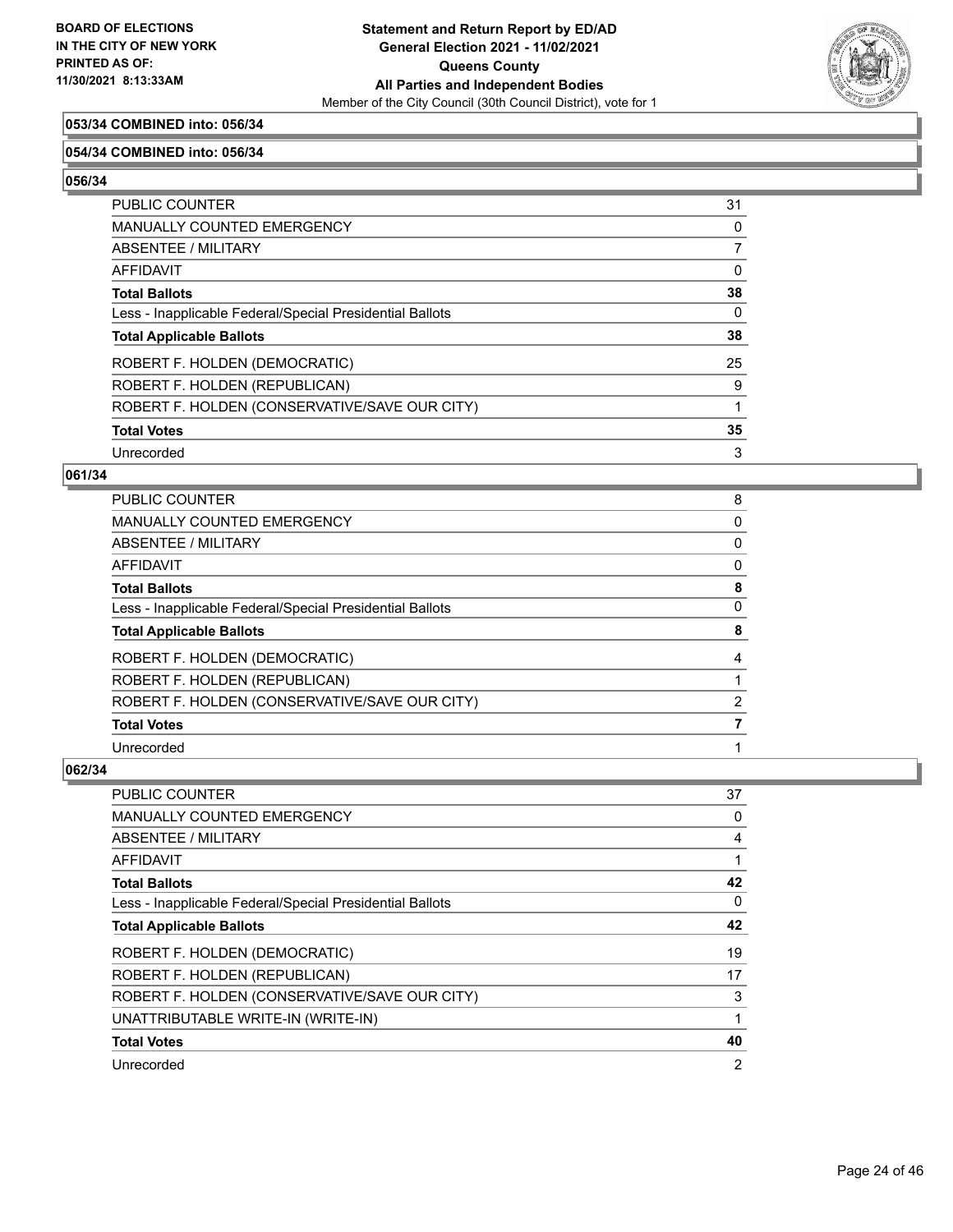**053/34 COMBINED into: 056/34**

**054/34 COMBINED into: 056/34**

**056/34**

| | |
|---|---|
| PUBLIC COUNTER | 31 |
| MANUALLY COUNTED EMERGENCY | 0 |
| ABSENTEE / MILITARY | 7 |
| AFFIDAVIT | 0 |
| **Total Ballots** | **38** |
| Less - Inapplicable Federal/Special Presidential Ballots | 0 |
| **Total Applicable Ballots** | **38** |
| ROBERT F. HOLDEN (DEMOCRATIC) | 25 |
| ROBERT F. HOLDEN (REPUBLICAN) | 9 |
| ROBERT F. HOLDEN (CONSERVATIVE/SAVE OUR CITY) | 1 |
| **Total Votes** | **35** |
| Unrecorded | 3 |

**061/34**

| | |
|---|---|
| PUBLIC COUNTER | 8 |
| MANUALLY COUNTED EMERGENCY | 0 |
| ABSENTEE / MILITARY | 0 |
| AFFIDAVIT | 0 |
| **Total Ballots** | **8** |
| Less - Inapplicable Federal/Special Presidential Ballots | 0 |
| **Total Applicable Ballots** | **8** |
| ROBERT F. HOLDEN (DEMOCRATIC) | 4 |
| ROBERT F. HOLDEN (REPUBLICAN) | 1 |
| ROBERT F. HOLDEN (CONSERVATIVE/SAVE OUR CITY) | 2 |
| **Total Votes** | **7** |
| Unrecorded | 1 |

**062/34**

| | |
|---|---|
| PUBLIC COUNTER | 37 |
| MANUALLY COUNTED EMERGENCY | 0 |
| ABSENTEE / MILITARY | 4 |
| AFFIDAVIT | 1 |
| **Total Ballots** | **42** |
| Less - Inapplicable Federal/Special Presidential Ballots | 0 |
| **Total Applicable Ballots** | **42** |
| ROBERT F. HOLDEN (DEMOCRATIC) | 19 |
| ROBERT F. HOLDEN (REPUBLICAN) | 17 |
| ROBERT F. HOLDEN (CONSERVATIVE/SAVE OUR CITY) | 3 |
| UNATTRIBUTABLE WRITE-IN (WRITE-IN) | 1 |
| **Total Votes** | **40** |
| Unrecorded | 2 |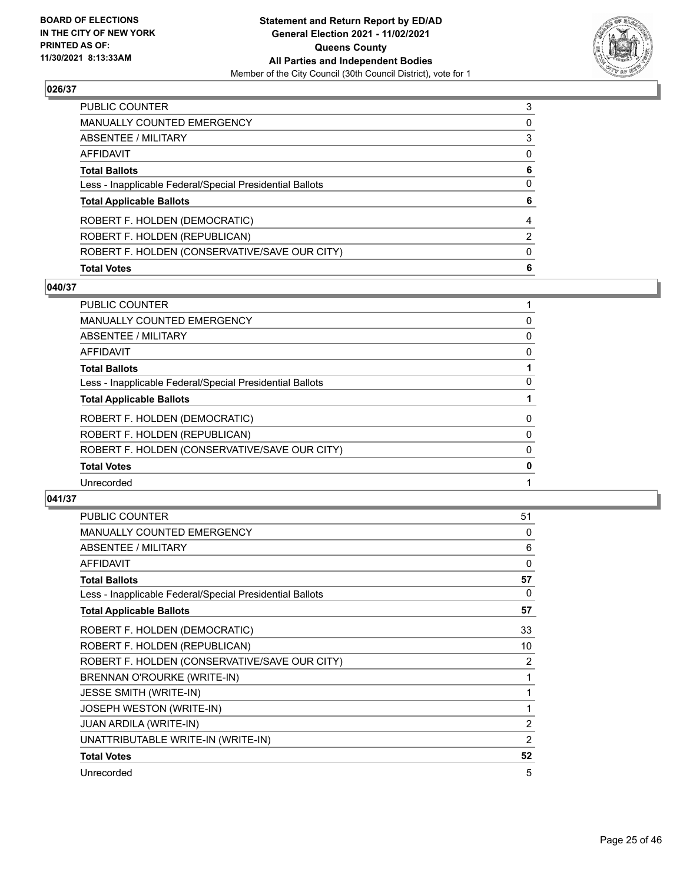### 026/37

| | |
|---|---|
| PUBLIC COUNTER | 3 |
| MANUALLY COUNTED EMERGENCY | 0 |
| ABSENTEE / MILITARY | 3 |
| AFFIDAVIT | 0 |
| **Total Ballots** | **6** |
| Less - Inapplicable Federal/Special Presidential Ballots | 0 |
| **Total Applicable Ballots** | **6** |
| ROBERT F. HOLDEN (DEMOCRATIC) | 4 |
| ROBERT F. HOLDEN (REPUBLICAN) | 2 |
| ROBERT F. HOLDEN (CONSERVATIVE/SAVE OUR CITY) | 0 |
| **Total Votes** | **6** |

### 040/37

| | |
|---|---|
| PUBLIC COUNTER | 1 |
| MANUALLY COUNTED EMERGENCY | 0 |
| ABSENTEE / MILITARY | 0 |
| AFFIDAVIT | 0 |
| **Total Ballots** | **1** |
| Less - Inapplicable Federal/Special Presidential Ballots | 0 |
| **Total Applicable Ballots** | **1** |
| ROBERT F. HOLDEN (DEMOCRATIC) | 0 |
| ROBERT F. HOLDEN (REPUBLICAN) | 0 |
| ROBERT F. HOLDEN (CONSERVATIVE/SAVE OUR CITY) | 0 |
| **Total Votes** | **0** |
| Unrecorded | 1 |

### 041/37

| | |
|---|---|
| PUBLIC COUNTER | 51 |
| MANUALLY COUNTED EMERGENCY | 0 |
| ABSENTEE / MILITARY | 6 |
| AFFIDAVIT | 0 |
| **Total Ballots** | **57** |
| Less - Inapplicable Federal/Special Presidential Ballots | 0 |
| **Total Applicable Ballots** | **57** |
| ROBERT F. HOLDEN (DEMOCRATIC) | 33 |
| ROBERT F. HOLDEN (REPUBLICAN) | 10 |
| ROBERT F. HOLDEN (CONSERVATIVE/SAVE OUR CITY) | 2 |
| BRENNAN O'ROURKE (WRITE-IN) | 1 |
| JESSE SMITH (WRITE-IN) | 1 |
| JOSEPH WESTON (WRITE-IN) | 1 |
| JUAN ARDILA (WRITE-IN) | 2 |
| UNATTRIBUTABLE WRITE-IN (WRITE-IN) | 2 |
| **Total Votes** | **52** |
| Unrecorded | 5 |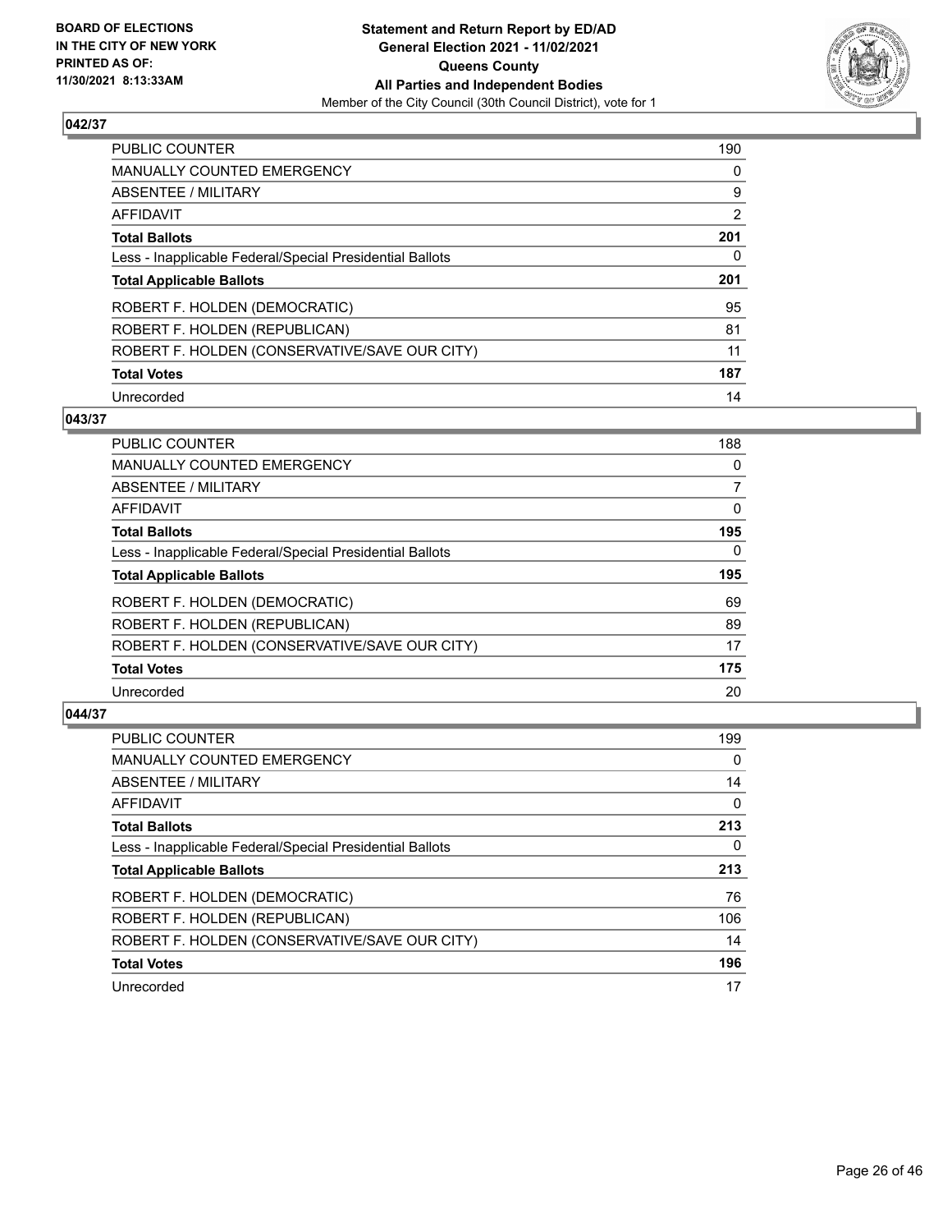## 042/37

| | |
|---|---|
| PUBLIC COUNTER | 190 |
| MANUALLY COUNTED EMERGENCY | 0 |
| ABSENTEE / MILITARY | 9 |
| AFFIDAVIT | 2 |
| **Total Ballots** | **201** |
| Less - Inapplicable Federal/Special Presidential Ballots | 0 |
| **Total Applicable Ballots** | **201** |
| ROBERT F. HOLDEN (DEMOCRATIC) | 95 |
| ROBERT F. HOLDEN (REPUBLICAN) | 81 |
| ROBERT F. HOLDEN (CONSERVATIVE/SAVE OUR CITY) | 11 |
| **Total Votes** | **187** |
| Unrecorded | 14 |

## 043/37

| | |
|---|---|
| PUBLIC COUNTER | 188 |
| MANUALLY COUNTED EMERGENCY | 0 |
| ABSENTEE / MILITARY | 7 |
| AFFIDAVIT | 0 |
| **Total Ballots** | **195** |
| Less - Inapplicable Federal/Special Presidential Ballots | 0 |
| **Total Applicable Ballots** | **195** |
| ROBERT F. HOLDEN (DEMOCRATIC) | 69 |
| ROBERT F. HOLDEN (REPUBLICAN) | 89 |
| ROBERT F. HOLDEN (CONSERVATIVE/SAVE OUR CITY) | 17 |
| **Total Votes** | **175** |
| Unrecorded | 20 |

## 044/37

| | |
|---|---|
| PUBLIC COUNTER | 199 |
| MANUALLY COUNTED EMERGENCY | 0 |
| ABSENTEE / MILITARY | 14 |
| AFFIDAVIT | 0 |
| **Total Ballots** | **213** |
| Less - Inapplicable Federal/Special Presidential Ballots | 0 |
| **Total Applicable Ballots** | **213** |
| ROBERT F. HOLDEN (DEMOCRATIC) | 76 |
| ROBERT F. HOLDEN (REPUBLICAN) | 106 |
| ROBERT F. HOLDEN (CONSERVATIVE/SAVE OUR CITY) | 14 |
| **Total Votes** | **196** |
| Unrecorded | 17 |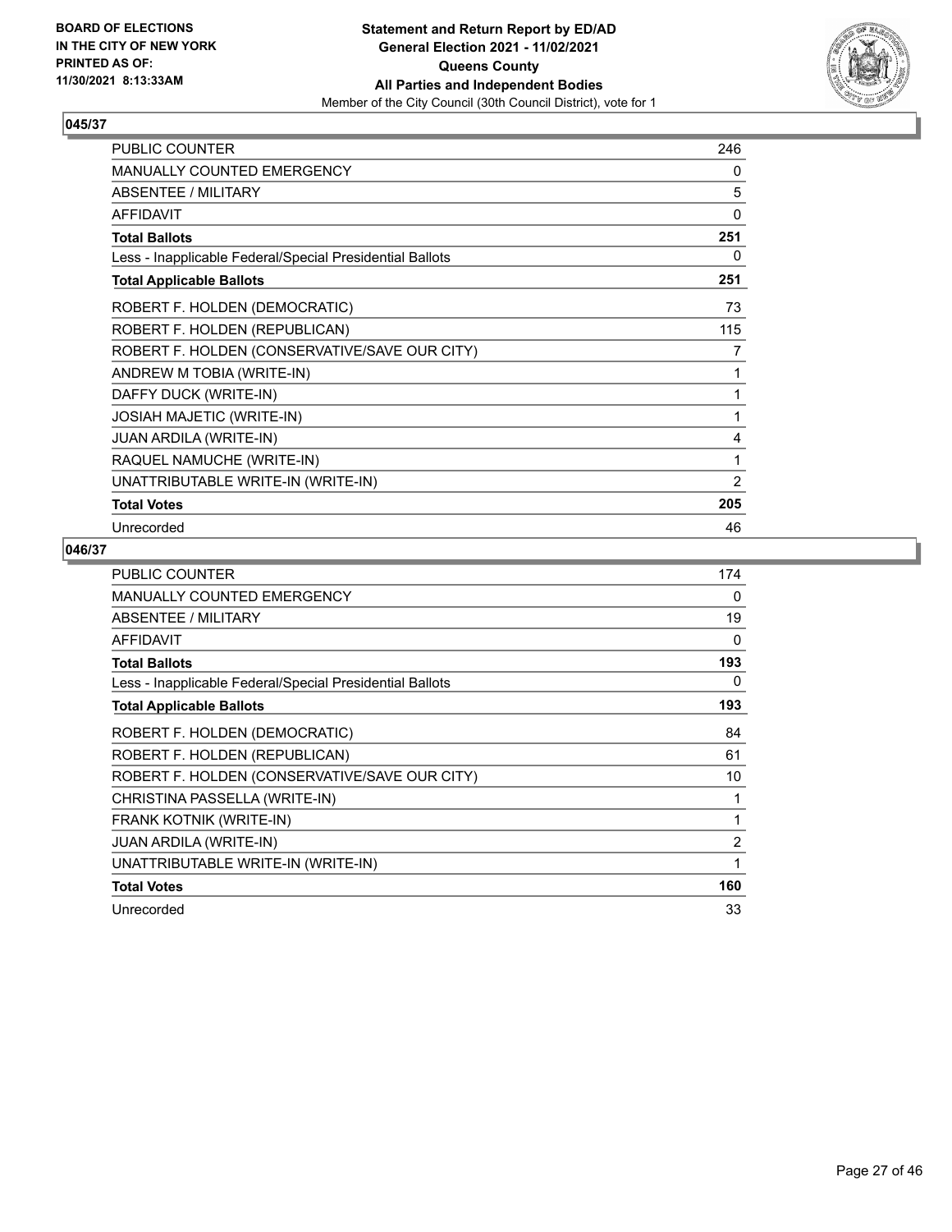**BOARD OF ELECTIONS IN THE CITY OF NEW YORK PRINTED AS OF: 11/30/2021 8:13:33AM**

**Statement and Return Report by ED/AD General Election 2021 - 11/02/2021 Queens County All Parties and Independent Bodies**
Member of the City Council (30th Council District), vote for 1

## 045/37

| | |
|---|---|
| PUBLIC COUNTER | 246 |
| MANUALLY COUNTED EMERGENCY | 0 |
| ABSENTEE / MILITARY | 5 |
| AFFIDAVIT | 0 |
| **Total Ballots** | **251** |
| Less - Inapplicable Federal/Special Presidential Ballots | 0 |
| **Total Applicable Ballots** | **251** |
| ROBERT F. HOLDEN (DEMOCRATIC) | 73 |
| ROBERT F. HOLDEN (REPUBLICAN) | 115 |
| ROBERT F. HOLDEN (CONSERVATIVE/SAVE OUR CITY) | 7 |
| ANDREW M TOBIA (WRITE-IN) | 1 |
| DAFFY DUCK (WRITE-IN) | 1 |
| JOSIAH MAJETIC (WRITE-IN) | 1 |
| JUAN ARDILA (WRITE-IN) | 4 |
| RAQUEL NAMUCHE (WRITE-IN) | 1 |
| UNATTRIBUTABLE WRITE-IN (WRITE-IN) | 2 |
| **Total Votes** | **205** |
| Unrecorded | 46 |

## 046/37

| | |
|---|---|
| PUBLIC COUNTER | 174 |
| MANUALLY COUNTED EMERGENCY | 0 |
| ABSENTEE / MILITARY | 19 |
| AFFIDAVIT | 0 |
| **Total Ballots** | **193** |
| Less - Inapplicable Federal/Special Presidential Ballots | 0 |
| **Total Applicable Ballots** | **193** |
| ROBERT F. HOLDEN (DEMOCRATIC) | 84 |
| ROBERT F. HOLDEN (REPUBLICAN) | 61 |
| ROBERT F. HOLDEN (CONSERVATIVE/SAVE OUR CITY) | 10 |
| CHRISTINA PASSELLA (WRITE-IN) | 1 |
| FRANK KOTNIK (WRITE-IN) | 1 |
| JUAN ARDILA (WRITE-IN) | 2 |
| UNATTRIBUTABLE WRITE-IN (WRITE-IN) | 1 |
| **Total Votes** | **160** |
| Unrecorded | 33 |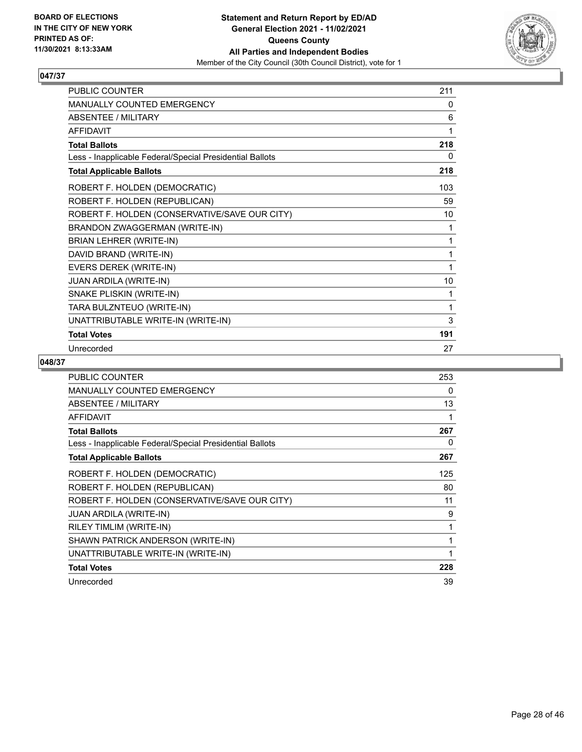**Statement and Return Report by ED/AD**
**General Election 2021 - 11/02/2021**
**Queens County**
**All Parties and Independent Bodies**
Member of the City Council (30th Council District), vote for 1

BOARD OF ELECTIONS
IN THE CITY OF NEW YORK
PRINTED AS OF:
11/30/2021 8:13:33AM

## 047/37

| | |
|---|---|
| PUBLIC COUNTER | 211 |
| MANUALLY COUNTED EMERGENCY | 0 |
| ABSENTEE / MILITARY | 6 |
| AFFIDAVIT | 1 |
| **Total Ballots** | **218** |
| Less - Inapplicable Federal/Special Presidential Ballots | 0 |
| **Total Applicable Ballots** | **218** |
| ROBERT F. HOLDEN (DEMOCRATIC) | 103 |
| ROBERT F. HOLDEN (REPUBLICAN) | 59 |
| ROBERT F. HOLDEN (CONSERVATIVE/SAVE OUR CITY) | 10 |
| BRANDON ZWAGGERMAN (WRITE-IN) | 1 |
| BRIAN LEHRER (WRITE-IN) | 1 |
| DAVID BRAND (WRITE-IN) | 1 |
| EVERS DEREK (WRITE-IN) | 1 |
| JUAN ARDILA (WRITE-IN) | 10 |
| SNAKE PLISKIN (WRITE-IN) | 1 |
| TARA BULZNTEUO (WRITE-IN) | 1 |
| UNATTRIBUTABLE WRITE-IN (WRITE-IN) | 3 |
| **Total Votes** | **191** |
| Unrecorded | 27 |

## 048/37

| | |
|---|---|
| PUBLIC COUNTER | 253 |
| MANUALLY COUNTED EMERGENCY | 0 |
| ABSENTEE / MILITARY | 13 |
| AFFIDAVIT | 1 |
| **Total Ballots** | **267** |
| Less - Inapplicable Federal/Special Presidential Ballots | 0 |
| **Total Applicable Ballots** | **267** |
| ROBERT F. HOLDEN (DEMOCRATIC) | 125 |
| ROBERT F. HOLDEN (REPUBLICAN) | 80 |
| ROBERT F. HOLDEN (CONSERVATIVE/SAVE OUR CITY) | 11 |
| JUAN ARDILA (WRITE-IN) | 9 |
| RILEY TIMLIM (WRITE-IN) | 1 |
| SHAWN PATRICK ANDERSON (WRITE-IN) | 1 |
| UNATTRIBUTABLE WRITE-IN (WRITE-IN) | 1 |
| **Total Votes** | **228** |
| Unrecorded | 39 |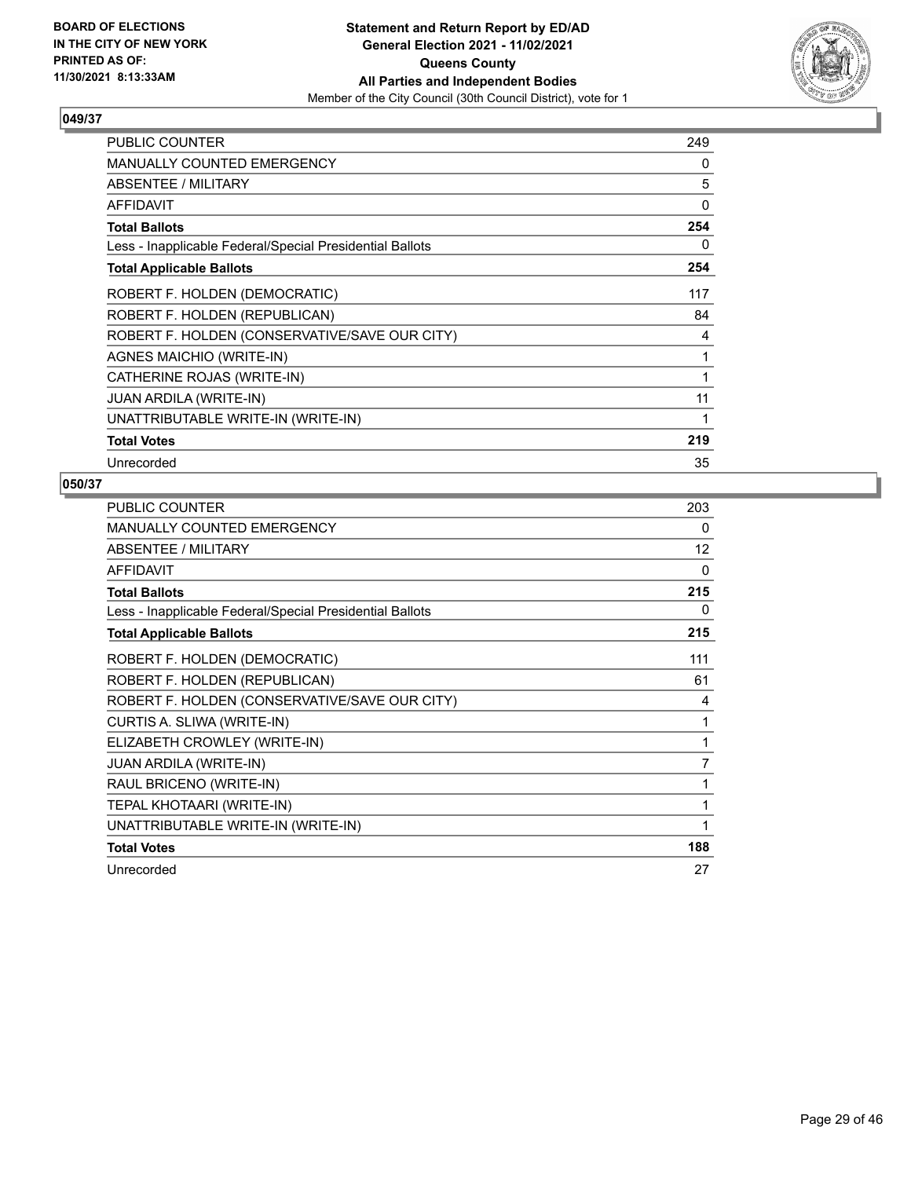**BOARD OF ELECTIONS IN THE CITY OF NEW YORK PRINTED AS OF: 11/30/2021 8:13:33AM**

**Statement and Return Report by ED/AD**
**General Election 2021 - 11/02/2021**
**Queens County**
**All Parties and Independent Bodies**
Member of the City Council (30th Council District), vote for 1

### 049/37

| | |
|---|---|
| PUBLIC COUNTER | 249 |
| MANUALLY COUNTED EMERGENCY | 0 |
| ABSENTEE / MILITARY | 5 |
| AFFIDAVIT | 0 |
| **Total Ballots** | **254** |
| Less - Inapplicable Federal/Special Presidential Ballots | 0 |
| **Total Applicable Ballots** | **254** |
| ROBERT F. HOLDEN (DEMOCRATIC) | 117 |
| ROBERT F. HOLDEN (REPUBLICAN) | 84 |
| ROBERT F. HOLDEN (CONSERVATIVE/SAVE OUR CITY) | 4 |
| AGNES MAICHIO (WRITE-IN) | 1 |
| CATHERINE ROJAS (WRITE-IN) | 1 |
| JUAN ARDILA (WRITE-IN) | 11 |
| UNATTRIBUTABLE WRITE-IN (WRITE-IN) | 1 |
| **Total Votes** | **219** |
| Unrecorded | 35 |

### 050/37

| | |
|---|---|
| PUBLIC COUNTER | 203 |
| MANUALLY COUNTED EMERGENCY | 0 |
| ABSENTEE / MILITARY | 12 |
| AFFIDAVIT | 0 |
| **Total Ballots** | **215** |
| Less - Inapplicable Federal/Special Presidential Ballots | 0 |
| **Total Applicable Ballots** | **215** |
| ROBERT F. HOLDEN (DEMOCRATIC) | 111 |
| ROBERT F. HOLDEN (REPUBLICAN) | 61 |
| ROBERT F. HOLDEN (CONSERVATIVE/SAVE OUR CITY) | 4 |
| CURTIS A. SLIWA (WRITE-IN) | 1 |
| ELIZABETH CROWLEY (WRITE-IN) | 1 |
| JUAN ARDILA (WRITE-IN) | 7 |
| RAUL BRICENO (WRITE-IN) | 1 |
| TEPAL KHOTAARI (WRITE-IN) | 1 |
| UNATTRIBUTABLE WRITE-IN (WRITE-IN) | 1 |
| **Total Votes** | **188** |
| Unrecorded | 27 |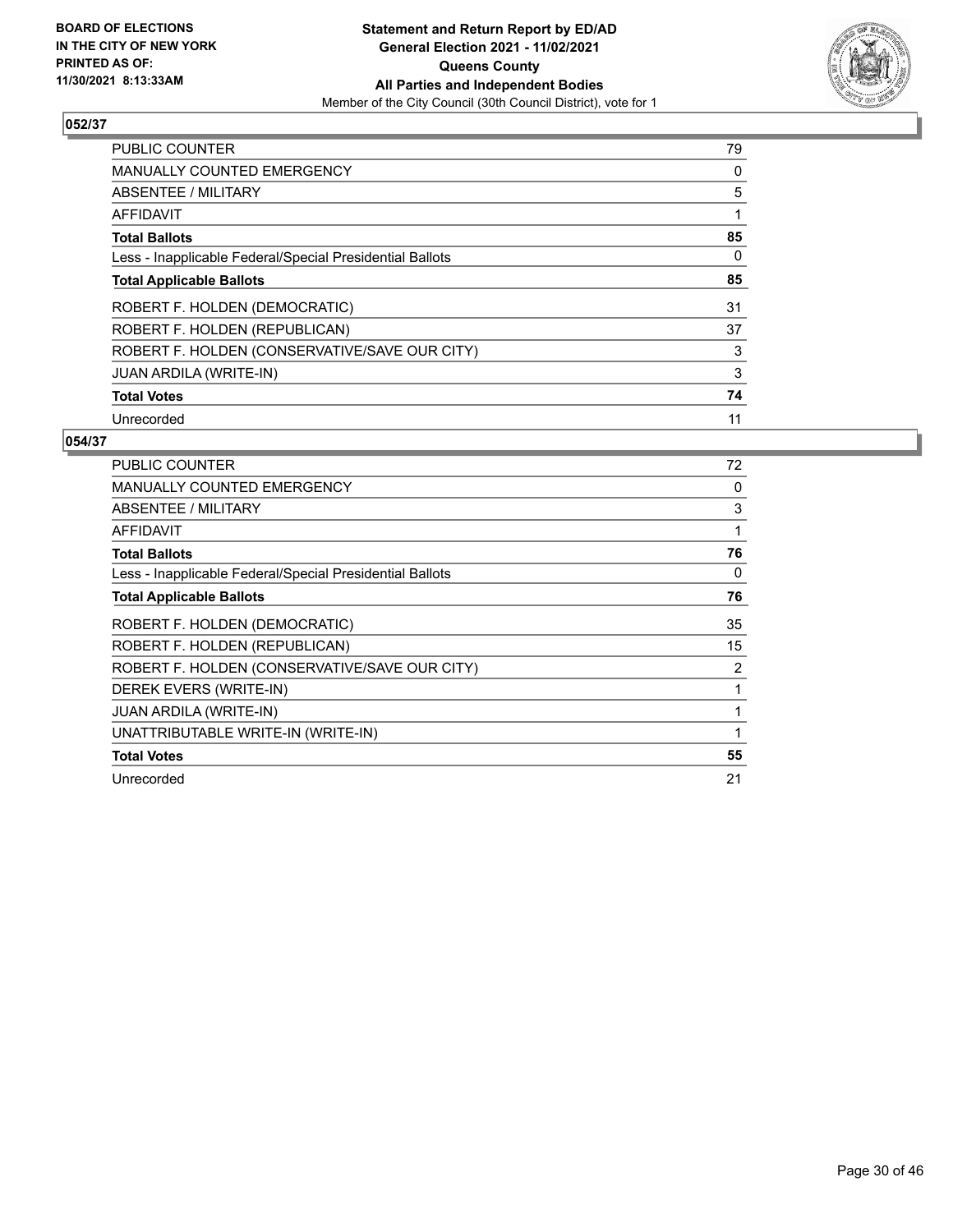**BOARD OF ELECTIONS IN THE CITY OF NEW YORK PRINTED AS OF: 11/30/2021 8:13:33AM**

**Statement and Return Report by ED/AD General Election 2021 - 11/02/2021 Queens County All Parties and Independent Bodies**

Member of the City Council (30th Council District), vote for 1

## 052/37

| | |
|---|---|
| PUBLIC COUNTER | 79 |
| MANUALLY COUNTED EMERGENCY | 0 |
| ABSENTEE / MILITARY | 5 |
| AFFIDAVIT | 1 |
| **Total Ballots** | **85** |
| Less - Inapplicable Federal/Special Presidential Ballots | 0 |
| **Total Applicable Ballots** | **85** |
| ROBERT F. HOLDEN (DEMOCRATIC) | 31 |
| ROBERT F. HOLDEN (REPUBLICAN) | 37 |
| ROBERT F. HOLDEN (CONSERVATIVE/SAVE OUR CITY) | 3 |
| JUAN ARDILA (WRITE-IN) | 3 |
| **Total Votes** | **74** |
| Unrecorded | 11 |

## 054/37

| | |
|---|---|
| PUBLIC COUNTER | 72 |
| MANUALLY COUNTED EMERGENCY | 0 |
| ABSENTEE / MILITARY | 3 |
| AFFIDAVIT | 1 |
| **Total Ballots** | **76** |
| Less - Inapplicable Federal/Special Presidential Ballots | 0 |
| **Total Applicable Ballots** | **76** |
| ROBERT F. HOLDEN (DEMOCRATIC) | 35 |
| ROBERT F. HOLDEN (REPUBLICAN) | 15 |
| ROBERT F. HOLDEN (CONSERVATIVE/SAVE OUR CITY) | 2 |
| DEREK EVERS (WRITE-IN) | 1 |
| JUAN ARDILA (WRITE-IN) | 1 |
| UNATTRIBUTABLE WRITE-IN (WRITE-IN) | 1 |
| **Total Votes** | **55** |
| Unrecorded | 21 |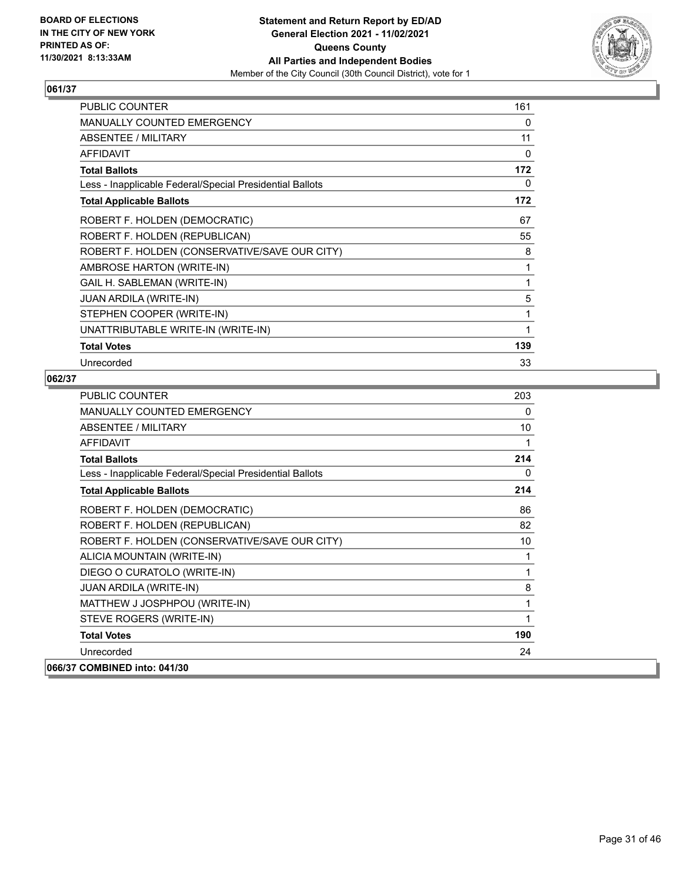BOARD OF ELECTIONS
IN THE CITY OF NEW YORK
PRINTED AS OF:
11/30/2021 8:13:33AM

**Statement and Return Report by ED/AD**
**General Election 2021 - 11/02/2021**
**Queens County**
**All Parties and Independent Bodies**
Member of the City Council (30th Council District), vote for 1

## 061/37

| | |
|---|---|
| PUBLIC COUNTER | 161 |
| MANUALLY COUNTED EMERGENCY | 0 |
| ABSENTEE / MILITARY | 11 |
| AFFIDAVIT | 0 |
| **Total Ballots** | **172** |
| Less - Inapplicable Federal/Special Presidential Ballots | 0 |
| **Total Applicable Ballots** | **172** |
| ROBERT F. HOLDEN (DEMOCRATIC) | 67 |
| ROBERT F. HOLDEN (REPUBLICAN) | 55 |
| ROBERT F. HOLDEN (CONSERVATIVE/SAVE OUR CITY) | 8 |
| AMBROSE HARTON (WRITE-IN) | 1 |
| GAIL H. SABLEMAN (WRITE-IN) | 1 |
| JUAN ARDILA (WRITE-IN) | 5 |
| STEPHEN COOPER (WRITE-IN) | 1 |
| UNATTRIBUTABLE WRITE-IN (WRITE-IN) | 1 |
| **Total Votes** | **139** |
| Unrecorded | 33 |

## 062/37

| | |
|---|---|
| PUBLIC COUNTER | 203 |
| MANUALLY COUNTED EMERGENCY | 0 |
| ABSENTEE / MILITARY | 10 |
| AFFIDAVIT | 1 |
| **Total Ballots** | **214** |
| Less - Inapplicable Federal/Special Presidential Ballots | 0 |
| **Total Applicable Ballots** | **214** |
| ROBERT F. HOLDEN (DEMOCRATIC) | 86 |
| ROBERT F. HOLDEN (REPUBLICAN) | 82 |
| ROBERT F. HOLDEN (CONSERVATIVE/SAVE OUR CITY) | 10 |
| ALICIA MOUNTAIN (WRITE-IN) | 1 |
| DIEGO O CURATOLO (WRITE-IN) | 1 |
| JUAN ARDILA (WRITE-IN) | 8 |
| MATTHEW J JOSPHPOU (WRITE-IN) | 1 |
| STEVE ROGERS (WRITE-IN) | 1 |
| **Total Votes** | **190** |
| Unrecorded | 24 |

## 066/37 COMBINED into: 041/30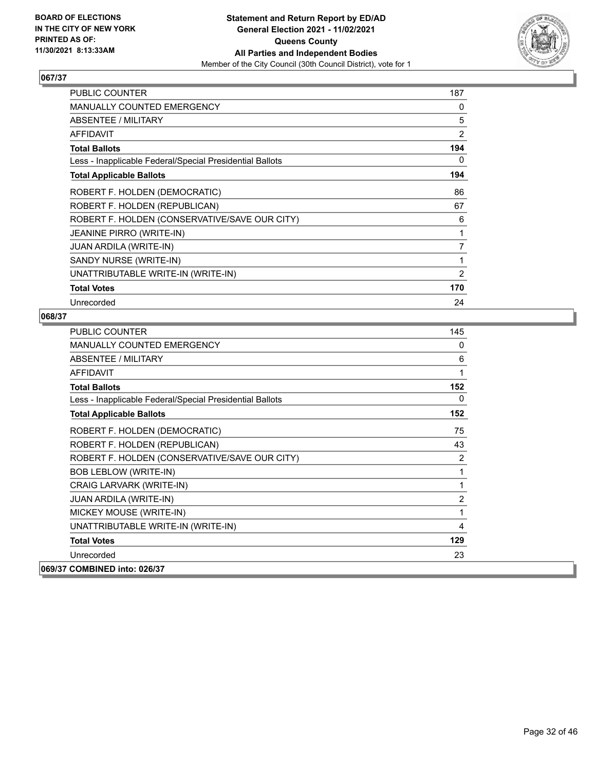**BOARD OF ELECTIONS IN THE CITY OF NEW YORK PRINTED AS OF: 11/30/2021 8:13:33AM**

**Statement and Return Report by ED/AD General Election 2021 - 11/02/2021 Queens County All Parties and Independent Bodies**

Member of the City Council (30th Council District), vote for 1

## 067/37

| | |
|---|---|
| PUBLIC COUNTER | 187 |
| MANUALLY COUNTED EMERGENCY | 0 |
| ABSENTEE / MILITARY | 5 |
| AFFIDAVIT | 2 |
| **Total Ballots** | **194** |
| Less - Inapplicable Federal/Special Presidential Ballots | 0 |
| **Total Applicable Ballots** | **194** |
| ROBERT F. HOLDEN (DEMOCRATIC) | 86 |
| ROBERT F. HOLDEN (REPUBLICAN) | 67 |
| ROBERT F. HOLDEN (CONSERVATIVE/SAVE OUR CITY) | 6 |
| JEANINE PIRRO (WRITE-IN) | 1 |
| JUAN ARDILA (WRITE-IN) | 7 |
| SANDY NURSE (WRITE-IN) | 1 |
| UNATTRIBUTABLE WRITE-IN (WRITE-IN) | 2 |
| **Total Votes** | **170** |
| Unrecorded | 24 |

## 068/37

| | |
|---|---|
| PUBLIC COUNTER | 145 |
| MANUALLY COUNTED EMERGENCY | 0 |
| ABSENTEE / MILITARY | 6 |
| AFFIDAVIT | 1 |
| **Total Ballots** | **152** |
| Less - Inapplicable Federal/Special Presidential Ballots | 0 |
| **Total Applicable Ballots** | **152** |
| ROBERT F. HOLDEN (DEMOCRATIC) | 75 |
| ROBERT F. HOLDEN (REPUBLICAN) | 43 |
| ROBERT F. HOLDEN (CONSERVATIVE/SAVE OUR CITY) | 2 |
| BOB LEBLOW (WRITE-IN) | 1 |
| CRAIG LARVARK (WRITE-IN) | 1 |
| JUAN ARDILA (WRITE-IN) | 2 |
| MICKEY MOUSE (WRITE-IN) | 1 |
| UNATTRIBUTABLE WRITE-IN (WRITE-IN) | 4 |
| **Total Votes** | **129** |
| Unrecorded | 23 |

## 069/37 COMBINED into: 026/37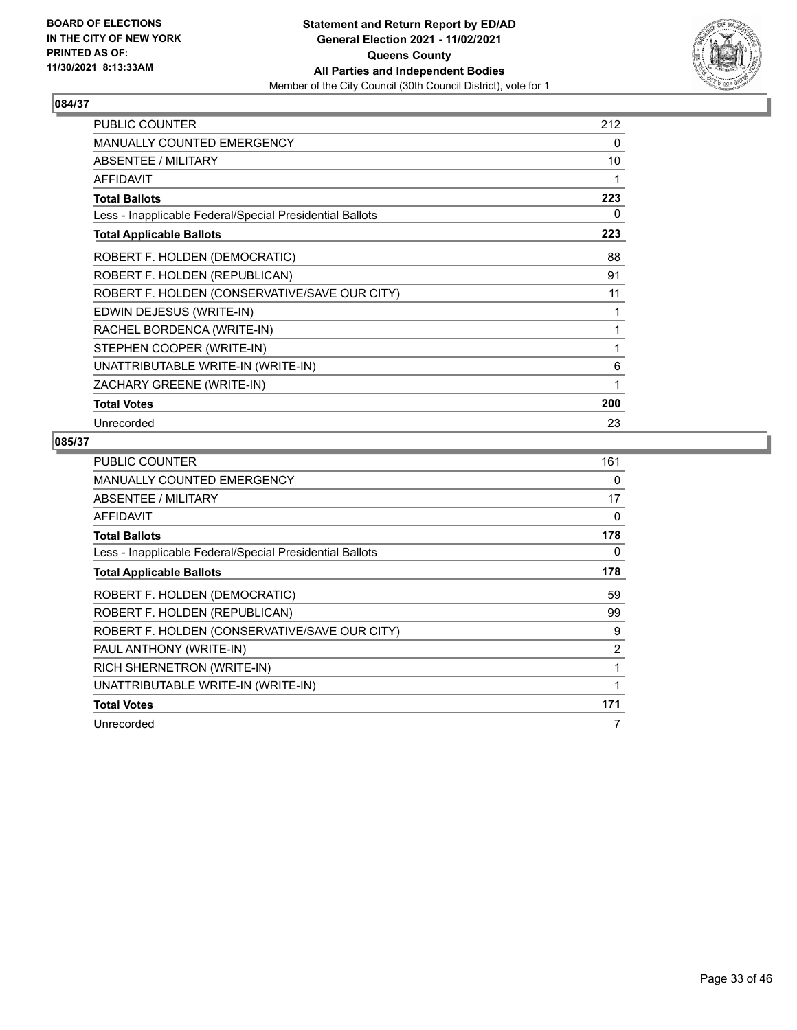**BOARD OF ELECTIONS IN THE CITY OF NEW YORK PRINTED AS OF: 11/30/2021 8:13:33AM**

**Statement and Return Report by ED/AD General Election 2021 - 11/02/2021 Queens County All Parties and Independent Bodies**
Member of the City Council (30th Council District), vote for 1

## 084/37

| | |
|---|---|
| PUBLIC COUNTER | 212 |
| MANUALLY COUNTED EMERGENCY | 0 |
| ABSENTEE / MILITARY | 10 |
| AFFIDAVIT | 1 |
| **Total Ballots** | **223** |
| Less - Inapplicable Federal/Special Presidential Ballots | 0 |
| **Total Applicable Ballots** | **223** |
| ROBERT F. HOLDEN (DEMOCRATIC) | 88 |
| ROBERT F. HOLDEN (REPUBLICAN) | 91 |
| ROBERT F. HOLDEN (CONSERVATIVE/SAVE OUR CITY) | 11 |
| EDWIN DEJESUS (WRITE-IN) | 1 |
| RACHEL BORDENCA (WRITE-IN) | 1 |
| STEPHEN COOPER (WRITE-IN) | 1 |
| UNATTRIBUTABLE WRITE-IN (WRITE-IN) | 6 |
| ZACHARY GREENE (WRITE-IN) | 1 |
| **Total Votes** | **200** |
| Unrecorded | 23 |

## 085/37

| | |
|---|---|
| PUBLIC COUNTER | 161 |
| MANUALLY COUNTED EMERGENCY | 0 |
| ABSENTEE / MILITARY | 17 |
| AFFIDAVIT | 0 |
| **Total Ballots** | **178** |
| Less - Inapplicable Federal/Special Presidential Ballots | 0 |
| **Total Applicable Ballots** | **178** |
| ROBERT F. HOLDEN (DEMOCRATIC) | 59 |
| ROBERT F. HOLDEN (REPUBLICAN) | 99 |
| ROBERT F. HOLDEN (CONSERVATIVE/SAVE OUR CITY) | 9 |
| PAUL ANTHONY (WRITE-IN) | 2 |
| RICH SHERNETRON (WRITE-IN) | 1 |
| UNATTRIBUTABLE WRITE-IN (WRITE-IN) | 1 |
| **Total Votes** | **171** |
| Unrecorded | 7 |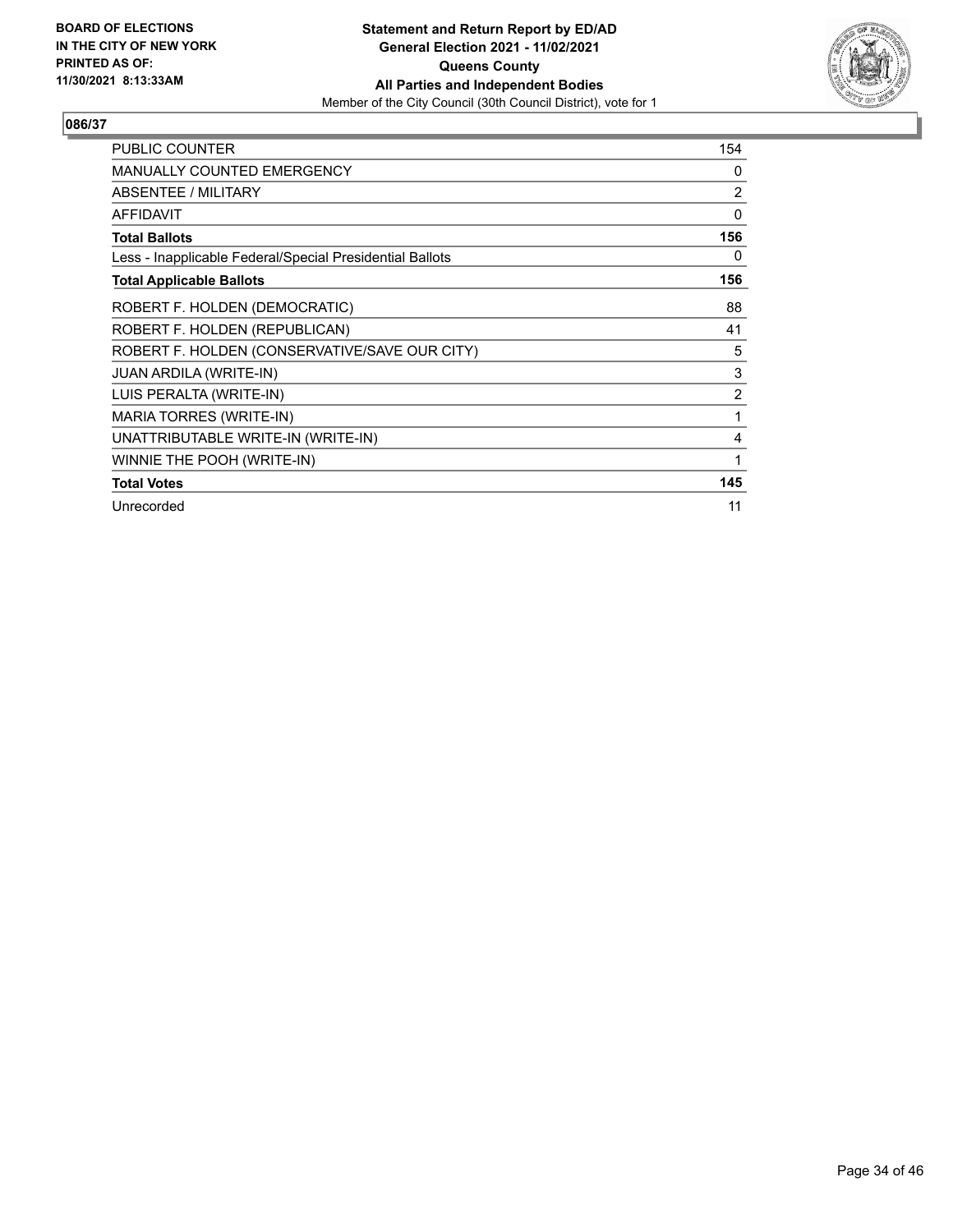**BOARD OF ELECTIONS IN THE CITY OF NEW YORK**
**PRINTED AS OF: 11/30/2021 8:13:33AM**

**Statement and Return Report by ED/AD**
**General Election 2021 - 11/02/2021**
**Queens County**
**All Parties and Independent Bodies**
Member of the City Council (30th Council District), vote for 1

## 086/37

| | |
|---|---|
| PUBLIC COUNTER | 154 |
| MANUALLY COUNTED EMERGENCY | 0 |
| ABSENTEE / MILITARY | 2 |
| AFFIDAVIT | 0 |
| **Total Ballots** | **156** |
| Less - Inapplicable Federal/Special Presidential Ballots | 0 |
| **Total Applicable Ballots** | **156** |
| ROBERT F. HOLDEN (DEMOCRATIC) | 88 |
| ROBERT F. HOLDEN (REPUBLICAN) | 41 |
| ROBERT F. HOLDEN (CONSERVATIVE/SAVE OUR CITY) | 5 |
| JUAN ARDILA (WRITE-IN) | 3 |
| LUIS PERALTA (WRITE-IN) | 2 |
| MARIA TORRES (WRITE-IN) | 1 |
| UNATTRIBUTABLE WRITE-IN (WRITE-IN) | 4 |
| WINNIE THE POOH (WRITE-IN) | 1 |
| **Total Votes** | **145** |
| Unrecorded | 11 |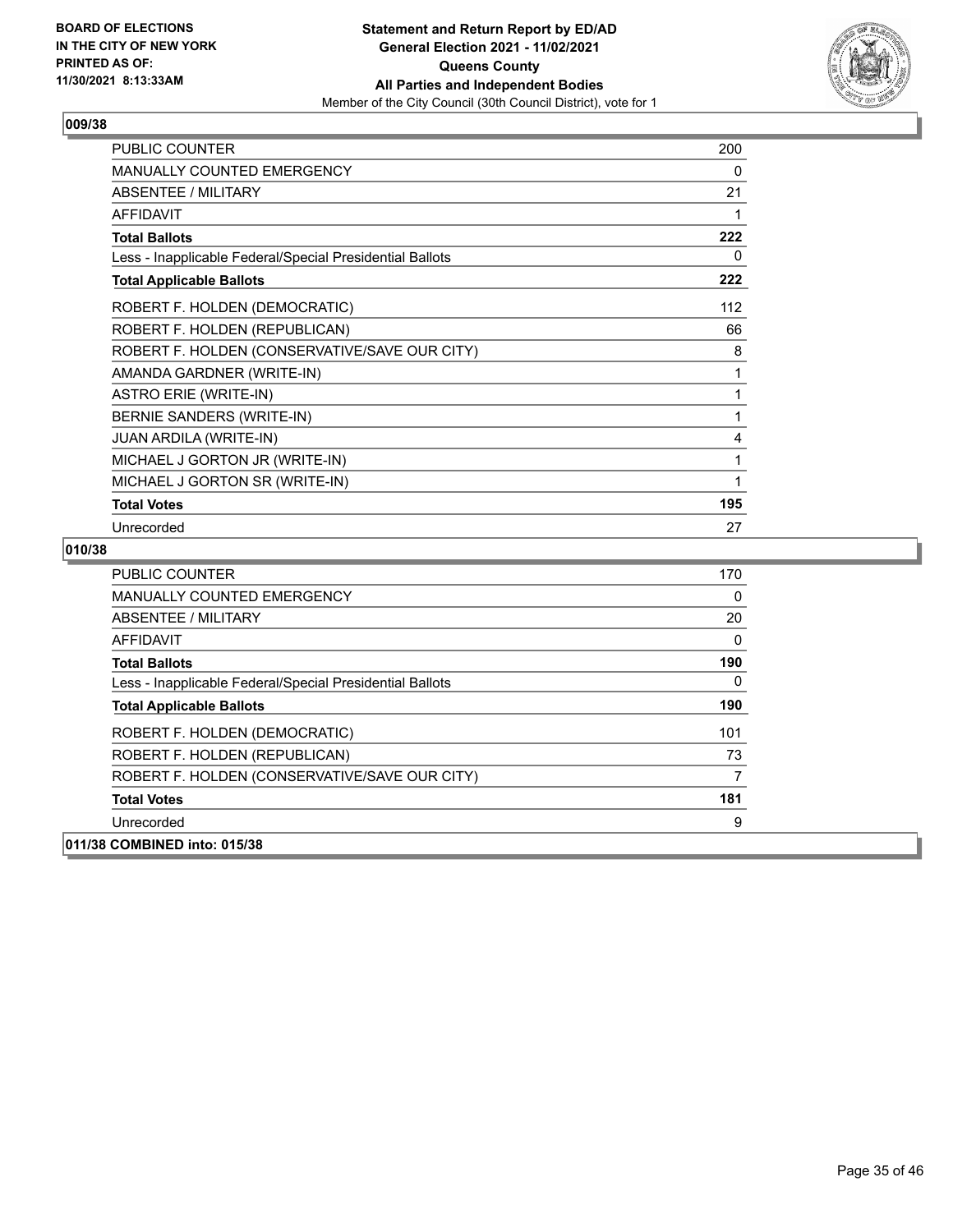**BOARD OF ELECTIONS IN THE CITY OF NEW YORK PRINTED AS OF: 11/30/2021 8:13:33AM**

**Statement and Return Report by ED/AD General Election 2021 - 11/02/2021 Queens County All Parties and Independent Bodies**
Member of the City Council (30th Council District), vote for 1

## 009/38

| | |
|---|---|
| PUBLIC COUNTER | 200 |
| MANUALLY COUNTED EMERGENCY | 0 |
| ABSENTEE / MILITARY | 21 |
| AFFIDAVIT | 1 |
| **Total Ballots** | **222** |
| Less - Inapplicable Federal/Special Presidential Ballots | 0 |
| **Total Applicable Ballots** | **222** |
| ROBERT F. HOLDEN (DEMOCRATIC) | 112 |
| ROBERT F. HOLDEN (REPUBLICAN) | 66 |
| ROBERT F. HOLDEN (CONSERVATIVE/SAVE OUR CITY) | 8 |
| AMANDA GARDNER (WRITE-IN) | 1 |
| ASTRO ERIE (WRITE-IN) | 1 |
| BERNIE SANDERS (WRITE-IN) | 1 |
| JUAN ARDILA (WRITE-IN) | 4 |
| MICHAEL J GORTON JR (WRITE-IN) | 1 |
| MICHAEL J GORTON SR (WRITE-IN) | 1 |
| **Total Votes** | **195** |
| Unrecorded | 27 |

## 010/38

| | |
|---|---|
| PUBLIC COUNTER | 170 |
| MANUALLY COUNTED EMERGENCY | 0 |
| ABSENTEE / MILITARY | 20 |
| AFFIDAVIT | 0 |
| **Total Ballots** | **190** |
| Less - Inapplicable Federal/Special Presidential Ballots | 0 |
| **Total Applicable Ballots** | **190** |
| ROBERT F. HOLDEN (DEMOCRATIC) | 101 |
| ROBERT F. HOLDEN (REPUBLICAN) | 73 |
| ROBERT F. HOLDEN (CONSERVATIVE/SAVE OUR CITY) | 7 |
| **Total Votes** | **181** |
| Unrecorded | 9 |

## 011/38 COMBINED into: 015/38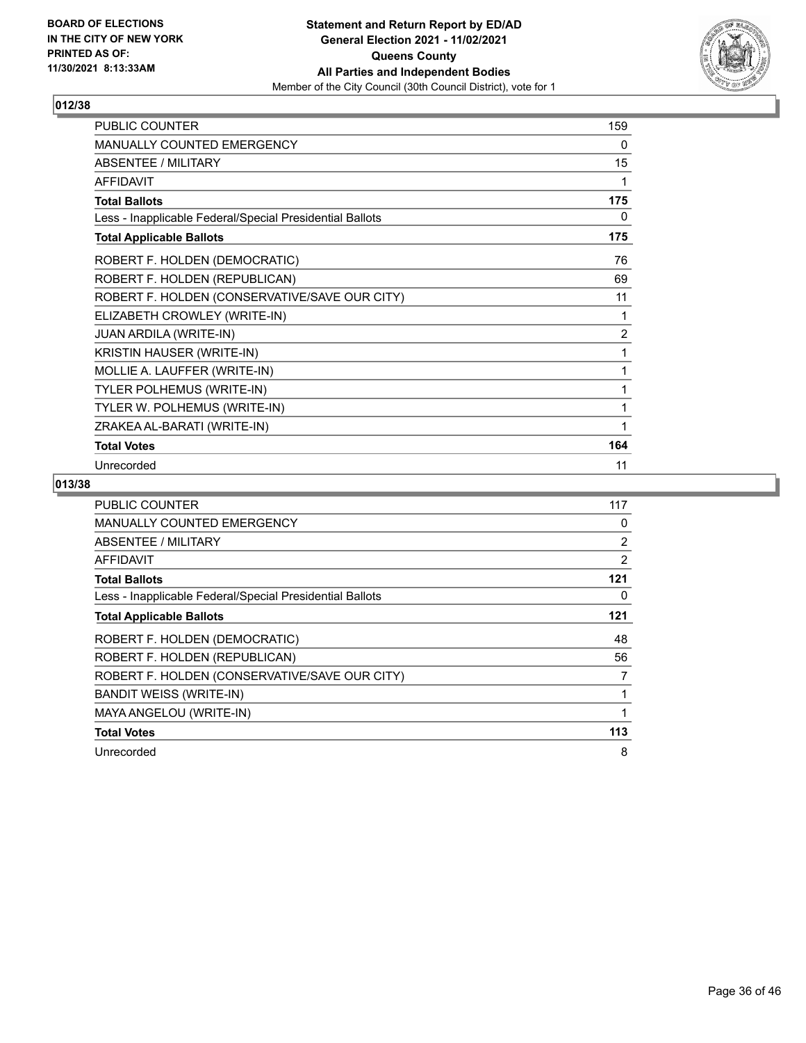BOARD OF ELECTIONS
IN THE CITY OF NEW YORK
PRINTED AS OF:
11/30/2021 8:13:33AM

**Statement and Return Report by ED/AD**
**General Election 2021 - 11/02/2021**
**Queens County**
**All Parties and Independent Bodies**
Member of the City Council (30th Council District), vote for 1

## 012/38

| | |
|---|---|
| PUBLIC COUNTER | 159 |
| MANUALLY COUNTED EMERGENCY | 0 |
| ABSENTEE / MILITARY | 15 |
| AFFIDAVIT | 1 |
| **Total Ballots** | **175** |
| Less - Inapplicable Federal/Special Presidential Ballots | 0 |
| **Total Applicable Ballots** | **175** |
| ROBERT F. HOLDEN (DEMOCRATIC) | 76 |
| ROBERT F. HOLDEN (REPUBLICAN) | 69 |
| ROBERT F. HOLDEN (CONSERVATIVE/SAVE OUR CITY) | 11 |
| ELIZABETH CROWLEY (WRITE-IN) | 1 |
| JUAN ARDILA (WRITE-IN) | 2 |
| KRISTIN HAUSER (WRITE-IN) | 1 |
| MOLLIE A. LAUFFER (WRITE-IN) | 1 |
| TYLER POLHEMUS (WRITE-IN) | 1 |
| TYLER W. POLHEMUS (WRITE-IN) | 1 |
| ZRAKEA AL-BARATI (WRITE-IN) | 1 |
| **Total Votes** | **164** |
| Unrecorded | 11 |

## 013/38

| | |
|---|---|
| PUBLIC COUNTER | 117 |
| MANUALLY COUNTED EMERGENCY | 0 |
| ABSENTEE / MILITARY | 2 |
| AFFIDAVIT | 2 |
| **Total Ballots** | **121** |
| Less - Inapplicable Federal/Special Presidential Ballots | 0 |
| **Total Applicable Ballots** | **121** |
| ROBERT F. HOLDEN (DEMOCRATIC) | 48 |
| ROBERT F. HOLDEN (REPUBLICAN) | 56 |
| ROBERT F. HOLDEN (CONSERVATIVE/SAVE OUR CITY) | 7 |
| BANDIT WEISS (WRITE-IN) | 1 |
| MAYA ANGELOU (WRITE-IN) | 1 |
| **Total Votes** | **113** |
| Unrecorded | 8 |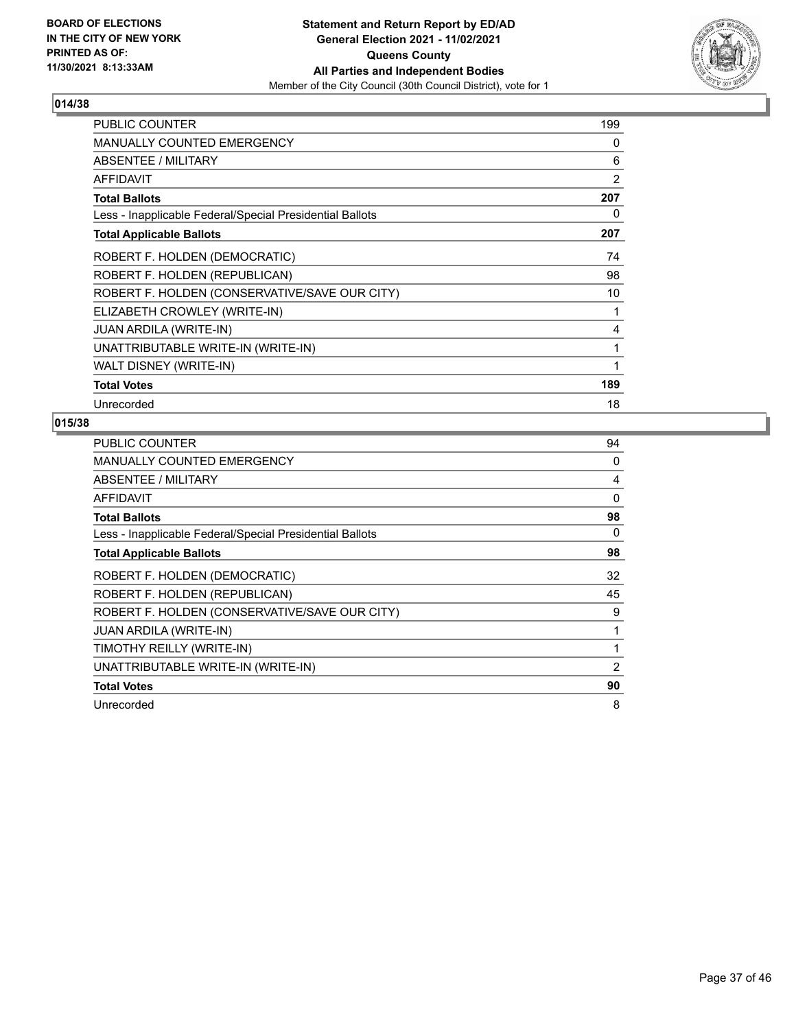**BOARD OF ELECTIONS IN THE CITY OF NEW YORK PRINTED AS OF: 11/30/2021 8:13:33AM**

**Statement and Return Report by ED/AD General Election 2021 - 11/02/2021 Queens County All Parties and Independent Bodies**

Member of the City Council (30th Council District), vote for 1

## 014/38

| | |
|---|---|
| PUBLIC COUNTER | 199 |
| MANUALLY COUNTED EMERGENCY | 0 |
| ABSENTEE / MILITARY | 6 |
| AFFIDAVIT | 2 |
| **Total Ballots** | **207** |
| Less - Inapplicable Federal/Special Presidential Ballots | 0 |
| **Total Applicable Ballots** | **207** |
| ROBERT F. HOLDEN (DEMOCRATIC) | 74 |
| ROBERT F. HOLDEN (REPUBLICAN) | 98 |
| ROBERT F. HOLDEN (CONSERVATIVE/SAVE OUR CITY) | 10 |
| ELIZABETH CROWLEY (WRITE-IN) | 1 |
| JUAN ARDILA (WRITE-IN) | 4 |
| UNATTRIBUTABLE WRITE-IN (WRITE-IN) | 1 |
| WALT DISNEY (WRITE-IN) | 1 |
| **Total Votes** | **189** |
| Unrecorded | 18 |

## 015/38

| | |
|---|---|
| PUBLIC COUNTER | 94 |
| MANUALLY COUNTED EMERGENCY | 0 |
| ABSENTEE / MILITARY | 4 |
| AFFIDAVIT | 0 |
| **Total Ballots** | **98** |
| Less - Inapplicable Federal/Special Presidential Ballots | 0 |
| **Total Applicable Ballots** | **98** |
| ROBERT F. HOLDEN (DEMOCRATIC) | 32 |
| ROBERT F. HOLDEN (REPUBLICAN) | 45 |
| ROBERT F. HOLDEN (CONSERVATIVE/SAVE OUR CITY) | 9 |
| JUAN ARDILA (WRITE-IN) | 1 |
| TIMOTHY REILLY (WRITE-IN) | 1 |
| UNATTRIBUTABLE WRITE-IN (WRITE-IN) | 2 |
| **Total Votes** | **90** |
| Unrecorded | 8 |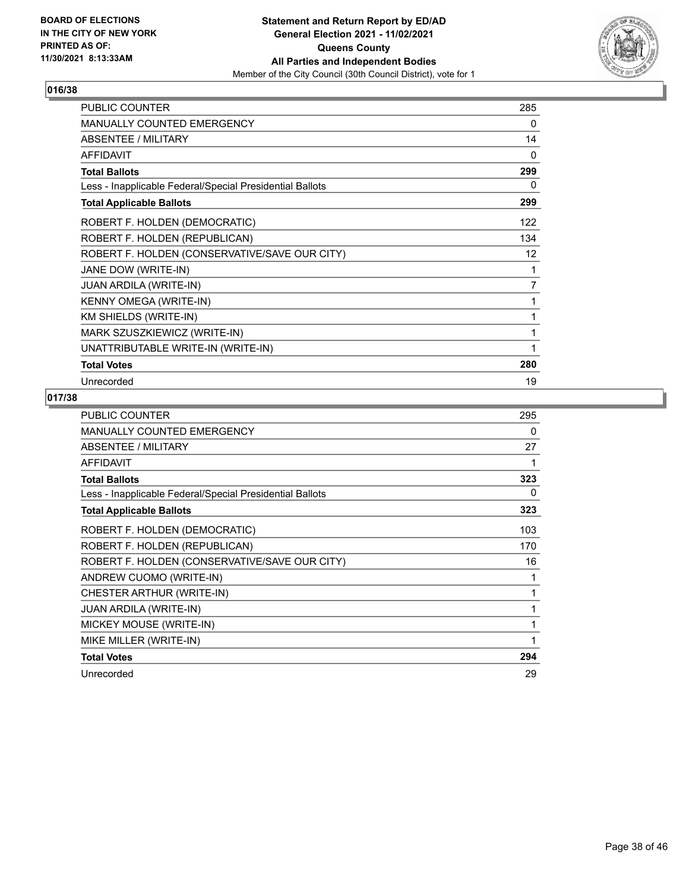BOARD OF ELECTIONS
IN THE CITY OF NEW YORK
PRINTED AS OF:
11/30/2021 8:13:33AM

**Statement and Return Report by ED/AD**
**General Election 2021 - 11/02/2021**
**Queens County**
**All Parties and Independent Bodies**
Member of the City Council (30th Council District), vote for 1

## 016/38

| | |
|---|---|
| PUBLIC COUNTER | 285 |
| MANUALLY COUNTED EMERGENCY | 0 |
| ABSENTEE / MILITARY | 14 |
| AFFIDAVIT | 0 |
| **Total Ballots** | **299** |
| Less - Inapplicable Federal/Special Presidential Ballots | 0 |
| **Total Applicable Ballots** | **299** |
| ROBERT F. HOLDEN (DEMOCRATIC) | 122 |
| ROBERT F. HOLDEN (REPUBLICAN) | 134 |
| ROBERT F. HOLDEN (CONSERVATIVE/SAVE OUR CITY) | 12 |
| JANE DOW (WRITE-IN) | 1 |
| JUAN ARDILA (WRITE-IN) | 7 |
| KENNY OMEGA (WRITE-IN) | 1 |
| KM SHIELDS (WRITE-IN) | 1 |
| MARK SZUSZKIEWICZ (WRITE-IN) | 1 |
| UNATTRIBUTABLE WRITE-IN (WRITE-IN) | 1 |
| **Total Votes** | **280** |
| Unrecorded | 19 |

## 017/38

| | |
|---|---|
| PUBLIC COUNTER | 295 |
| MANUALLY COUNTED EMERGENCY | 0 |
| ABSENTEE / MILITARY | 27 |
| AFFIDAVIT | 1 |
| **Total Ballots** | **323** |
| Less - Inapplicable Federal/Special Presidential Ballots | 0 |
| **Total Applicable Ballots** | **323** |
| ROBERT F. HOLDEN (DEMOCRATIC) | 103 |
| ROBERT F. HOLDEN (REPUBLICAN) | 170 |
| ROBERT F. HOLDEN (CONSERVATIVE/SAVE OUR CITY) | 16 |
| ANDREW CUOMO (WRITE-IN) | 1 |
| CHESTER ARTHUR (WRITE-IN) | 1 |
| JUAN ARDILA (WRITE-IN) | 1 |
| MICKEY MOUSE (WRITE-IN) | 1 |
| MIKE MILLER (WRITE-IN) | 1 |
| **Total Votes** | **294** |
| Unrecorded | 29 |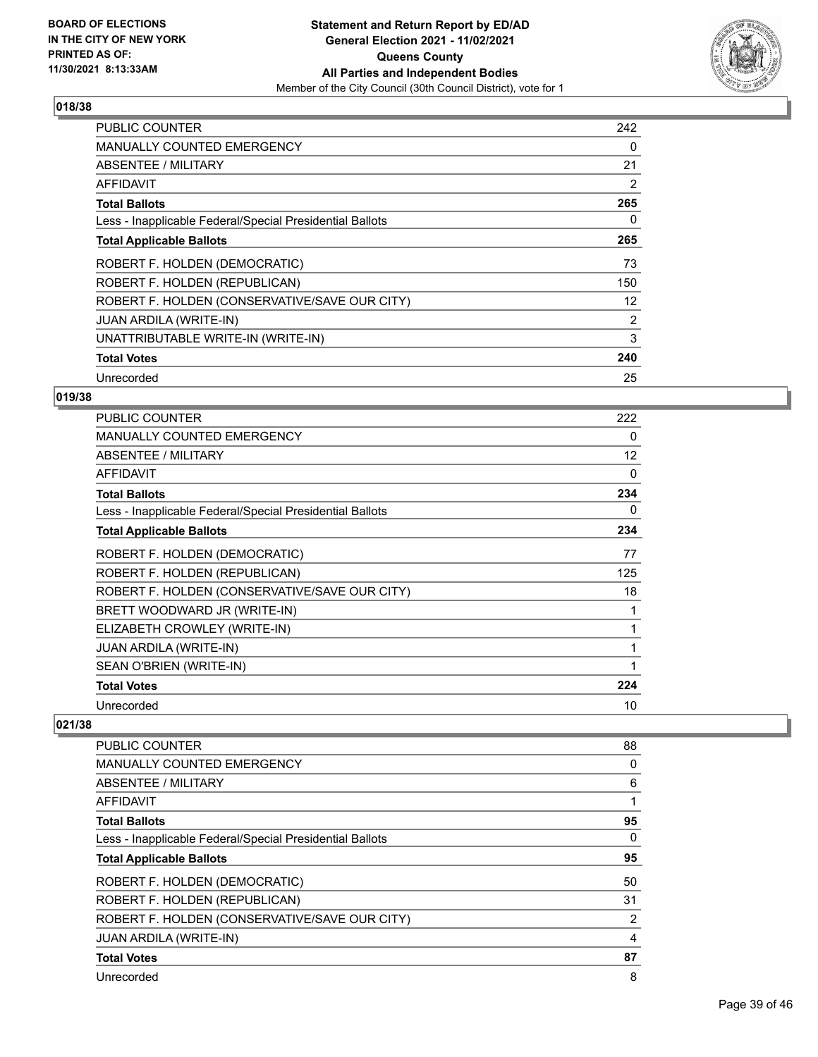**BOARD OF ELECTIONS IN THE CITY OF NEW YORK PRINTED AS OF: 11/30/2021 8:13:33AM**

**Statement and Return Report by ED/AD General Election 2021 - 11/02/2021 Queens County All Parties and Independent Bodies**
Member of the City Council (30th Council District), vote for 1

### 018/38

| | |
|---|---|
| PUBLIC COUNTER | 242 |
| MANUALLY COUNTED EMERGENCY | 0 |
| ABSENTEE / MILITARY | 21 |
| AFFIDAVIT | 2 |
| **Total Ballots** | **265** |
| Less - Inapplicable Federal/Special Presidential Ballots | 0 |
| **Total Applicable Ballots** | **265** |
| ROBERT F. HOLDEN (DEMOCRATIC) | 73 |
| ROBERT F. HOLDEN (REPUBLICAN) | 150 |
| ROBERT F. HOLDEN (CONSERVATIVE/SAVE OUR CITY) | 12 |
| JUAN ARDILA (WRITE-IN) | 2 |
| UNATTRIBUTABLE WRITE-IN (WRITE-IN) | 3 |
| **Total Votes** | **240** |
| Unrecorded | 25 |

### 019/38

| | |
|---|---|
| PUBLIC COUNTER | 222 |
| MANUALLY COUNTED EMERGENCY | 0 |
| ABSENTEE / MILITARY | 12 |
| AFFIDAVIT | 0 |
| **Total Ballots** | **234** |
| Less - Inapplicable Federal/Special Presidential Ballots | 0 |
| **Total Applicable Ballots** | **234** |
| ROBERT F. HOLDEN (DEMOCRATIC) | 77 |
| ROBERT F. HOLDEN (REPUBLICAN) | 125 |
| ROBERT F. HOLDEN (CONSERVATIVE/SAVE OUR CITY) | 18 |
| BRETT WOODWARD JR (WRITE-IN) | 1 |
| ELIZABETH CROWLEY (WRITE-IN) | 1 |
| JUAN ARDILA (WRITE-IN) | 1 |
| SEAN O'BRIEN (WRITE-IN) | 1 |
| **Total Votes** | **224** |
| Unrecorded | 10 |

### 021/38

| | |
|---|---|
| PUBLIC COUNTER | 88 |
| MANUALLY COUNTED EMERGENCY | 0 |
| ABSENTEE / MILITARY | 6 |
| AFFIDAVIT | 1 |
| **Total Ballots** | **95** |
| Less - Inapplicable Federal/Special Presidential Ballots | 0 |
| **Total Applicable Ballots** | **95** |
| ROBERT F. HOLDEN (DEMOCRATIC) | 50 |
| ROBERT F. HOLDEN (REPUBLICAN) | 31 |
| ROBERT F. HOLDEN (CONSERVATIVE/SAVE OUR CITY) | 2 |
| JUAN ARDILA (WRITE-IN) | 4 |
| **Total Votes** | **87** |
| Unrecorded | 8 |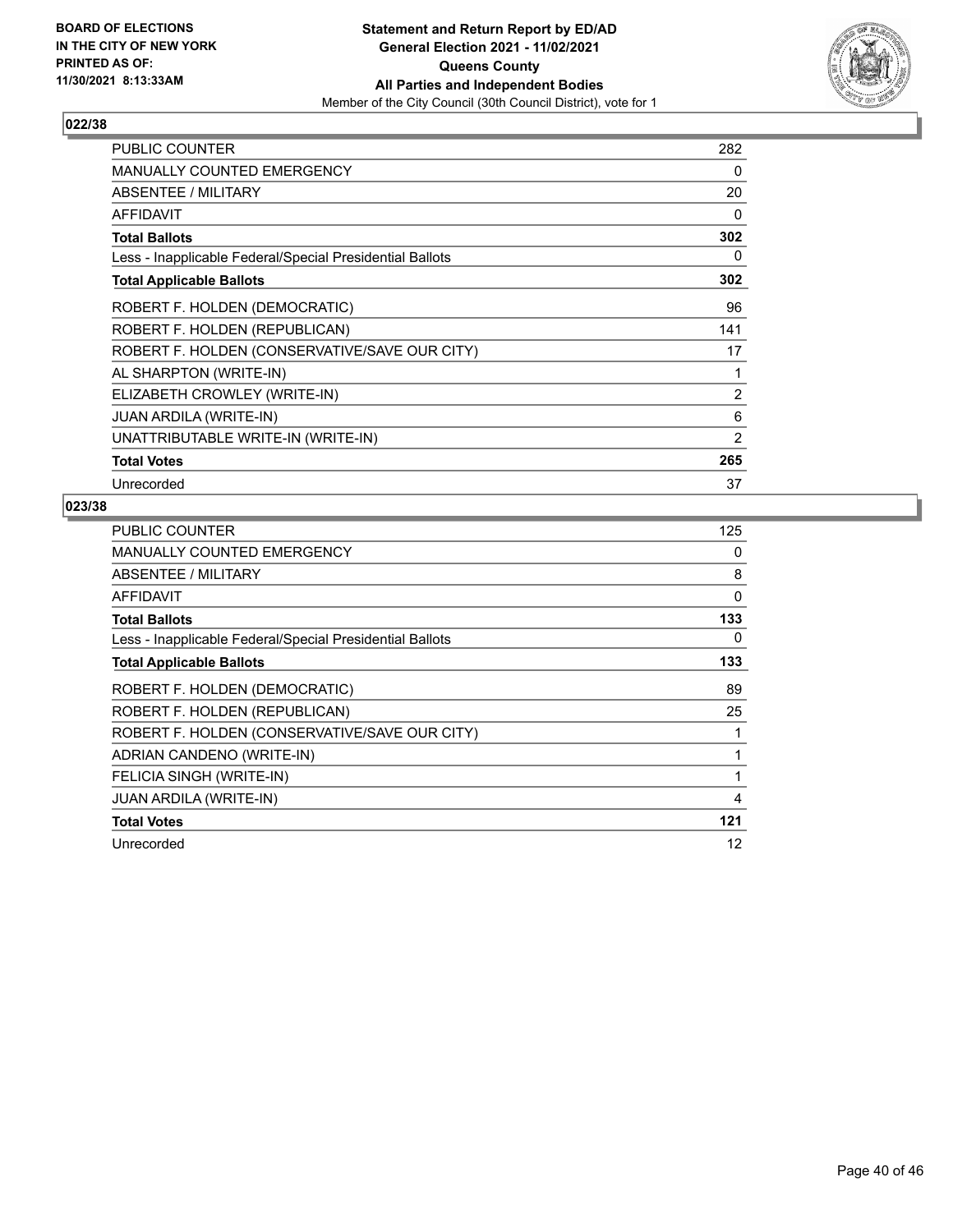**BOARD OF ELECTIONS IN THE CITY OF NEW YORK PRINTED AS OF: 11/30/2021 8:13:33AM**

**Statement and Return Report by ED/AD**
**General Election 2021 - 11/02/2021**
**Queens County**
**All Parties and Independent Bodies**
Member of the City Council (30th Council District), vote for 1

### 022/38

| | |
|---|---|
| PUBLIC COUNTER | 282 |
| MANUALLY COUNTED EMERGENCY | 0 |
| ABSENTEE / MILITARY | 20 |
| AFFIDAVIT | 0 |
| **Total Ballots** | **302** |
| Less - Inapplicable Federal/Special Presidential Ballots | 0 |
| **Total Applicable Ballots** | **302** |
| ROBERT F. HOLDEN (DEMOCRATIC) | 96 |
| ROBERT F. HOLDEN (REPUBLICAN) | 141 |
| ROBERT F. HOLDEN (CONSERVATIVE/SAVE OUR CITY) | 17 |
| AL SHARPTON (WRITE-IN) | 1 |
| ELIZABETH CROWLEY (WRITE-IN) | 2 |
| JUAN ARDILA (WRITE-IN) | 6 |
| UNATTRIBUTABLE WRITE-IN (WRITE-IN) | 2 |
| **Total Votes** | **265** |
| Unrecorded | 37 |

### 023/38

| | |
|---|---|
| PUBLIC COUNTER | 125 |
| MANUALLY COUNTED EMERGENCY | 0 |
| ABSENTEE / MILITARY | 8 |
| AFFIDAVIT | 0 |
| **Total Ballots** | **133** |
| Less - Inapplicable Federal/Special Presidential Ballots | 0 |
| **Total Applicable Ballots** | **133** |
| ROBERT F. HOLDEN (DEMOCRATIC) | 89 |
| ROBERT F. HOLDEN (REPUBLICAN) | 25 |
| ROBERT F. HOLDEN (CONSERVATIVE/SAVE OUR CITY) | 1 |
| ADRIAN CANDENO (WRITE-IN) | 1 |
| FELICIA SINGH (WRITE-IN) | 1 |
| JUAN ARDILA (WRITE-IN) | 4 |
| **Total Votes** | **121** |
| Unrecorded | 12 |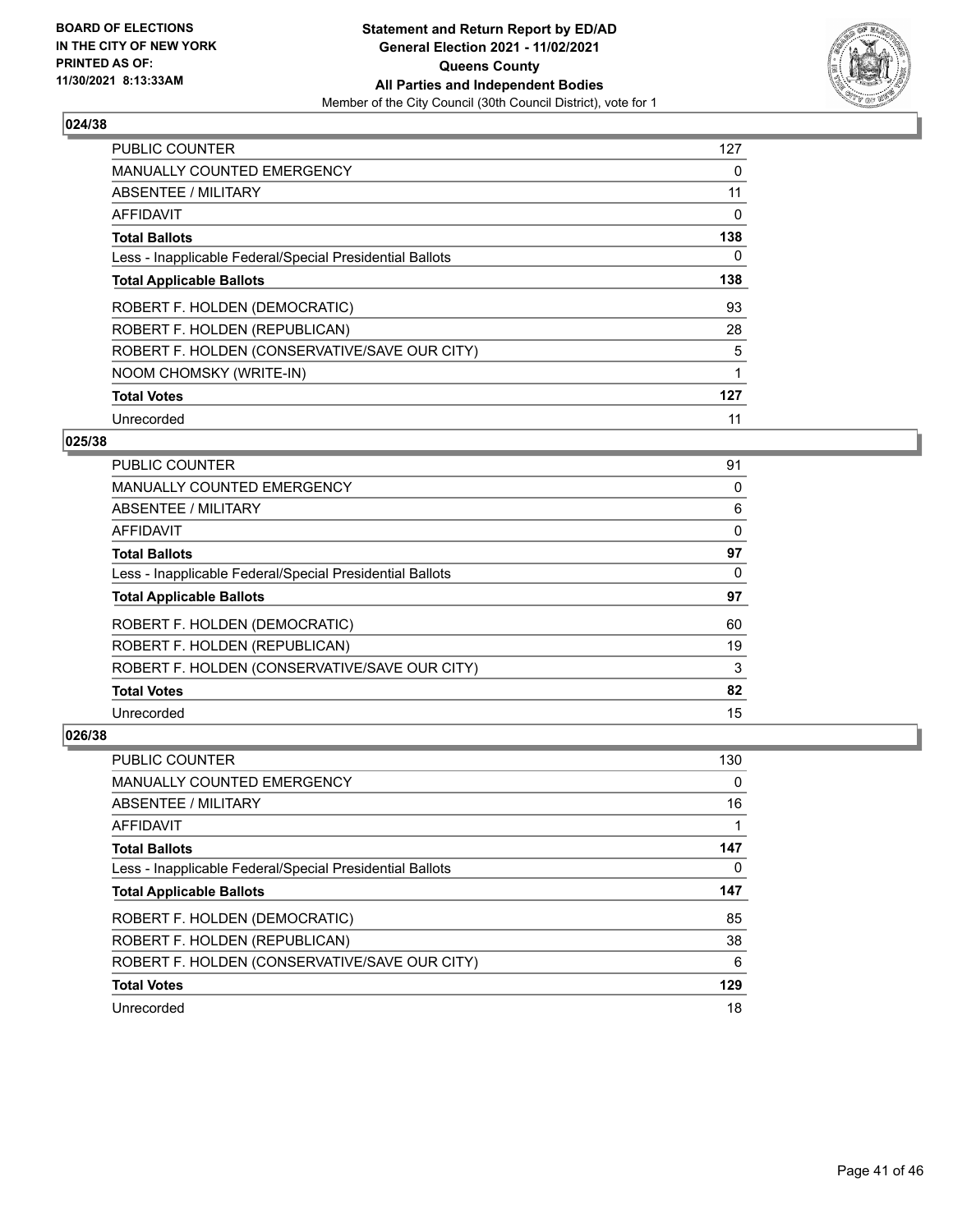**BOARD OF ELECTIONS IN THE CITY OF NEW YORK PRINTED AS OF: 11/30/2021 8:13:33AM**

**Statement and Return Report by ED/AD General Election 2021 - 11/02/2021 Queens County All Parties and Independent Bodies**

Member of the City Council (30th Council District), vote for 1

### 024/38

| | |
|---|---|
| PUBLIC COUNTER | 127 |
| MANUALLY COUNTED EMERGENCY | 0 |
| ABSENTEE / MILITARY | 11 |
| AFFIDAVIT | 0 |
| **Total Ballots** | **138** |
| Less - Inapplicable Federal/Special Presidential Ballots | 0 |
| **Total Applicable Ballots** | **138** |
| ROBERT F. HOLDEN (DEMOCRATIC) | 93 |
| ROBERT F. HOLDEN (REPUBLICAN) | 28 |
| ROBERT F. HOLDEN (CONSERVATIVE/SAVE OUR CITY) | 5 |
| NOOM CHOMSKY (WRITE-IN) | 1 |
| **Total Votes** | **127** |
| Unrecorded | 11 |

### 025/38

| | |
|---|---|
| PUBLIC COUNTER | 91 |
| MANUALLY COUNTED EMERGENCY | 0 |
| ABSENTEE / MILITARY | 6 |
| AFFIDAVIT | 0 |
| **Total Ballots** | **97** |
| Less - Inapplicable Federal/Special Presidential Ballots | 0 |
| **Total Applicable Ballots** | **97** |
| ROBERT F. HOLDEN (DEMOCRATIC) | 60 |
| ROBERT F. HOLDEN (REPUBLICAN) | 19 |
| ROBERT F. HOLDEN (CONSERVATIVE/SAVE OUR CITY) | 3 |
| **Total Votes** | **82** |
| Unrecorded | 15 |

### 026/38

| | |
|---|---|
| PUBLIC COUNTER | 130 |
| MANUALLY COUNTED EMERGENCY | 0 |
| ABSENTEE / MILITARY | 16 |
| AFFIDAVIT | 1 |
| **Total Ballots** | **147** |
| Less - Inapplicable Federal/Special Presidential Ballots | 0 |
| **Total Applicable Ballots** | **147** |
| ROBERT F. HOLDEN (DEMOCRATIC) | 85 |
| ROBERT F. HOLDEN (REPUBLICAN) | 38 |
| ROBERT F. HOLDEN (CONSERVATIVE/SAVE OUR CITY) | 6 |
| **Total Votes** | **129** |
| Unrecorded | 18 |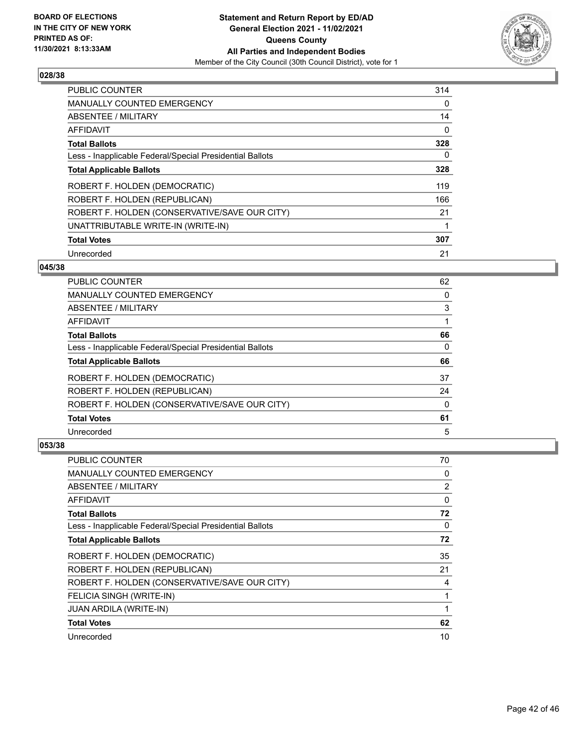### 028/38

| | |
|---|---|
| PUBLIC COUNTER | 314 |
| MANUALLY COUNTED EMERGENCY | 0 |
| ABSENTEE / MILITARY | 14 |
| AFFIDAVIT | 0 |
| **Total Ballots** | **328** |
| Less - Inapplicable Federal/Special Presidential Ballots | 0 |
| **Total Applicable Ballots** | **328** |
| ROBERT F. HOLDEN (DEMOCRATIC) | 119 |
| ROBERT F. HOLDEN (REPUBLICAN) | 166 |
| ROBERT F. HOLDEN (CONSERVATIVE/SAVE OUR CITY) | 21 |
| UNATTRIBUTABLE WRITE-IN (WRITE-IN) | 1 |
| **Total Votes** | **307** |
| Unrecorded | 21 |

### 045/38

| | |
|---|---|
| PUBLIC COUNTER | 62 |
| MANUALLY COUNTED EMERGENCY | 0 |
| ABSENTEE / MILITARY | 3 |
| AFFIDAVIT | 1 |
| **Total Ballots** | **66** |
| Less - Inapplicable Federal/Special Presidential Ballots | 0 |
| **Total Applicable Ballots** | **66** |
| ROBERT F. HOLDEN (DEMOCRATIC) | 37 |
| ROBERT F. HOLDEN (REPUBLICAN) | 24 |
| ROBERT F. HOLDEN (CONSERVATIVE/SAVE OUR CITY) | 0 |
| **Total Votes** | **61** |
| Unrecorded | 5 |

### 053/38

| | |
|---|---|
| PUBLIC COUNTER | 70 |
| MANUALLY COUNTED EMERGENCY | 0 |
| ABSENTEE / MILITARY | 2 |
| AFFIDAVIT | 0 |
| **Total Ballots** | **72** |
| Less - Inapplicable Federal/Special Presidential Ballots | 0 |
| **Total Applicable Ballots** | **72** |
| ROBERT F. HOLDEN (DEMOCRATIC) | 35 |
| ROBERT F. HOLDEN (REPUBLICAN) | 21 |
| ROBERT F. HOLDEN (CONSERVATIVE/SAVE OUR CITY) | 4 |
| FELICIA SINGH (WRITE-IN) | 1 |
| JUAN ARDILA (WRITE-IN) | 1 |
| **Total Votes** | **62** |
| Unrecorded | 10 |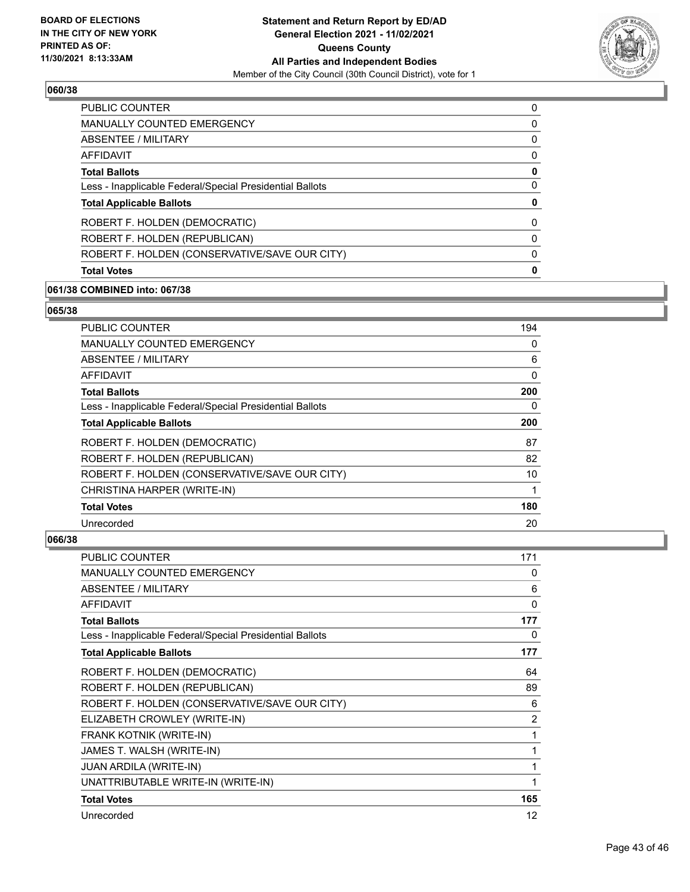**BOARD OF ELECTIONS IN THE CITY OF NEW YORK PRINTED AS OF: 11/30/2021 8:13:33AM**

**Statement and Return Report by ED/AD General Election 2021 - 11/02/2021 Queens County All Parties and Independent Bodies**

Member of the City Council (30th Council District), vote for 1

### 060/38

| | |
|---|---|
| PUBLIC COUNTER | 0 |
| MANUALLY COUNTED EMERGENCY | 0 |
| ABSENTEE / MILITARY | 0 |
| AFFIDAVIT | 0 |
| **Total Ballots** | **0** |
| Less - Inapplicable Federal/Special Presidential Ballots | 0 |
| **Total Applicable Ballots** | **0** |
| ROBERT F. HOLDEN (DEMOCRATIC) | 0 |
| ROBERT F. HOLDEN (REPUBLICAN) | 0 |
| ROBERT F. HOLDEN (CONSERVATIVE/SAVE OUR CITY) | 0 |
| **Total Votes** | **0** |

### 061/38 COMBINED into: 067/38

### 065/38

| | |
|---|---|
| PUBLIC COUNTER | 194 |
| MANUALLY COUNTED EMERGENCY | 0 |
| ABSENTEE / MILITARY | 6 |
| AFFIDAVIT | 0 |
| **Total Ballots** | **200** |
| Less - Inapplicable Federal/Special Presidential Ballots | 0 |
| **Total Applicable Ballots** | **200** |
| ROBERT F. HOLDEN (DEMOCRATIC) | 87 |
| ROBERT F. HOLDEN (REPUBLICAN) | 82 |
| ROBERT F. HOLDEN (CONSERVATIVE/SAVE OUR CITY) | 10 |
| CHRISTINA HARPER (WRITE-IN) | 1 |
| **Total Votes** | **180** |
| Unrecorded | 20 |

### 066/38

| | |
|---|---|
| PUBLIC COUNTER | 171 |
| MANUALLY COUNTED EMERGENCY | 0 |
| ABSENTEE / MILITARY | 6 |
| AFFIDAVIT | 0 |
| **Total Ballots** | **177** |
| Less - Inapplicable Federal/Special Presidential Ballots | 0 |
| **Total Applicable Ballots** | **177** |
| ROBERT F. HOLDEN (DEMOCRATIC) | 64 |
| ROBERT F. HOLDEN (REPUBLICAN) | 89 |
| ROBERT F. HOLDEN (CONSERVATIVE/SAVE OUR CITY) | 6 |
| ELIZABETH CROWLEY (WRITE-IN) | 2 |
| FRANK KOTNIK (WRITE-IN) | 1 |
| JAMES T. WALSH (WRITE-IN) | 1 |
| JUAN ARDILA (WRITE-IN) | 1 |
| UNATTRIBUTABLE WRITE-IN (WRITE-IN) | 1 |
| **Total Votes** | **165** |
| Unrecorded | 12 |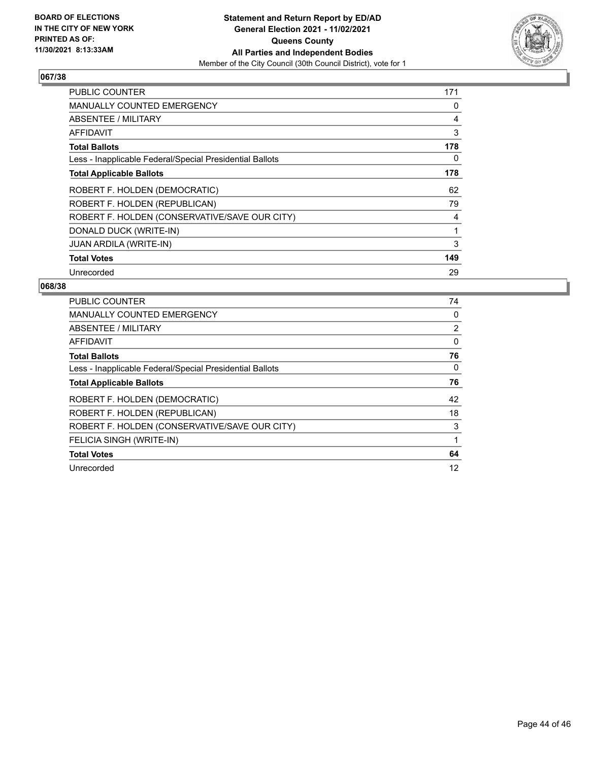**Statement and Return Report by ED/AD**
**General Election 2021 - 11/02/2021**
**Queens County**
**All Parties and Independent Bodies**
Member of the City Council (30th Council District), vote for 1

BOARD OF ELECTIONS IN THE CITY OF NEW YORK
PRINTED AS OF: 11/30/2021 8:13:33AM

## 067/38

| | |
|---|---|
| PUBLIC COUNTER | 171 |
| MANUALLY COUNTED EMERGENCY | 0 |
| ABSENTEE / MILITARY | 4 |
| AFFIDAVIT | 3 |
| **Total Ballots** | **178** |
| Less - Inapplicable Federal/Special Presidential Ballots | 0 |
| **Total Applicable Ballots** | **178** |
| ROBERT F. HOLDEN (DEMOCRATIC) | 62 |
| ROBERT F. HOLDEN (REPUBLICAN) | 79 |
| ROBERT F. HOLDEN (CONSERVATIVE/SAVE OUR CITY) | 4 |
| DONALD DUCK (WRITE-IN) | 1 |
| JUAN ARDILA (WRITE-IN) | 3 |
| **Total Votes** | **149** |
| Unrecorded | 29 |

## 068/38

| | |
|---|---|
| PUBLIC COUNTER | 74 |
| MANUALLY COUNTED EMERGENCY | 0 |
| ABSENTEE / MILITARY | 2 |
| AFFIDAVIT | 0 |
| **Total Ballots** | **76** |
| Less - Inapplicable Federal/Special Presidential Ballots | 0 |
| **Total Applicable Ballots** | **76** |
| ROBERT F. HOLDEN (DEMOCRATIC) | 42 |
| ROBERT F. HOLDEN (REPUBLICAN) | 18 |
| ROBERT F. HOLDEN (CONSERVATIVE/SAVE OUR CITY) | 3 |
| FELICIA SINGH (WRITE-IN) | 1 |
| **Total Votes** | **64** |
| Unrecorded | 12 |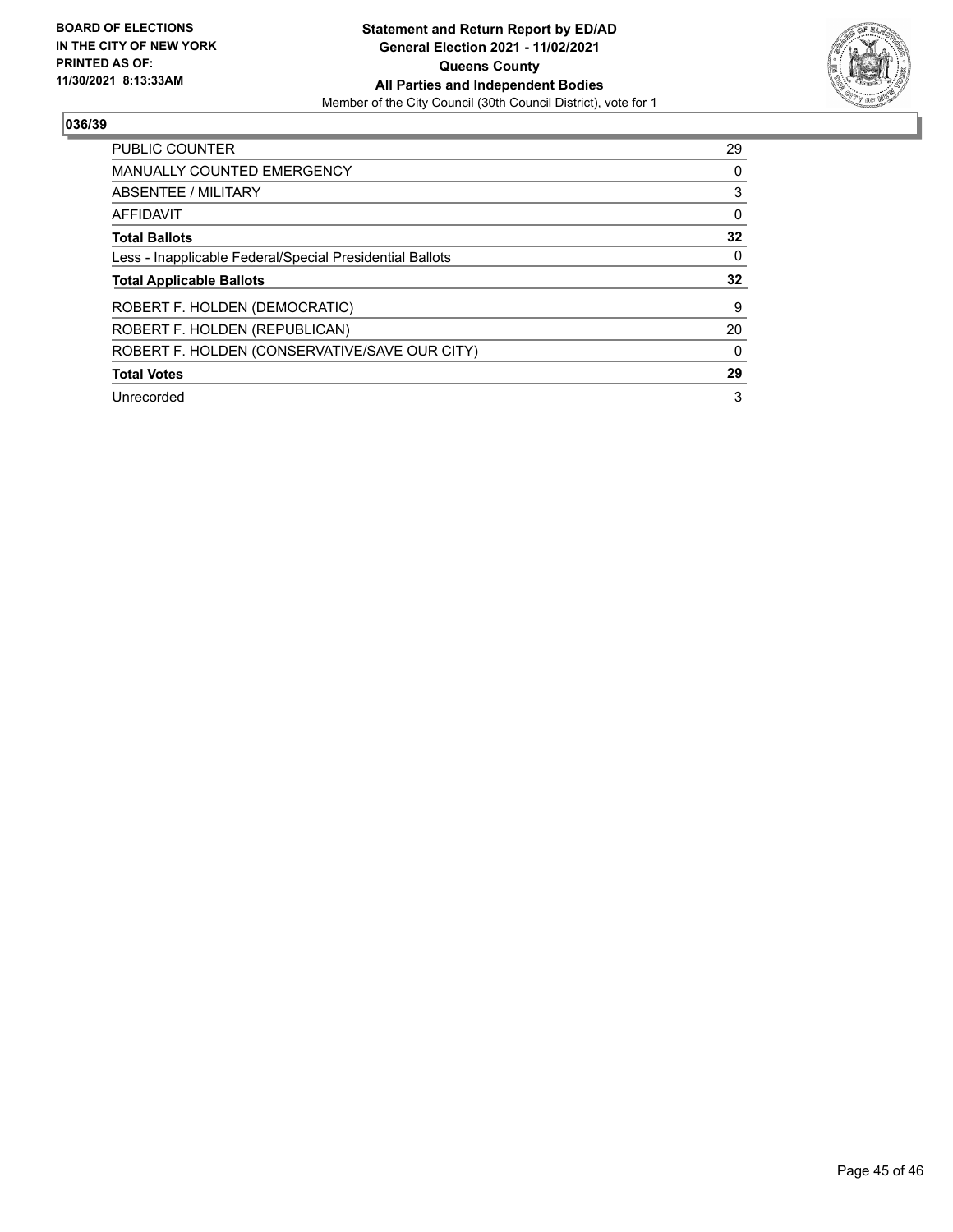**BOARD OF ELECTIONS IN THE CITY OF NEW YORK PRINTED AS OF: 11/30/2021 8:13:33AM**

**Statement and Return Report by ED/AD General Election 2021 - 11/02/2021 Queens County All Parties and Independent Bodies**

Member of the City Council (30th Council District), vote for 1

## 036/39

| | |
|---|---|
| PUBLIC COUNTER | 29 |
| MANUALLY COUNTED EMERGENCY | 0 |
| ABSENTEE / MILITARY | 3 |
| AFFIDAVIT | 0 |
| **Total Ballots** | **32** |
| Less - Inapplicable Federal/Special Presidential Ballots | 0 |
| **Total Applicable Ballots** | **32** |
| ROBERT F. HOLDEN (DEMOCRATIC) | 9 |
| ROBERT F. HOLDEN (REPUBLICAN) | 20 |
| ROBERT F. HOLDEN (CONSERVATIVE/SAVE OUR CITY) | 0 |
| **Total Votes** | **29** |
| Unrecorded | 3 |